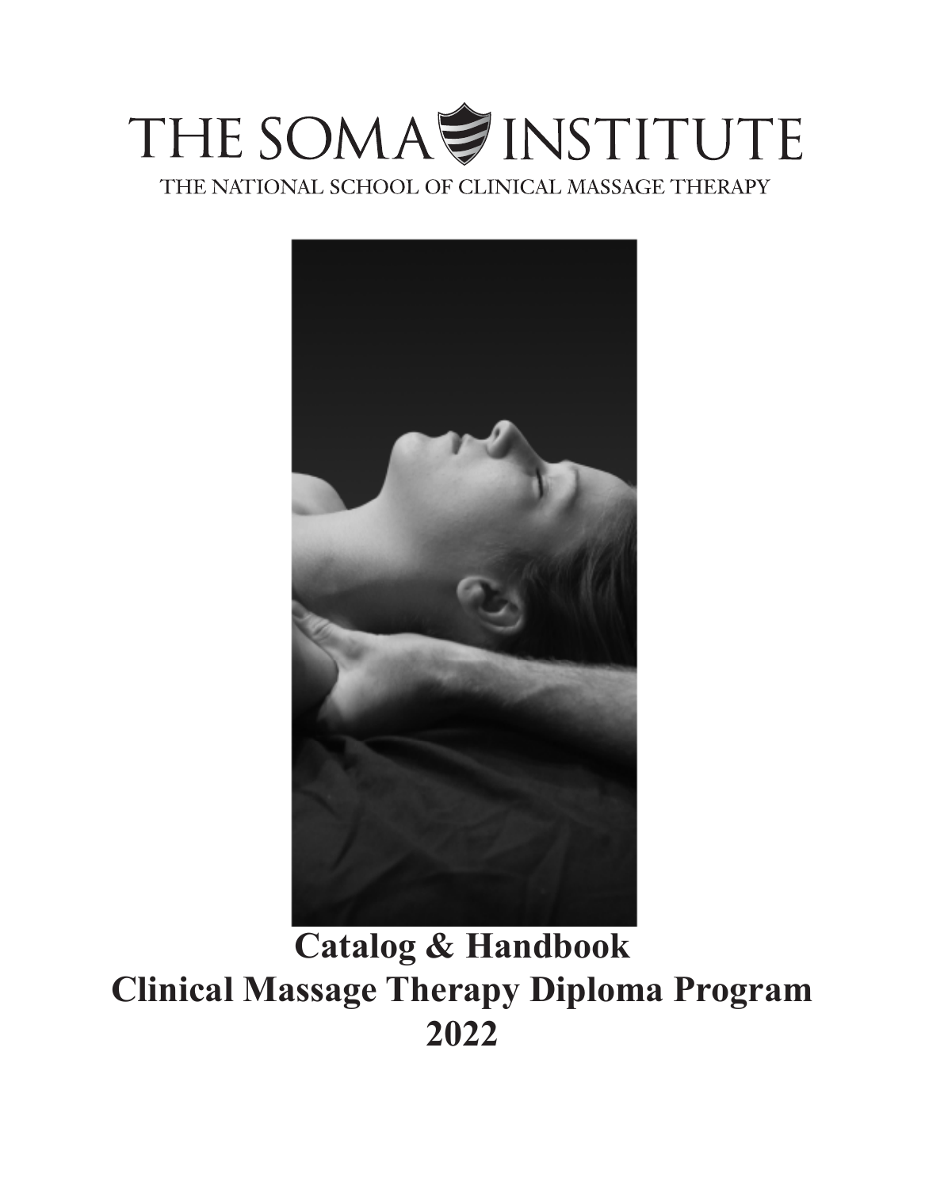# THE SOMA INSTITUTE

THE NATIONAL SCHOOL OF CLINICAL MASSAGE THERAPY

## Catalog & Handbook
## Clinical Massage Therapy Diploma Program
## 2022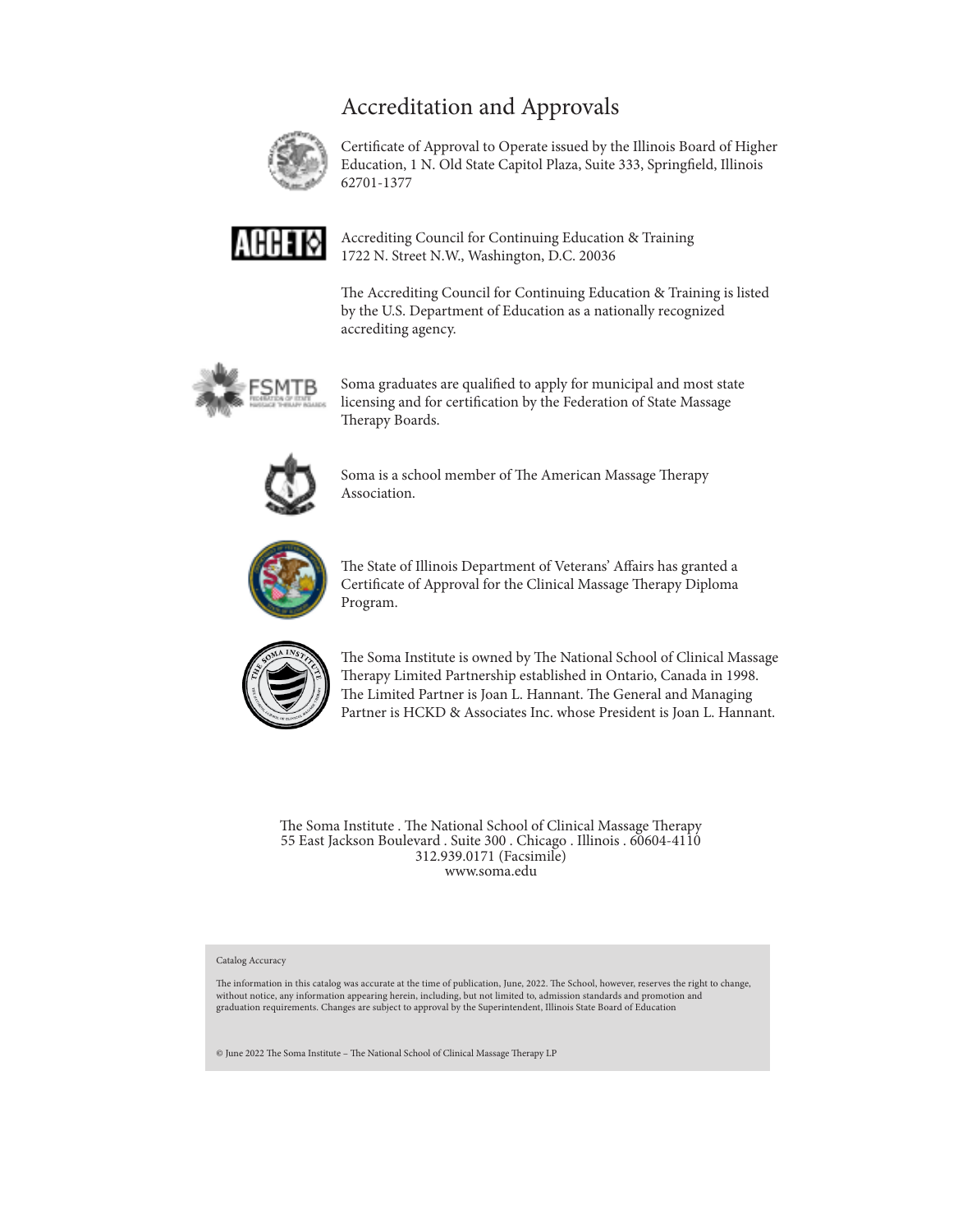# Accreditation and Approvals

Certificate of Approval to Operate issued by the Illinois Board of Higher Education, 1 N. Old State Capitol Plaza, Suite 333, Springfield, Illinois 62701-1377

Accrediting Council for Continuing Education & Training
1722 N. Street N.W., Washington, D.C. 20036

The Accrediting Council for Continuing Education & Training is listed by the U.S. Department of Education as a nationally recognized accrediting agency.

Soma graduates are qualified to apply for municipal and most state licensing and for certification by the Federation of State Massage Therapy Boards.

Soma is a school member of The American Massage Therapy Association.

The State of Illinois Department of Veterans' Affairs has granted a Certificate of Approval for the Clinical Massage Therapy Diploma Program.

The Soma Institute is owned by The National School of Clinical Massage Therapy Limited Partnership established in Ontario, Canada in 1998. The Limited Partner is Joan L. Hannant. The General and Managing Partner is HCKD & Associates Inc. whose President is Joan L. Hannant.

The Soma Institute . The National School of Clinical Massage Therapy
55 East Jackson Boulevard . Suite 300 . Chicago . Illinois . 60604-4110
312.939.0171 (Facsimile)
www.soma.edu

Catalog Accuracy

The information in this catalog was accurate at the time of publication, June, 2022. The School, however, reserves the right to change, without notice, any information appearing herein, including, but not limited to, admission standards and promotion and graduation requirements. Changes are subject to approval by the Superintendent, Illinois State Board of Education

© June 2022 The Soma Institute – The National School of Clinical Massage Therapy LP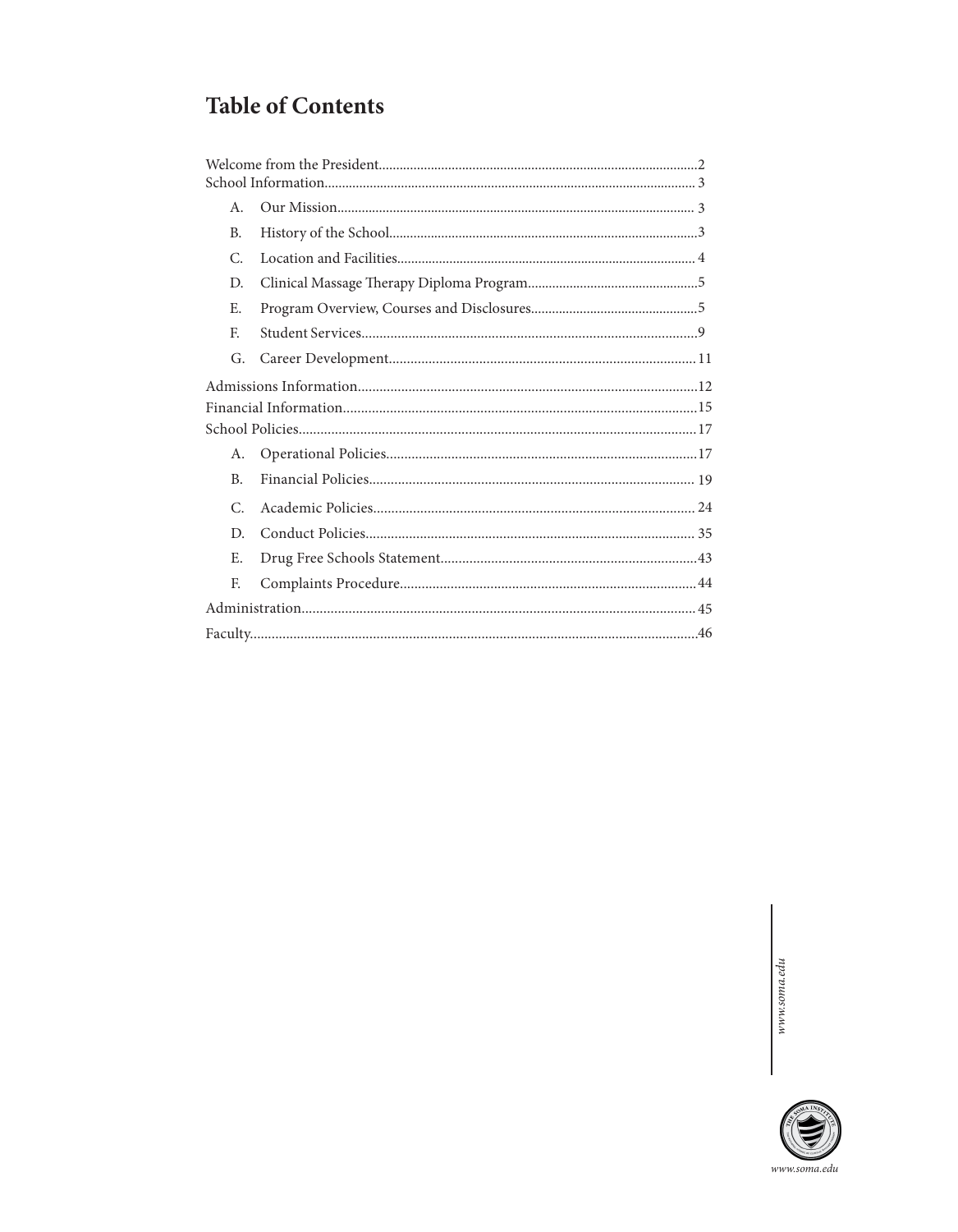# Table of Contents

- Welcome from the President....................2
- School Information....................3
  - A. Our Mission....................3
  - B. History of the School....................3
  - C. Location and Facilities....................4
  - D. Clinical Massage Therapy Diploma Program....................5
  - E. Program Overview, Courses and Disclosures....................5
  - F. Student Services....................9
  - G. Career Development....................11
- Admissions Information....................12
- Financial Information....................15
- School Policies....................17
  - A. Operational Policies....................17
  - B. Financial Policies....................19
  - C. Academic Policies....................24
  - D. Conduct Policies....................35
  - E. Drug Free Schools Statement....................43
  - F. Complaints Procedure....................44
- Administration....................45
- Faculty....................46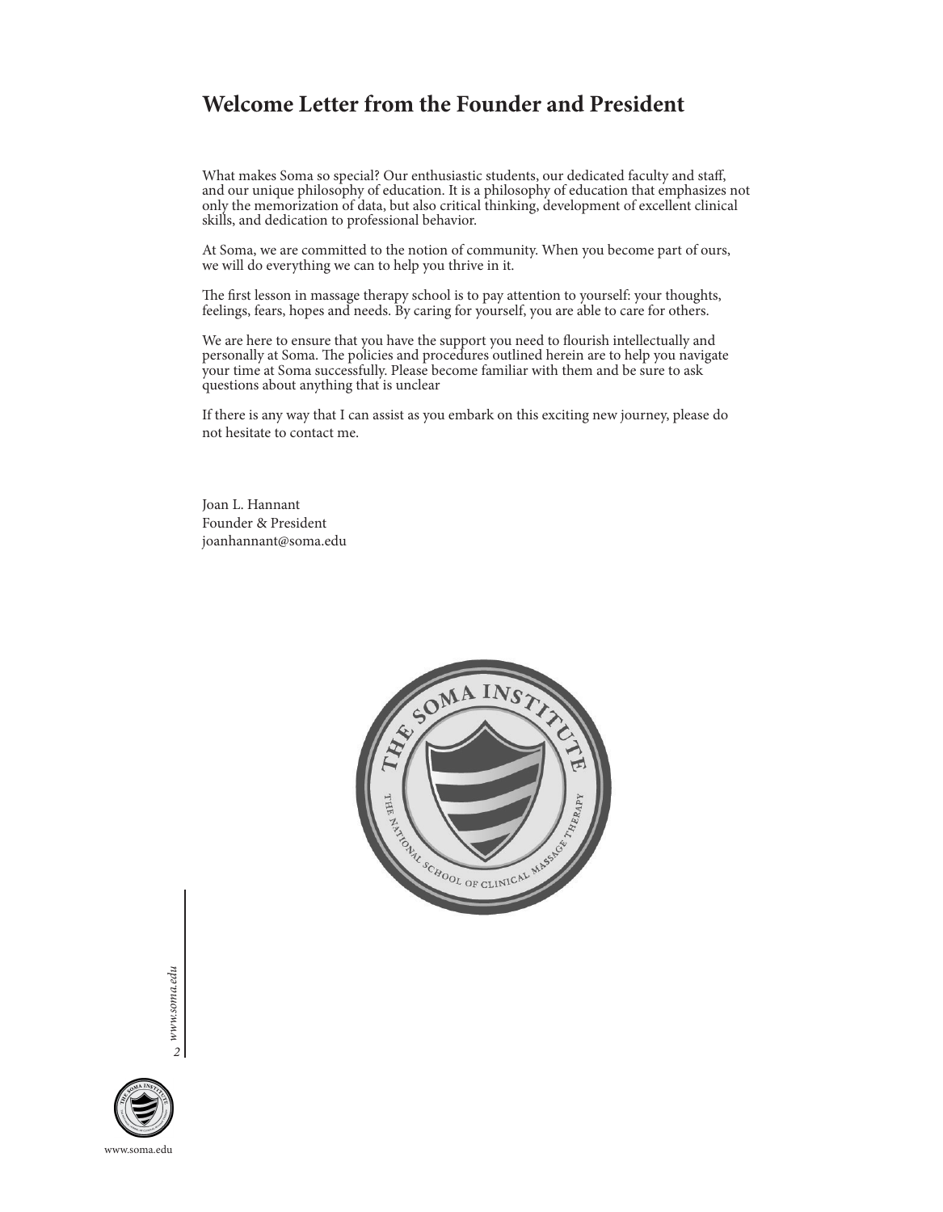## Welcome Letter from the Founder and President

What makes Soma so special? Our enthusiastic students, our dedicated faculty and staff, and our unique philosophy of education. It is a philosophy of education that emphasizes not only the memorization of data, but also critical thinking, development of excellent clinical skills, and dedication to professional behavior.

At Soma, we are committed to the notion of community. When you become part of ours, we will do everything we can to help you thrive in it.

The first lesson in massage therapy school is to pay attention to yourself: your thoughts, feelings, fears, hopes and needs. By caring for yourself, you are able to care for others.

We are here to ensure that you have the support you need to flourish intellectually and personally at Soma. The policies and procedures outlined herein are to help you navigate your time at Soma successfully. Please become familiar with them and be sure to ask questions about anything that is unclear

If there is any way that I can assist as you embark on this exciting new journey, please do not hesitate to contact me.

Joan L. Hannant  
Founder & President  
joanhannant@soma.edu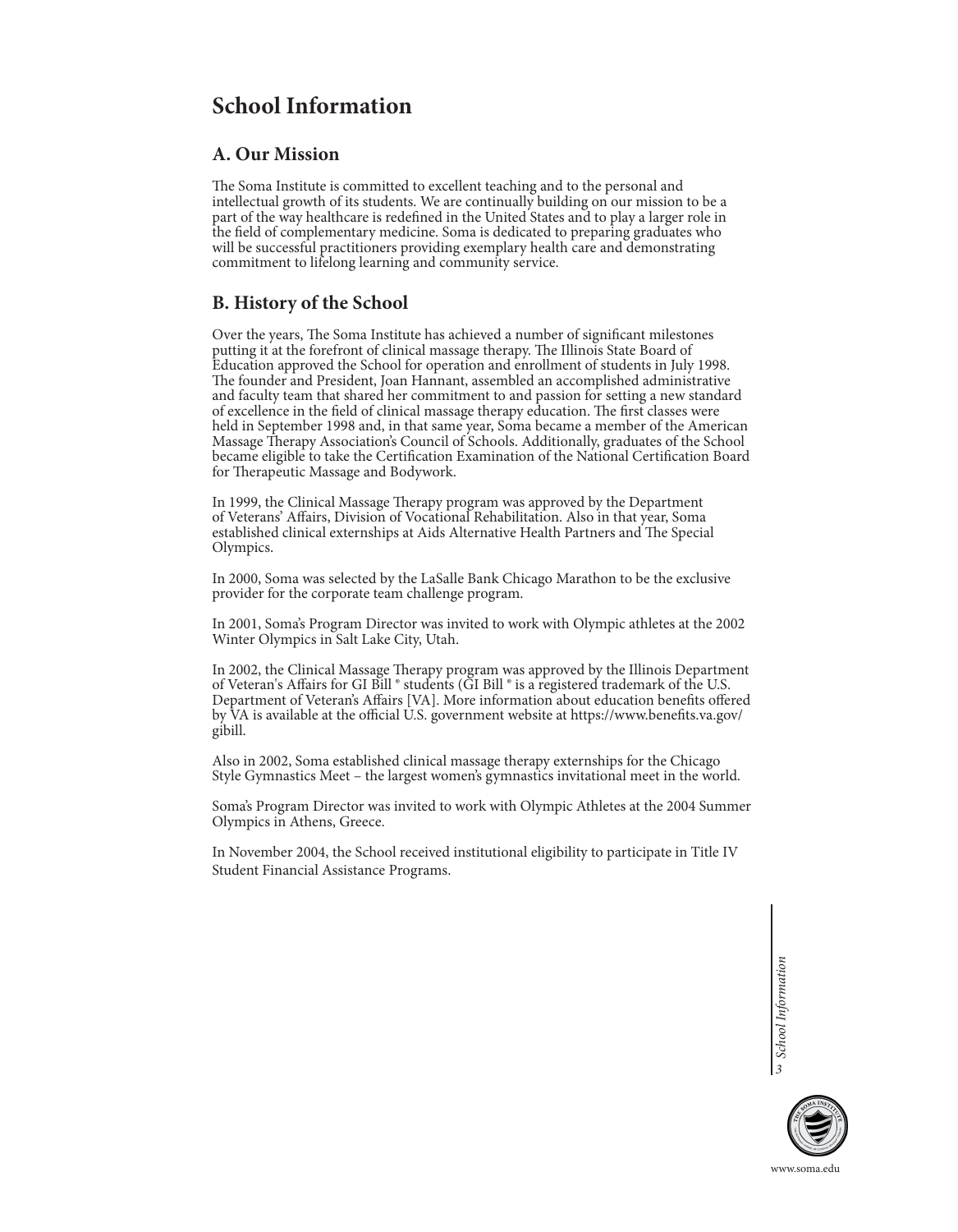# School Information

## A. Our Mission

The Soma Institute is committed to excellent teaching and to the personal and intellectual growth of its students. We are continually building on our mission to be a part of the way healthcare is redefined in the United States and to play a larger role in the field of complementary medicine. Soma is dedicated to preparing graduates who will be successful practitioners providing exemplary health care and demonstrating commitment to lifelong learning and community service.

## B. History of the School

Over the years, The Soma Institute has achieved a number of significant milestones putting it at the forefront of clinical massage therapy. The Illinois State Board of Education approved the School for operation and enrollment of students in July 1998. The founder and President, Joan Hannant, assembled an accomplished administrative and faculty team that shared her commitment to and passion for setting a new standard of excellence in the field of clinical massage therapy education. The first classes were held in September 1998 and, in that same year, Soma became a member of the American Massage Therapy Association's Council of Schools. Additionally, graduates of the School became eligible to take the Certification Examination of the National Certification Board for Therapeutic Massage and Bodywork.

In 1999, the Clinical Massage Therapy program was approved by the Department of Veterans' Affairs, Division of Vocational Rehabilitation. Also in that year, Soma established clinical externships at Aids Alternative Health Partners and The Special Olympics.

In 2000, Soma was selected by the LaSalle Bank Chicago Marathon to be the exclusive provider for the corporate team challenge program.

In 2001, Soma's Program Director was invited to work with Olympic athletes at the 2002 Winter Olympics in Salt Lake City, Utah.

In 2002, the Clinical Massage Therapy program was approved by the Illinois Department of Veteran's Affairs for GI Bill ® students (GI Bill ® is a registered trademark of the U.S. Department of Veteran's Affairs [VA]. More information about education benefits offered by VA is available at the official U.S. government website at https://www.benefits.va.gov/gibill.

Also in 2002, Soma established clinical massage therapy externships for the Chicago Style Gymnastics Meet – the largest women's gymnastics invitational meet in the world.

Soma's Program Director was invited to work with Olympic Athletes at the 2004 Summer Olympics in Athens, Greece.

In November 2004, the School received institutional eligibility to participate in Title IV Student Financial Assistance Programs.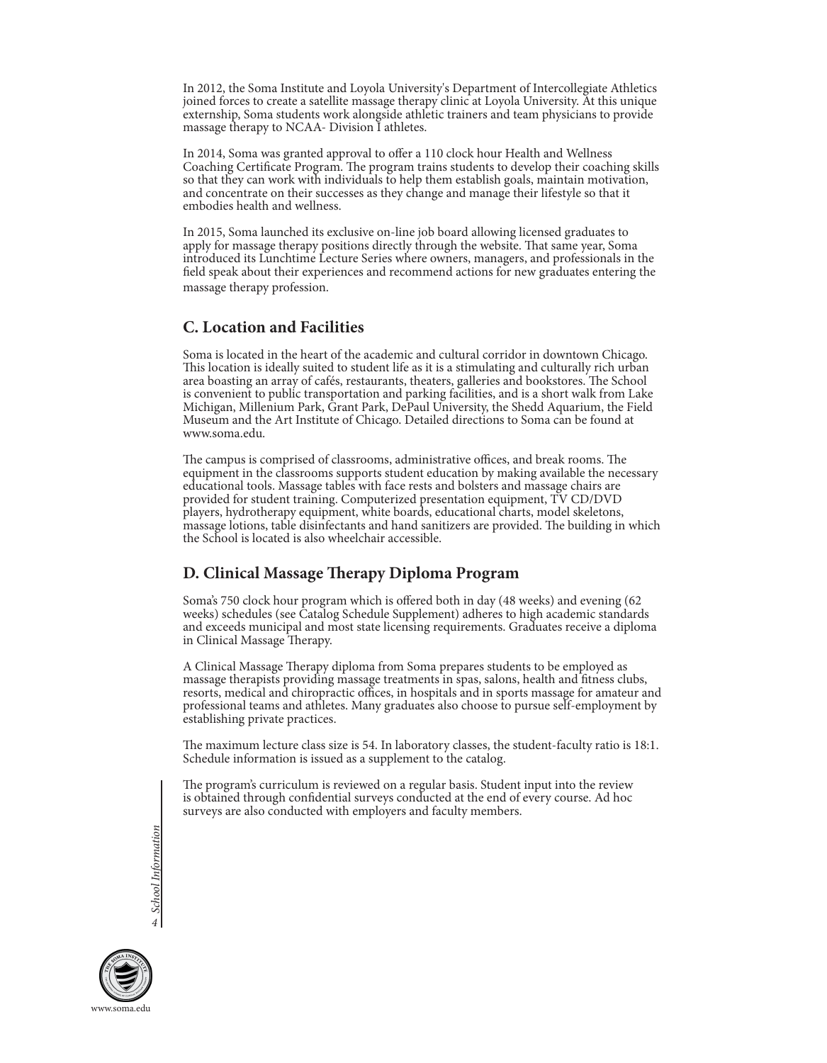In 2012, the Soma Institute and Loyola University's Department of Intercollegiate Athletics joined forces to create a satellite massage therapy clinic at Loyola University. At this unique externship, Soma students work alongside athletic trainers and team physicians to provide massage therapy to NCAA- Division I athletes.

In 2014, Soma was granted approval to offer a 110 clock hour Health and Wellness Coaching Certificate Program. The program trains students to develop their coaching skills so that they can work with individuals to help them establish goals, maintain motivation, and concentrate on their successes as they change and manage their lifestyle so that it embodies health and wellness.

In 2015, Soma launched its exclusive on-line job board allowing licensed graduates to apply for massage therapy positions directly through the website. That same year, Soma introduced its Lunchtime Lecture Series where owners, managers, and professionals in the field speak about their experiences and recommend actions for new graduates entering the massage therapy profession.

## C. Location and Facilities

Soma is located in the heart of the academic and cultural corridor in downtown Chicago. This location is ideally suited to student life as it is a stimulating and culturally rich urban area boasting an array of cafés, restaurants, theaters, galleries and bookstores. The School is convenient to public transportation and parking facilities, and is a short walk from Lake Michigan, Millenium Park, Grant Park, DePaul University, the Shedd Aquarium, the Field Museum and the Art Institute of Chicago. Detailed directions to Soma can be found at www.soma.edu.

The campus is comprised of classrooms, administrative offices, and break rooms. The equipment in the classrooms supports student education by making available the necessary educational tools. Massage tables with face rests and bolsters and massage chairs are provided for student training. Computerized presentation equipment, TV CD/DVD players, hydrotherapy equipment, white boards, educational charts, model skeletons, massage lotions, table disinfectants and hand sanitizers are provided. The building in which the School is located is also wheelchair accessible.

## D. Clinical Massage Therapy Diploma Program

Soma's 750 clock hour program which is offered both in day (48 weeks) and evening (62 weeks) schedules (see Catalog Schedule Supplement) adheres to high academic standards and exceeds municipal and most state licensing requirements. Graduates receive a diploma in Clinical Massage Therapy.

A Clinical Massage Therapy diploma from Soma prepares students to be employed as massage therapists providing massage treatments in spas, salons, health and fitness clubs, resorts, medical and chiropractic offices, in hospitals and in sports massage for amateur and professional teams and athletes. Many graduates also choose to pursue self-employment by establishing private practices.

The maximum lecture class size is 54. In laboratory classes, the student-faculty ratio is 18:1. Schedule information is issued as a supplement to the catalog.

The program's curriculum is reviewed on a regular basis. Student input into the review is obtained through confidential surveys conducted at the end of every course. Ad hoc surveys are also conducted with employers and faculty members.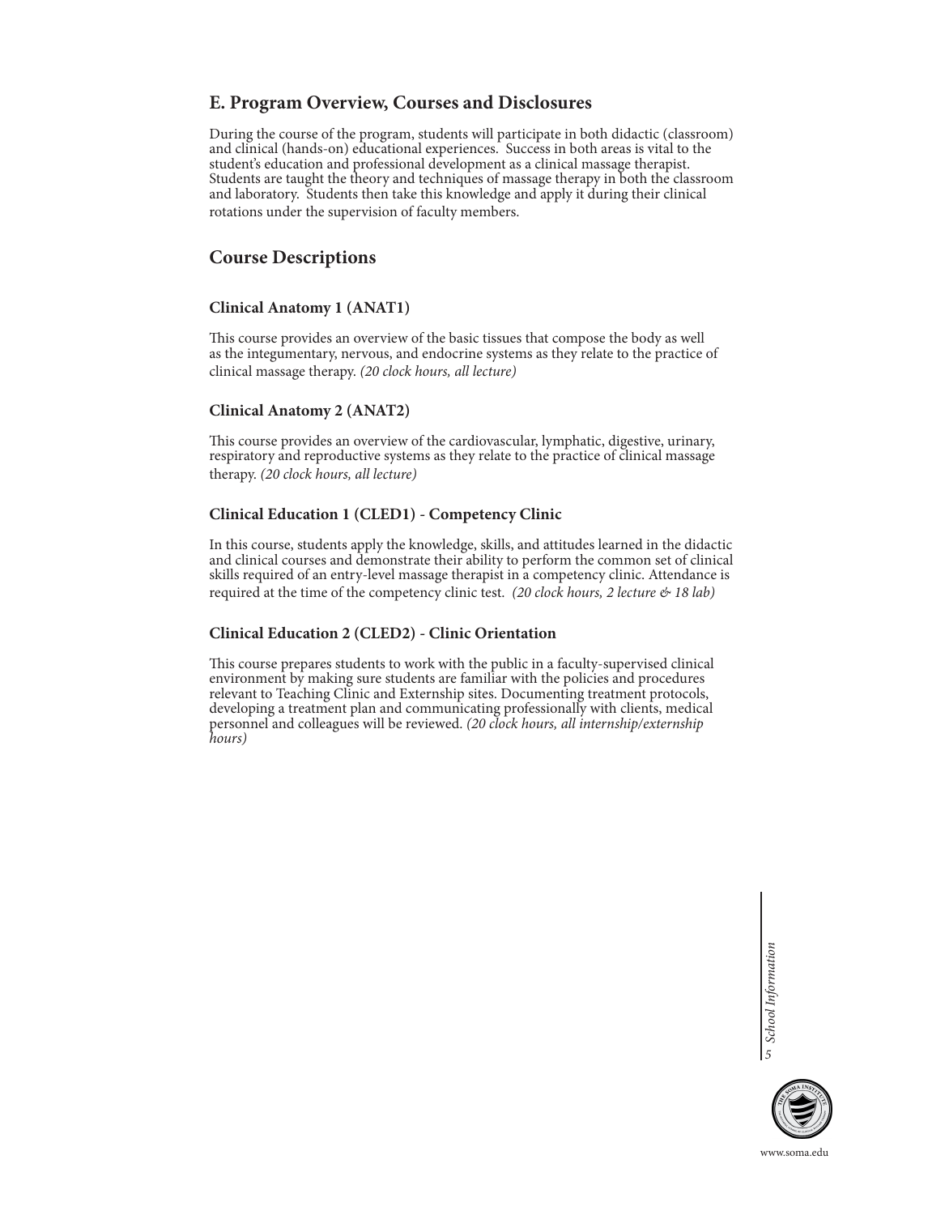## E. Program Overview, Courses and Disclosures

During the course of the program, students will participate in both didactic (classroom) and clinical (hands-on) educational experiences. Success in both areas is vital to the student's education and professional development as a clinical massage therapist. Students are taught the theory and techniques of massage therapy in both the classroom and laboratory. Students then take this knowledge and apply it during their clinical rotations under the supervision of faculty members.

## Course Descriptions

### Clinical Anatomy 1 (ANAT1)

This course provides an overview of the basic tissues that compose the body as well as the integumentary, nervous, and endocrine systems as they relate to the practice of clinical massage therapy. *(20 clock hours, all lecture)*

### Clinical Anatomy 2 (ANAT2)

This course provides an overview of the cardiovascular, lymphatic, digestive, urinary, respiratory and reproductive systems as they relate to the practice of clinical massage therapy. *(20 clock hours, all lecture)*

### Clinical Education 1 (CLED1) - Competency Clinic

In this course, students apply the knowledge, skills, and attitudes learned in the didactic and clinical courses and demonstrate their ability to perform the common set of clinical skills required of an entry-level massage therapist in a competency clinic. Attendance is required at the time of the competency clinic test. *(20 clock hours, 2 lecture & 18 lab)*

### Clinical Education 2 (CLED2) - Clinic Orientation

This course prepares students to work with the public in a faculty-supervised clinical environment by making sure students are familiar with the policies and procedures relevant to Teaching Clinic and Externship sites. Documenting treatment protocols, developing a treatment plan and communicating professionally with clients, medical personnel and colleagues will be reviewed. *(20 clock hours, all internship/externship hours)*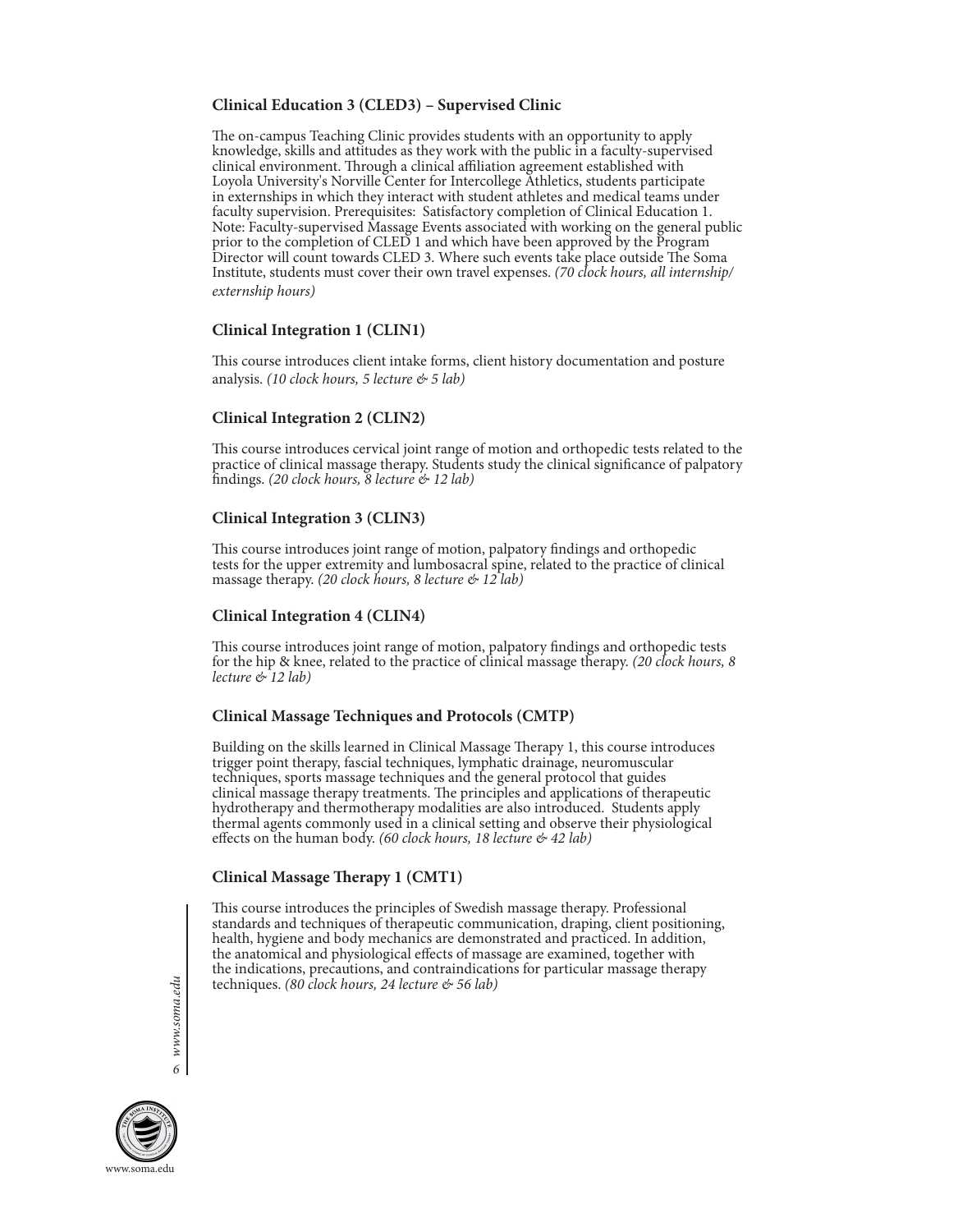### Clinical Education 3 (CLED3) – Supervised Clinic

The on-campus Teaching Clinic provides students with an opportunity to apply knowledge, skills and attitudes as they work with the public in a faculty-supervised clinical environment. Through a clinical affiliation agreement established with Loyola University's Norville Center for Intercollege Athletics, students participate in externships in which they interact with student athletes and medical teams under faculty supervision. Prerequisites: Satisfactory completion of Clinical Education 1. Note: Faculty-supervised Massage Events associated with working on the general public prior to the completion of CLED 1 and which have been approved by the Program Director will count towards CLED 3. Where such events take place outside The Soma Institute, students must cover their own travel expenses. *(70 clock hours, all internship/ externship hours)*

### Clinical Integration 1 (CLIN1)

This course introduces client intake forms, client history documentation and posture analysis. *(10 clock hours, 5 lecture & 5 lab)*

### Clinical Integration 2 (CLIN2)

This course introduces cervical joint range of motion and orthopedic tests related to the practice of clinical massage therapy. Students study the clinical significance of palpatory findings. *(20 clock hours, 8 lecture & 12 lab)*

### Clinical Integration 3 (CLIN3)

This course introduces joint range of motion, palpatory findings and orthopedic tests for the upper extremity and lumbosacral spine, related to the practice of clinical massage therapy. *(20 clock hours, 8 lecture & 12 lab)*

### Clinical Integration 4 (CLIN4)

This course introduces joint range of motion, palpatory findings and orthopedic tests for the hip & knee, related to the practice of clinical massage therapy. *(20 clock hours, 8 lecture & 12 lab)*

### Clinical Massage Techniques and Protocols (CMTP)

Building on the skills learned in Clinical Massage Therapy 1, this course introduces trigger point therapy, fascial techniques, lymphatic drainage, neuromuscular techniques, sports massage techniques and the general protocol that guides clinical massage therapy treatments. The principles and applications of therapeutic hydrotherapy and thermotherapy modalities are also introduced. Students apply thermal agents commonly used in a clinical setting and observe their physiological effects on the human body. *(60 clock hours, 18 lecture & 42 lab)*

### Clinical Massage Therapy 1 (CMT1)

This course introduces the principles of Swedish massage therapy. Professional standards and techniques of therapeutic communication, draping, client positioning, health, hygiene and body mechanics are demonstrated and practiced. In addition, the anatomical and physiological effects of massage are examined, together with the indications, precautions, and contraindications for particular massage therapy techniques. *(80 clock hours, 24 lecture & 56 lab)*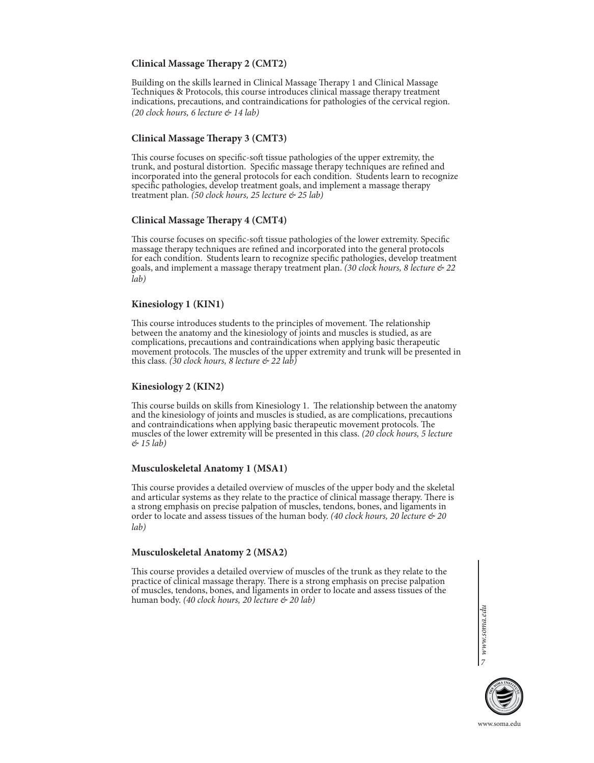### Clinical Massage Therapy 2 (CMT2)

Building on the skills learned in Clinical Massage Therapy 1 and Clinical Massage Techniques & Protocols, this course introduces clinical massage therapy treatment indications, precautions, and contraindications for pathologies of the cervical region. *(20 clock hours, 6 lecture & 14 lab)*

### Clinical Massage Therapy 3 (CMT3)

This course focuses on specific-soft tissue pathologies of the upper extremity, the trunk, and postural distortion. Specific massage therapy techniques are refined and incorporated into the general protocols for each condition. Students learn to recognize specific pathologies, develop treatment goals, and implement a massage therapy treatment plan. *(50 clock hours, 25 lecture & 25 lab)*

### Clinical Massage Therapy 4 (CMT4)

This course focuses on specific-soft tissue pathologies of the lower extremity. Specific massage therapy techniques are refined and incorporated into the general protocols for each condition. Students learn to recognize specific pathologies, develop treatment goals, and implement a massage therapy treatment plan. *(30 clock hours, 8 lecture & 22 lab)*

### Kinesiology 1 (KIN1)

This course introduces students to the principles of movement. The relationship between the anatomy and the kinesiology of joints and muscles is studied, as are complications, precautions and contraindications when applying basic therapeutic movement protocols. The muscles of the upper extremity and trunk will be presented in this class. *(30 clock hours, 8 lecture & 22 lab)*

### Kinesiology 2 (KIN2)

This course builds on skills from Kinesiology 1. The relationship between the anatomy and the kinesiology of joints and muscles is studied, as are complications, precautions and contraindications when applying basic therapeutic movement protocols. The muscles of the lower extremity will be presented in this class. *(20 clock hours, 5 lecture & 15 lab)*

### Musculoskeletal Anatomy 1 (MSA1)

This course provides a detailed overview of muscles of the upper body and the skeletal and articular systems as they relate to the practice of clinical massage therapy. There is a strong emphasis on precise palpation of muscles, tendons, bones, and ligaments in order to locate and assess tissues of the human body. *(40 clock hours, 20 lecture & 20 lab)*

### Musculoskeletal Anatomy 2 (MSA2)

This course provides a detailed overview of muscles of the trunk as they relate to the practice of clinical massage therapy. There is a strong emphasis on precise palpation of muscles, tendons, bones, and ligaments in order to locate and assess tissues of the human body. *(40 clock hours, 20 lecture & 20 lab)*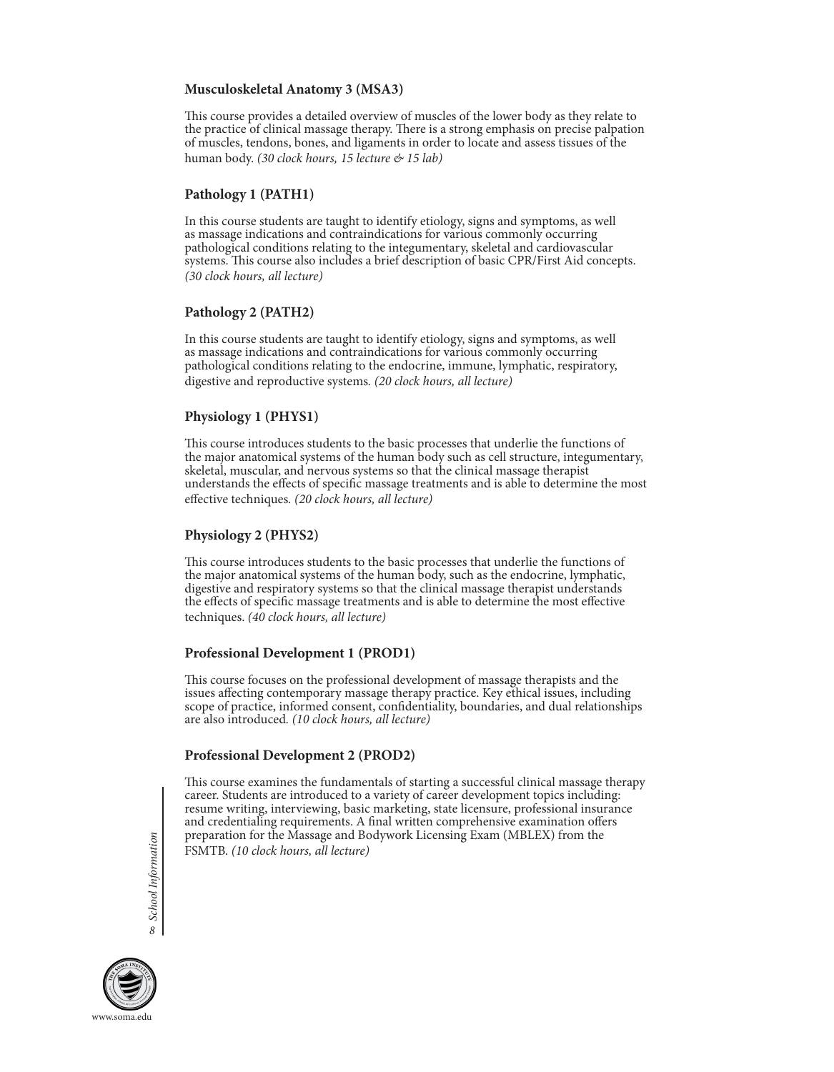### Musculoskeletal Anatomy 3 (MSA3)

This course provides a detailed overview of muscles of the lower body as they relate to the practice of clinical massage therapy. There is a strong emphasis on precise palpation of muscles, tendons, bones, and ligaments in order to locate and assess tissues of the human body. *(30 clock hours, 15 lecture & 15 lab)*

### Pathology 1 (PATH1)

In this course students are taught to identify etiology, signs and symptoms, as well as massage indications and contraindications for various commonly occurring pathological conditions relating to the integumentary, skeletal and cardiovascular systems. This course also includes a brief description of basic CPR/First Aid concepts. *(30 clock hours, all lecture)*

### Pathology 2 (PATH2)

In this course students are taught to identify etiology, signs and symptoms, as well as massage indications and contraindications for various commonly occurring pathological conditions relating to the endocrine, immune, lymphatic, respiratory, digestive and reproductive systems. *(20 clock hours, all lecture)*

### Physiology 1 (PHYS1)

This course introduces students to the basic processes that underlie the functions of the major anatomical systems of the human body such as cell structure, integumentary, skeletal, muscular, and nervous systems so that the clinical massage therapist understands the effects of specific massage treatments and is able to determine the most effective techniques. *(20 clock hours, all lecture)*

### Physiology 2 (PHYS2)

This course introduces students to the basic processes that underlie the functions of the major anatomical systems of the human body, such as the endocrine, lymphatic, digestive and respiratory systems so that the clinical massage therapist understands the effects of specific massage treatments and is able to determine the most effective techniques. *(40 clock hours, all lecture)*

### Professional Development 1 (PROD1)

This course focuses on the professional development of massage therapists and the issues affecting contemporary massage therapy practice. Key ethical issues, including scope of practice, informed consent, confidentiality, boundaries, and dual relationships are also introduced. *(10 clock hours, all lecture)*

### Professional Development 2 (PROD2)

This course examines the fundamentals of starting a successful clinical massage therapy career. Students are introduced to a variety of career development topics including: resume writing, interviewing, basic marketing, state licensure, professional insurance and credentialing requirements. A final written comprehensive examination offers preparation for the Massage and Bodywork Licensing Exam (MBLEX) from the FSMTB. *(10 clock hours, all lecture)*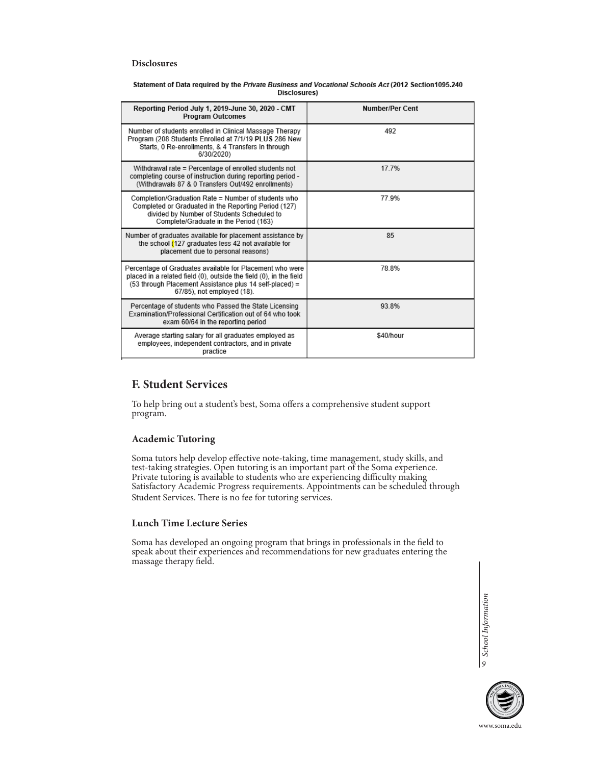**Disclosures**

**Statement of Data required by the *Private Business and Vocational Schools Act* (2012 Section1095.240 Disclosures)**

| Reporting Period July 1, 2019-June 30, 2020 - CMT Program Outcomes | Number/Per Cent |
| --- | --- |
| Number of students enrolled in Clinical Massage Therapy Program (208 Students Enrolled at 7/1/19 **PLUS** 286 New Starts, 0 Re-enrollments, & 4 Transfers In through 6/30/2020) | 492 |
| Withdrawal rate = Percentage of enrolled students not completing course of instruction during reporting period - (Withdrawals 87 & 0 Transfers Out/492 enrollments) | 17.7% |
| Completion/Graduation Rate = Number of students who Completed or Graduated in the Reporting Period (127) divided by Number of Students Scheduled to Complete/Graduate in the Period (163) | 77.9% |
| Number of graduates available for placement assistance by the school (127 graduates less 42 not available for placement due to personal reasons) | 85 |
| Percentage of Graduates available for Placement who were placed in a related field (0), outside the field (0), in the field (53 through Placement Assistance plus 14 self-placed) = 67/85), not employed (18). | 78.8% |
| Percentage of students who Passed the State Licensing Examination/Professional Certification out of 64 who took exam 60/64 in the reporting period | 93.8% |
| Average starting salary for all graduates employed as employees, independent contractors, and in private practice | $40/hour |

## F. Student Services

To help bring out a student's best, Soma offers a comprehensive student support program.

### Academic Tutoring

Soma tutors help develop effective note-taking, time management, study skills, and test-taking strategies. Open tutoring is an important part of the Soma experience. Private tutoring is available to students who are experiencing difficulty making Satisfactory Academic Progress requirements. Appointments can be scheduled through Student Services. There is no fee for tutoring services.

### Lunch Time Lecture Series

Soma has developed an ongoing program that brings in professionals in the field to speak about their experiences and recommendations for new graduates entering the massage therapy field.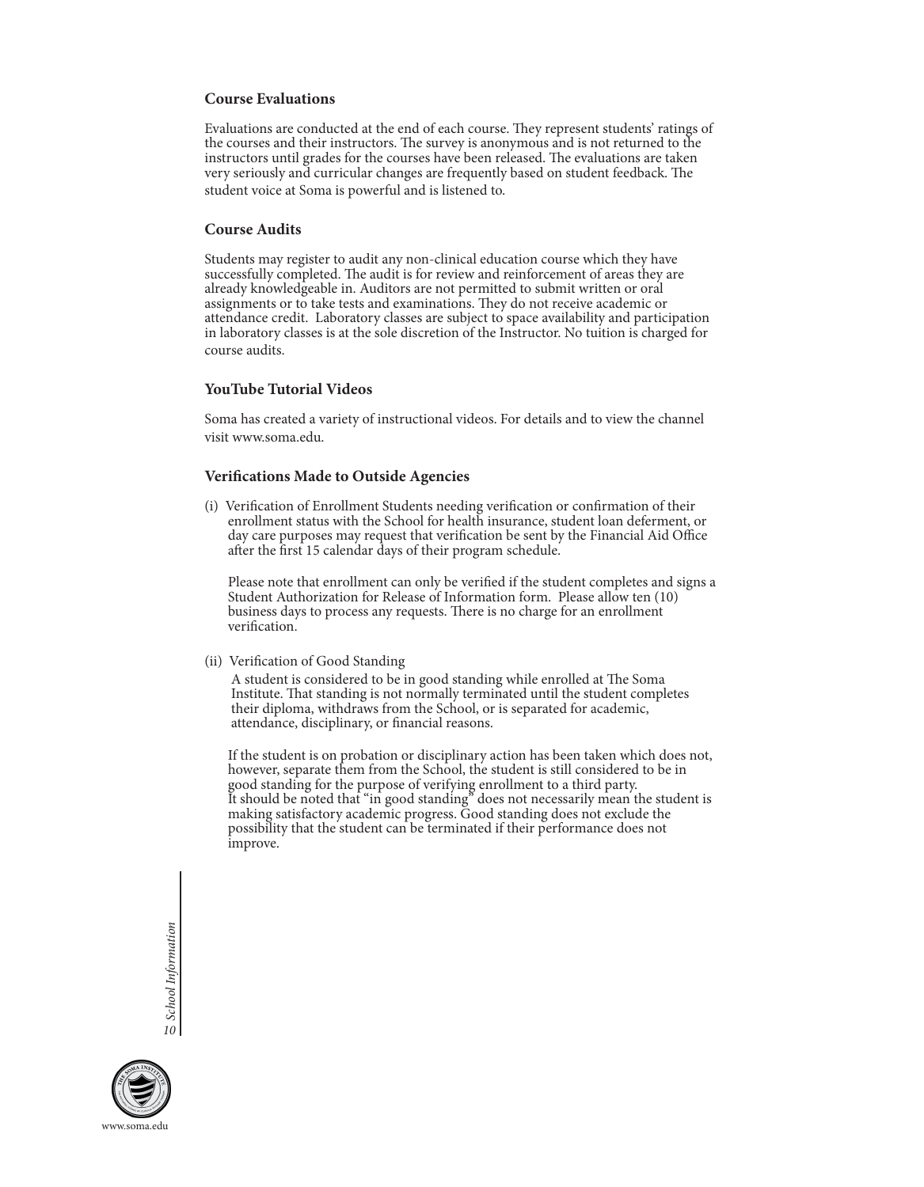### Course Evaluations

Evaluations are conducted at the end of each course. They represent students' ratings of the courses and their instructors. The survey is anonymous and is not returned to the instructors until grades for the courses have been released. The evaluations are taken very seriously and curricular changes are frequently based on student feedback. The student voice at Soma is powerful and is listened to.

### Course Audits

Students may register to audit any non-clinical education course which they have successfully completed. The audit is for review and reinforcement of areas they are already knowledgeable in. Auditors are not permitted to submit written or oral assignments or to take tests and examinations. They do not receive academic or attendance credit. Laboratory classes are subject to space availability and participation in laboratory classes is at the sole discretion of the Instructor. No tuition is charged for course audits.

### YouTube Tutorial Videos

Soma has created a variety of instructional videos. For details and to view the channel visit www.soma.edu.

### Verifications Made to Outside Agencies

(i) Verification of Enrollment Students needing verification or confirmation of their enrollment status with the School for health insurance, student loan deferment, or day care purposes may request that verification be sent by the Financial Aid Office after the first 15 calendar days of their program schedule.

Please note that enrollment can only be verified if the student completes and signs a Student Authorization for Release of Information form. Please allow ten (10) business days to process any requests. There is no charge for an enrollment verification.

(ii) Verification of Good Standing

A student is considered to be in good standing while enrolled at The Soma Institute. That standing is not normally terminated until the student completes their diploma, withdraws from the School, or is separated for academic, attendance, disciplinary, or financial reasons.

If the student is on probation or disciplinary action has been taken which does not, however, separate them from the School, the student is still considered to be in good standing for the purpose of verifying enrollment to a third party. It should be noted that "in good standing" does not necessarily mean the student is making satisfactory academic progress. Good standing does not exclude the possibility that the student can be terminated if their performance does not improve.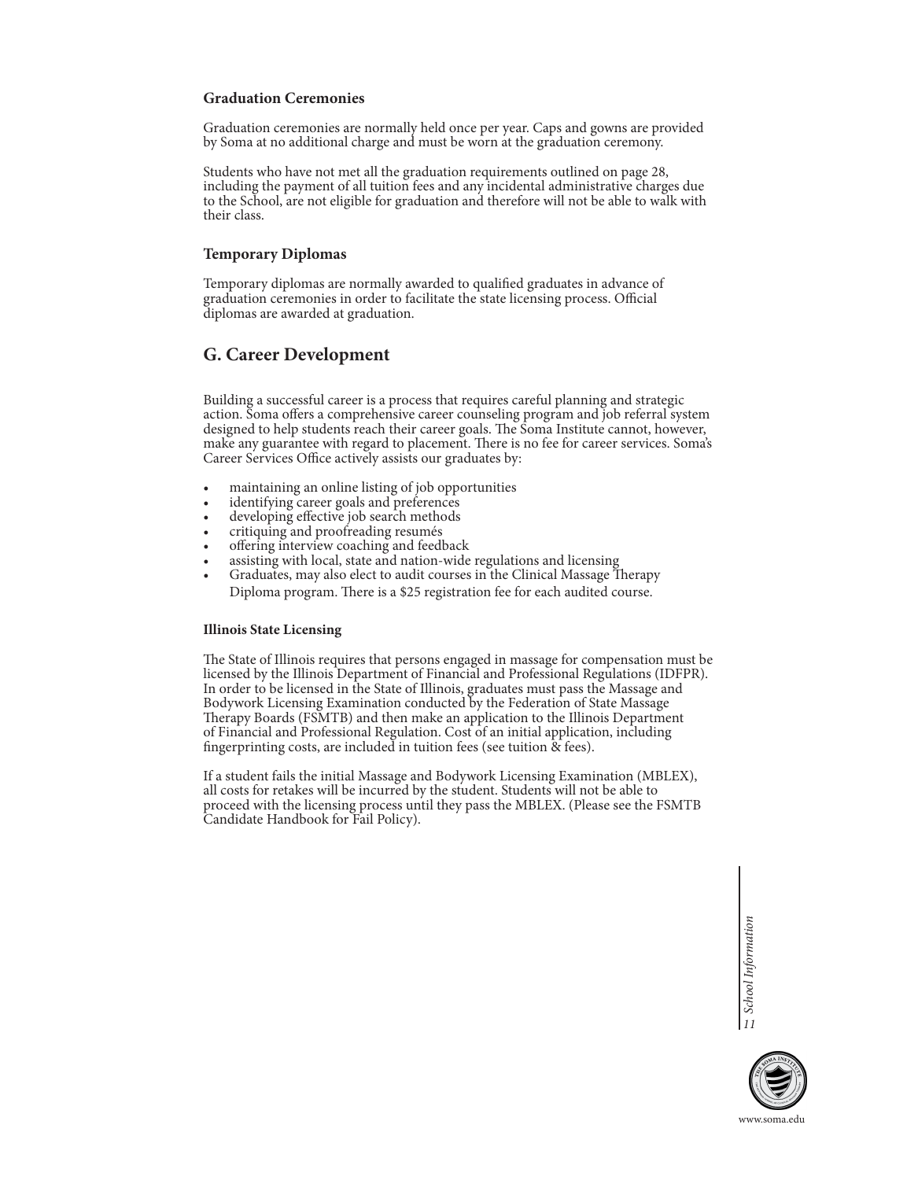### Graduation Ceremonies

Graduation ceremonies are normally held once per year. Caps and gowns are provided by Soma at no additional charge and must be worn at the graduation ceremony.

Students who have not met all the graduation requirements outlined on page 28, including the payment of all tuition fees and any incidental administrative charges due to the School, are not eligible for graduation and therefore will not be able to walk with their class.

### Temporary Diplomas

Temporary diplomas are normally awarded to qualified graduates in advance of graduation ceremonies in order to facilitate the state licensing process. Official diplomas are awarded at graduation.

## G. Career Development

Building a successful career is a process that requires careful planning and strategic action. Soma offers a comprehensive career counseling program and job referral system designed to help students reach their career goals. The Soma Institute cannot, however, make any guarantee with regard to placement. There is no fee for career services. Soma's Career Services Office actively assists our graduates by:

- maintaining an online listing of job opportunities
- identifying career goals and preferences
- developing effective job search methods
- critiquing and proofreading resumés
- offering interview coaching and feedback
- assisting with local, state and nation-wide regulations and licensing
- Graduates, may also elect to audit courses in the Clinical Massage Therapy Diploma program. There is a $25 registration fee for each audited course.

#### Illinois State Licensing

The State of Illinois requires that persons engaged in massage for compensation must be licensed by the Illinois Department of Financial and Professional Regulations (IDFPR). In order to be licensed in the State of Illinois, graduates must pass the Massage and Bodywork Licensing Examination conducted by the Federation of State Massage Therapy Boards (FSMTB) and then make an application to the Illinois Department of Financial and Professional Regulation. Cost of an initial application, including fingerprinting costs, are included in tuition fees (see tuition & fees).

If a student fails the initial Massage and Bodywork Licensing Examination (MBLEX), all costs for retakes will be incurred by the student. Students will not be able to proceed with the licensing process until they pass the MBLEX. (Please see the FSMTB Candidate Handbook for Fail Policy).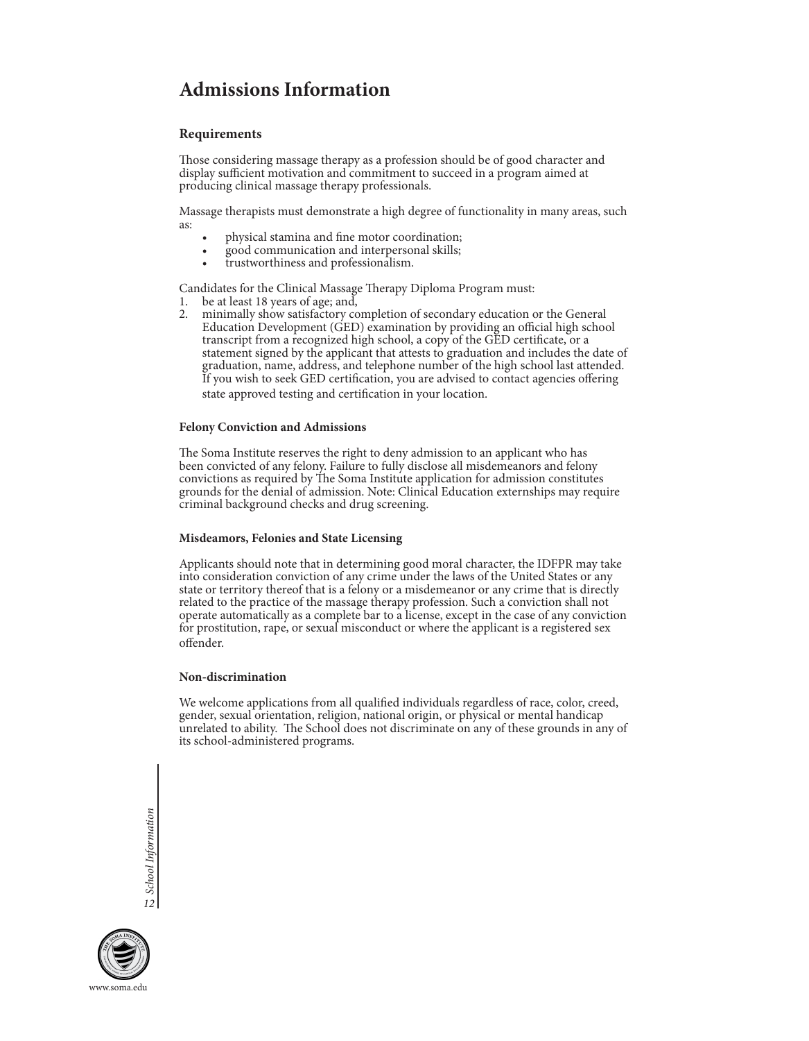# Admissions Information

### Requirements

Those considering massage therapy as a profession should be of good character and display sufficient motivation and commitment to succeed in a program aimed at producing clinical massage therapy professionals.

Massage therapists must demonstrate a high degree of functionality in many areas, such as:

- physical stamina and fine motor coordination;
- good communication and interpersonal skills;
- trustworthiness and professionalism.

Candidates for the Clinical Massage Therapy Diploma Program must:

1. be at least 18 years of age; and,
2. minimally show satisfactory completion of secondary education or the General Education Development (GED) examination by providing an official high school transcript from a recognized high school, a copy of the GED certificate, or a statement signed by the applicant that attests to graduation and includes the date of graduation, name, address, and telephone number of the high school last attended. If you wish to seek GED certification, you are advised to contact agencies offering state approved testing and certification in your location.

#### Felony Conviction and Admissions

The Soma Institute reserves the right to deny admission to an applicant who has been convicted of any felony. Failure to fully disclose all misdemeanors and felony convictions as required by The Soma Institute application for admission constitutes grounds for the denial of admission. Note: Clinical Education externships may require criminal background checks and drug screening.

#### Misdeamors, Felonies and State Licensing

Applicants should note that in determining good moral character, the IDFPR may take into consideration conviction of any crime under the laws of the United States or any state or territory thereof that is a felony or a misdemeanor or any crime that is directly related to the practice of the massage therapy profession. Such a conviction shall not operate automatically as a complete bar to a license, except in the case of any conviction for prostitution, rape, or sexual misconduct or where the applicant is a registered sex offender.

#### Non-discrimination

We welcome applications from all qualified individuals regardless of race, color, creed, gender, sexual orientation, religion, national origin, or physical or mental handicap unrelated to ability. The School does not discriminate on any of these grounds in any of its school-administered programs.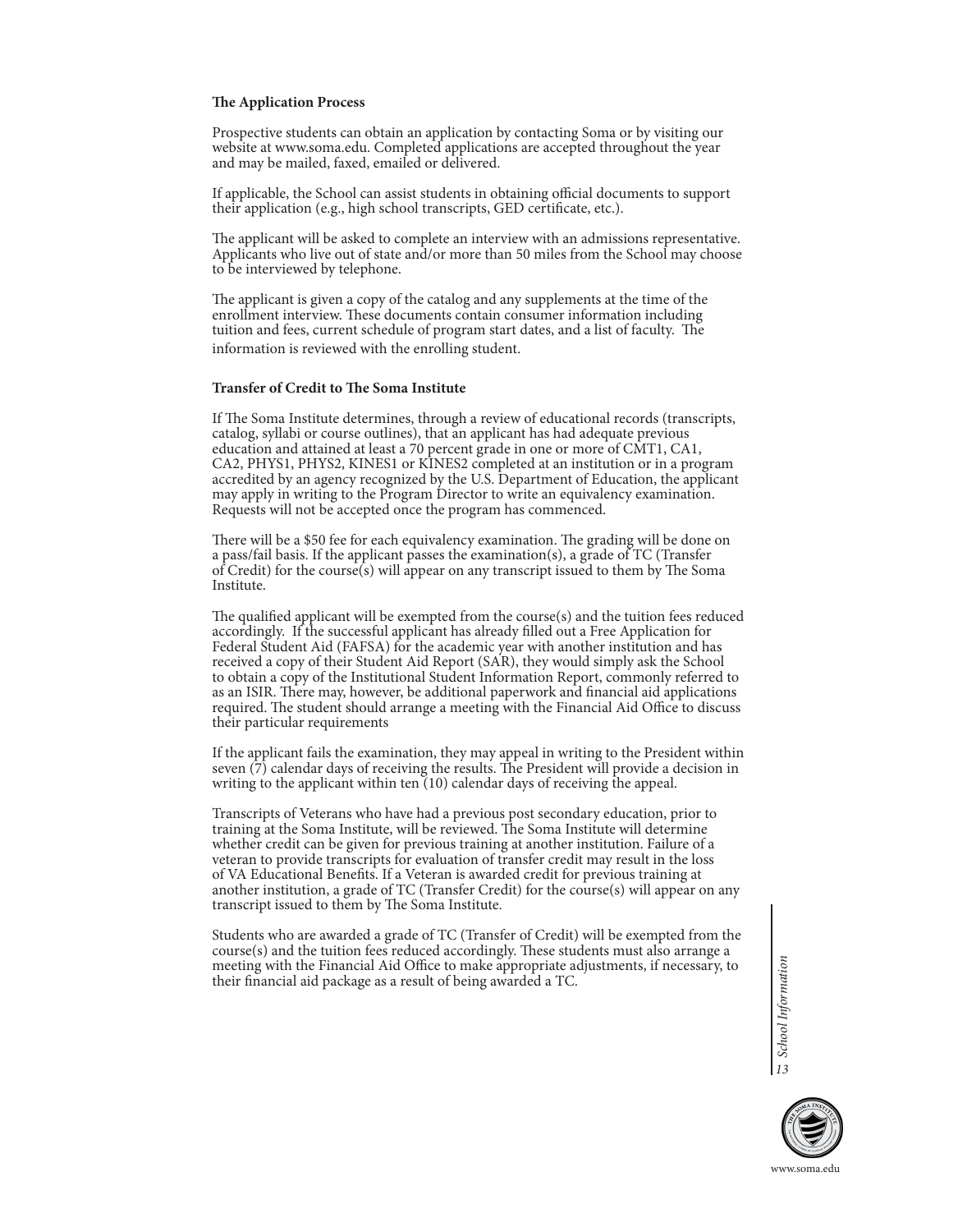**The Application Process**

Prospective students can obtain an application by contacting Soma or by visiting our website at www.soma.edu. Completed applications are accepted throughout the year and may be mailed, faxed, emailed or delivered.

If applicable, the School can assist students in obtaining official documents to support their application (e.g., high school transcripts, GED certificate, etc.).

The applicant will be asked to complete an interview with an admissions representative. Applicants who live out of state and/or more than 50 miles from the School may choose to be interviewed by telephone.

The applicant is given a copy of the catalog and any supplements at the time of the enrollment interview. These documents contain consumer information including tuition and fees, current schedule of program start dates, and a list of faculty. The information is reviewed with the enrolling student.

**Transfer of Credit to The Soma Institute**

If The Soma Institute determines, through a review of educational records (transcripts, catalog, syllabi or course outlines), that an applicant has had adequate previous education and attained at least a 70 percent grade in one or more of CMT1, CA1, CA2, PHYS1, PHYS2, KINES1 or KINES2 completed at an institution or in a program accredited by an agency recognized by the U.S. Department of Education, the applicant may apply in writing to the Program Director to write an equivalency examination. Requests will not be accepted once the program has commenced.

There will be a $50 fee for each equivalency examination. The grading will be done on a pass/fail basis. If the applicant passes the examination(s), a grade of TC (Transfer of Credit) for the course(s) will appear on any transcript issued to them by The Soma Institute.

The qualified applicant will be exempted from the course(s) and the tuition fees reduced accordingly. If the successful applicant has already filled out a Free Application for Federal Student Aid (FAFSA) for the academic year with another institution and has received a copy of their Student Aid Report (SAR), they would simply ask the School to obtain a copy of the Institutional Student Information Report, commonly referred to as an ISIR. There may, however, be additional paperwork and financial aid applications required. The student should arrange a meeting with the Financial Aid Office to discuss their particular requirements

If the applicant fails the examination, they may appeal in writing to the President within seven (7) calendar days of receiving the results. The President will provide a decision in writing to the applicant within ten (10) calendar days of receiving the appeal.

Transcripts of Veterans who have had a previous post secondary education, prior to training at the Soma Institute, will be reviewed. The Soma Institute will determine whether credit can be given for previous training at another institution. Failure of a veteran to provide transcripts for evaluation of transfer credit may result in the loss of VA Educational Benefits. If a Veteran is awarded credit for previous training at another institution, a grade of TC (Transfer Credit) for the course(s) will appear on any transcript issued to them by The Soma Institute.

Students who are awarded a grade of TC (Transfer of Credit) will be exempted from the course(s) and the tuition fees reduced accordingly. These students must also arrange a meeting with the Financial Aid Office to make appropriate adjustments, if necessary, to their financial aid package as a result of being awarded a TC.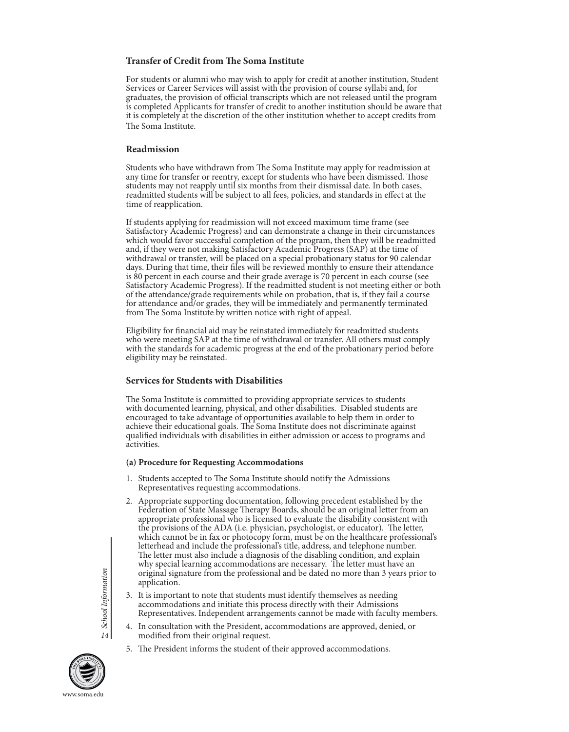### Transfer of Credit from The Soma Institute

For students or alumni who may wish to apply for credit at another institution, Student Services or Career Services will assist with the provision of course syllabi and, for graduates, the provision of official transcripts which are not released until the program is completed Applicants for transfer of credit to another institution should be aware that it is completely at the discretion of the other institution whether to accept credits from The Soma Institute.

### Readmission

Students who have withdrawn from The Soma Institute may apply for readmission at any time for transfer or reentry, except for students who have been dismissed. Those students may not reapply until six months from their dismissal date. In both cases, readmitted students will be subject to all fees, policies, and standards in effect at the time of reapplication.

If students applying for readmission will not exceed maximum time frame (see Satisfactory Academic Progress) and can demonstrate a change in their circumstances which would favor successful completion of the program, then they will be readmitted and, if they were not making Satisfactory Academic Progress (SAP) at the time of withdrawal or transfer, will be placed on a special probationary status for 90 calendar days. During that time, their files will be reviewed monthly to ensure their attendance is 80 percent in each course and their grade average is 70 percent in each course (see Satisfactory Academic Progress). If the readmitted student is not meeting either or both of the attendance/grade requirements while on probation, that is, if they fail a course for attendance and/or grades, they will be immediately and permanently terminated from The Soma Institute by written notice with right of appeal.

Eligibility for financial aid may be reinstated immediately for readmitted students who were meeting SAP at the time of withdrawal or transfer. All others must comply with the standards for academic progress at the end of the probationary period before eligibility may be reinstated.

### Services for Students with Disabilities

The Soma Institute is committed to providing appropriate services to students with documented learning, physical, and other disabilities. Disabled students are encouraged to take advantage of opportunities available to help them in order to achieve their educational goals. The Soma Institute does not discriminate against qualified individuals with disabilities in either admission or access to programs and activities.

#### (a) Procedure for Requesting Accommodations

1. Students accepted to The Soma Institute should notify the Admissions Representatives requesting accommodations.
2. Appropriate supporting documentation, following precedent established by the Federation of State Massage Therapy Boards, should be an original letter from an appropriate professional who is licensed to evaluate the disability consistent with the provisions of the ADA (i.e. physician, psychologist, or educator). The letter, which cannot be in fax or photocopy form, must be on the healthcare professional's letterhead and include the professional's title, address, and telephone number. The letter must also include a diagnosis of the disabling condition, and explain why special learning accommodations are necessary. The letter must have an original signature from the professional and be dated no more than 3 years prior to application.
3. It is important to note that students must identify themselves as needing accommodations and initiate this process directly with their Admissions Representatives. Independent arrangements cannot be made with faculty members.
4. In consultation with the President, accommodations are approved, denied, or modified from their original request.
5. The President informs the student of their approved accommodations.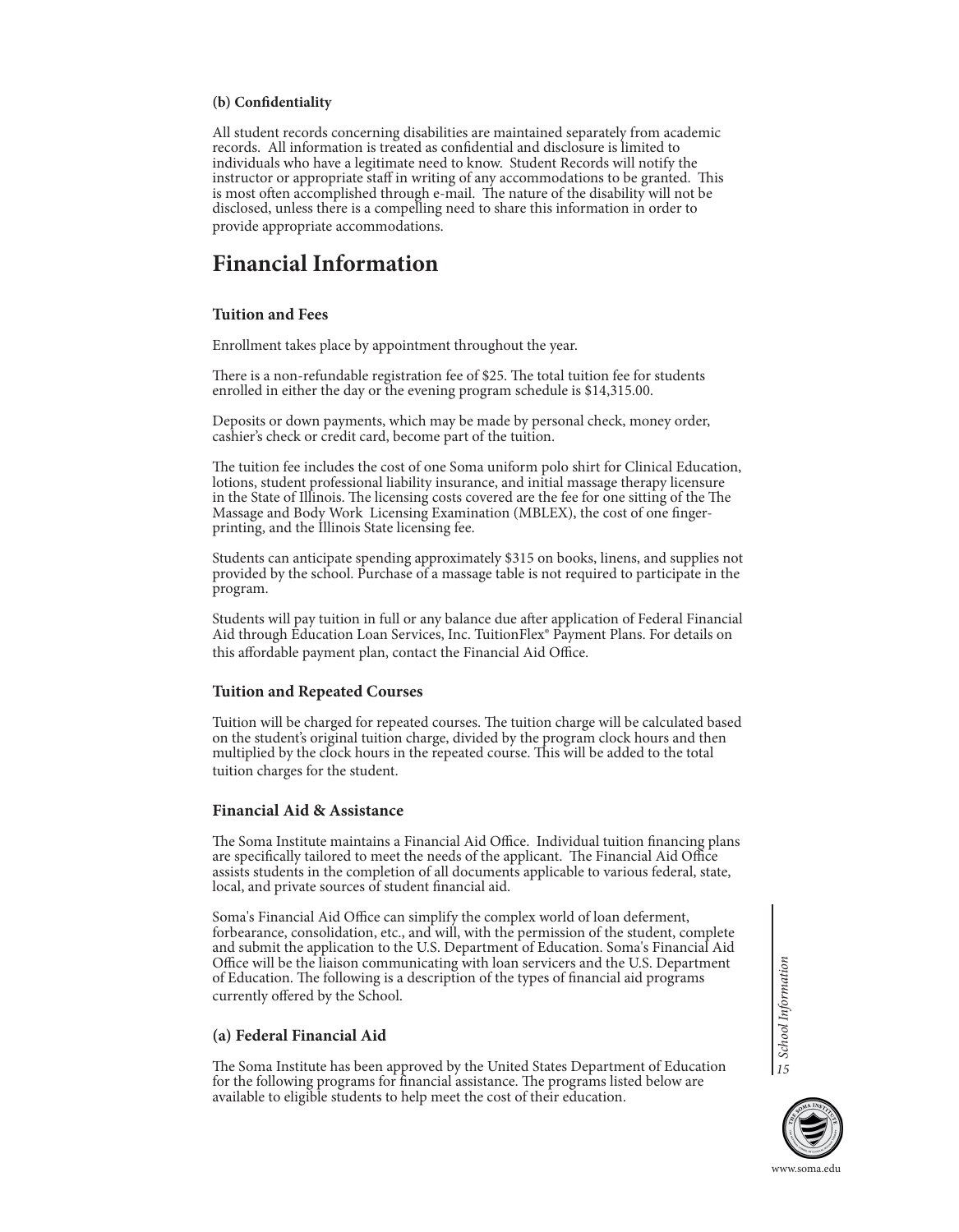**(b) Confidentiality**

All student records concerning disabilities are maintained separately from academic records. All information is treated as confidential and disclosure is limited to individuals who have a legitimate need to know. Student Records will notify the instructor or appropriate staff in writing of any accommodations to be granted. This is most often accomplished through e-mail. The nature of the disability will not be disclosed, unless there is a compelling need to share this information in order to provide appropriate accommodations.

# Financial Information

### Tuition and Fees

Enrollment takes place by appointment throughout the year.

There is a non-refundable registration fee of $25. The total tuition fee for students enrolled in either the day or the evening program schedule is $14,315.00.

Deposits or down payments, which may be made by personal check, money order, cashier's check or credit card, become part of the tuition.

The tuition fee includes the cost of one Soma uniform polo shirt for Clinical Education, lotions, student professional liability insurance, and initial massage therapy licensure in the State of Illinois. The licensing costs covered are the fee for one sitting of the The Massage and Body Work Licensing Examination (MBLEX), the cost of one finger-printing, and the Illinois State licensing fee.

Students can anticipate spending approximately $315 on books, linens, and supplies not provided by the school. Purchase of a massage table is not required to participate in the program.

Students will pay tuition in full or any balance due after application of Federal Financial Aid through Education Loan Services, Inc. TuitionFlex® Payment Plans. For details on this affordable payment plan, contact the Financial Aid Office.

### Tuition and Repeated Courses

Tuition will be charged for repeated courses. The tuition charge will be calculated based on the student's original tuition charge, divided by the program clock hours and then multiplied by the clock hours in the repeated course. This will be added to the total tuition charges for the student.

### Financial Aid & Assistance

The Soma Institute maintains a Financial Aid Office. Individual tuition financing plans are specifically tailored to meet the needs of the applicant. The Financial Aid Office assists students in the completion of all documents applicable to various federal, state, local, and private sources of student financial aid.

Soma's Financial Aid Office can simplify the complex world of loan deferment, forbearance, consolidation, etc., and will, with the permission of the student, complete and submit the application to the U.S. Department of Education. Soma's Financial Aid Office will be the liaison communicating with loan servicers and the U.S. Department of Education. The following is a description of the types of financial aid programs currently offered by the School.

### (a) Federal Financial Aid

The Soma Institute has been approved by the United States Department of Education for the following programs for financial assistance. The programs listed below are available to eligible students to help meet the cost of their education.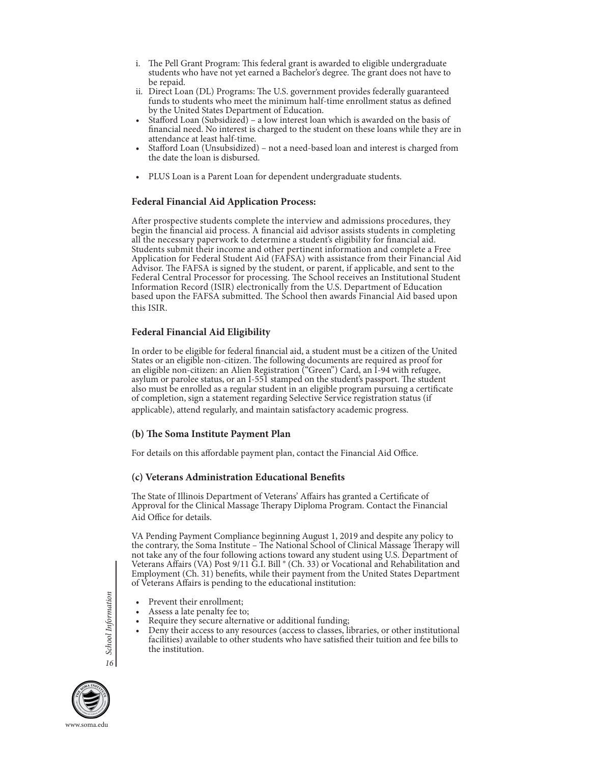i. The Pell Grant Program: This federal grant is awarded to eligible undergraduate students who have not yet earned a Bachelor's degree. The grant does not have to be repaid.

ii. Direct Loan (DL) Programs: The U.S. government provides federally guaranteed funds to students who meet the minimum half-time enrollment status as defined by the United States Department of Education.

- Stafford Loan (Subsidized) – a low interest loan which is awarded on the basis of financial need. No interest is charged to the student on these loans while they are in attendance at least half-time.
- Stafford Loan (Unsubsidized) – not a need-based loan and interest is charged from the date the loan is disbursed.
- PLUS Loan is a Parent Loan for dependent undergraduate students.

**Federal Financial Aid Application Process:**

After prospective students complete the interview and admissions procedures, they begin the financial aid process. A financial aid advisor assists students in completing all the necessary paperwork to determine a student's eligibility for financial aid. Students submit their income and other pertinent information and complete a Free Application for Federal Student Aid (FAFSA) with assistance from their Financial Aid Advisor. The FAFSA is signed by the student, or parent, if applicable, and sent to the Federal Central Processor for processing. The School receives an Institutional Student Information Record (ISIR) electronically from the U.S. Department of Education based upon the FAFSA submitted. The School then awards Financial Aid based upon this ISIR.

**Federal Financial Aid Eligibility**

In order to be eligible for federal financial aid, a student must be a citizen of the United States or an eligible non-citizen. The following documents are required as proof for an eligible non-citizen: an Alien Registration ("Green") Card, an I-94 with refugee, asylum or parolee status, or an I-551 stamped on the student's passport. The student also must be enrolled as a regular student in an eligible program pursuing a certificate of completion, sign a statement regarding Selective Service registration status (if applicable), attend regularly, and maintain satisfactory academic progress.

**(b) The Soma Institute Payment Plan**

For details on this affordable payment plan, contact the Financial Aid Office.

**(c) Veterans Administration Educational Benefits**

The State of Illinois Department of Veterans' Affairs has granted a Certificate of Approval for the Clinical Massage Therapy Diploma Program. Contact the Financial Aid Office for details.

VA Pending Payment Compliance beginning August 1, 2019 and despite any policy to the contrary, the Soma Institute – The National School of Clinical Massage Therapy will not take any of the four following actions toward any student using U.S. Department of Veterans Affairs (VA) Post 9/11 G.I. Bill ® (Ch. 33) or Vocational and Rehabilitation and Employment (Ch. 31) benefits, while their payment from the United States Department of Veterans Affairs is pending to the educational institution:

- Prevent their enrollment;
- Assess a late penalty fee to;
- Require they secure alternative or additional funding;
- Deny their access to any resources (access to classes, libraries, or other institutional facilities) available to other students who have satisfied their tuition and fee bills to the institution.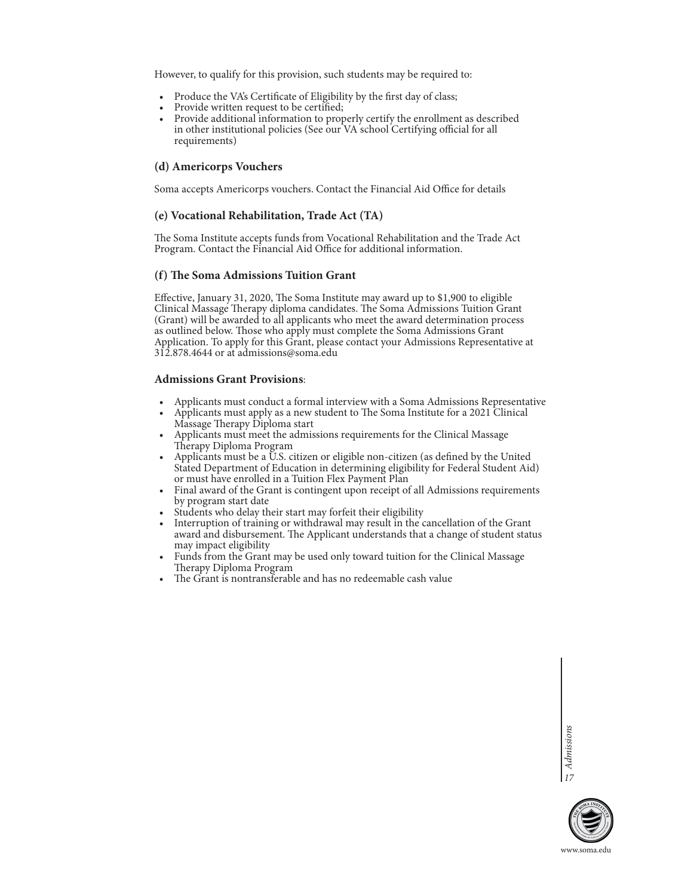However, to qualify for this provision, such students may be required to:

- Produce the VA's Certificate of Eligibility by the first day of class;
- Provide written request to be certified;
- Provide additional information to properly certify the enrollment as described in other institutional policies (See our VA school Certifying official for all requirements)

### (d) Americorps Vouchers

Soma accepts Americorps vouchers. Contact the Financial Aid Office for details

### (e) Vocational Rehabilitation, Trade Act (TA)

The Soma Institute accepts funds from Vocational Rehabilitation and the Trade Act Program. Contact the Financial Aid Office for additional information.

### (f) The Soma Admissions Tuition Grant

Effective, January 31, 2020, The Soma Institute may award up to $1,900 to eligible Clinical Massage Therapy diploma candidates. The Soma Admissions Tuition Grant (Grant) will be awarded to all applicants who meet the award determination process as outlined below. Those who apply must complete the Soma Admissions Grant Application. To apply for this Grant, please contact your Admissions Representative at 312.878.4644 or at admissions@soma.edu

**Admissions Grant Provisions**:

- Applicants must conduct a formal interview with a Soma Admissions Representative
- Applicants must apply as a new student to The Soma Institute for a 2021 Clinical Massage Therapy Diploma start
- Applicants must meet the admissions requirements for the Clinical Massage Therapy Diploma Program
- Applicants must be a U.S. citizen or eligible non-citizen (as defined by the United Stated Department of Education in determining eligibility for Federal Student Aid) or must have enrolled in a Tuition Flex Payment Plan
- Final award of the Grant is contingent upon receipt of all Admissions requirements by program start date
- Students who delay their start may forfeit their eligibility
- Interruption of training or withdrawal may result in the cancellation of the Grant award and disbursement. The Applicant understands that a change of student status may impact eligibility
- Funds from the Grant may be used only toward tuition for the Clinical Massage Therapy Diploma Program
- The Grant is nontransferable and has no redeemable cash value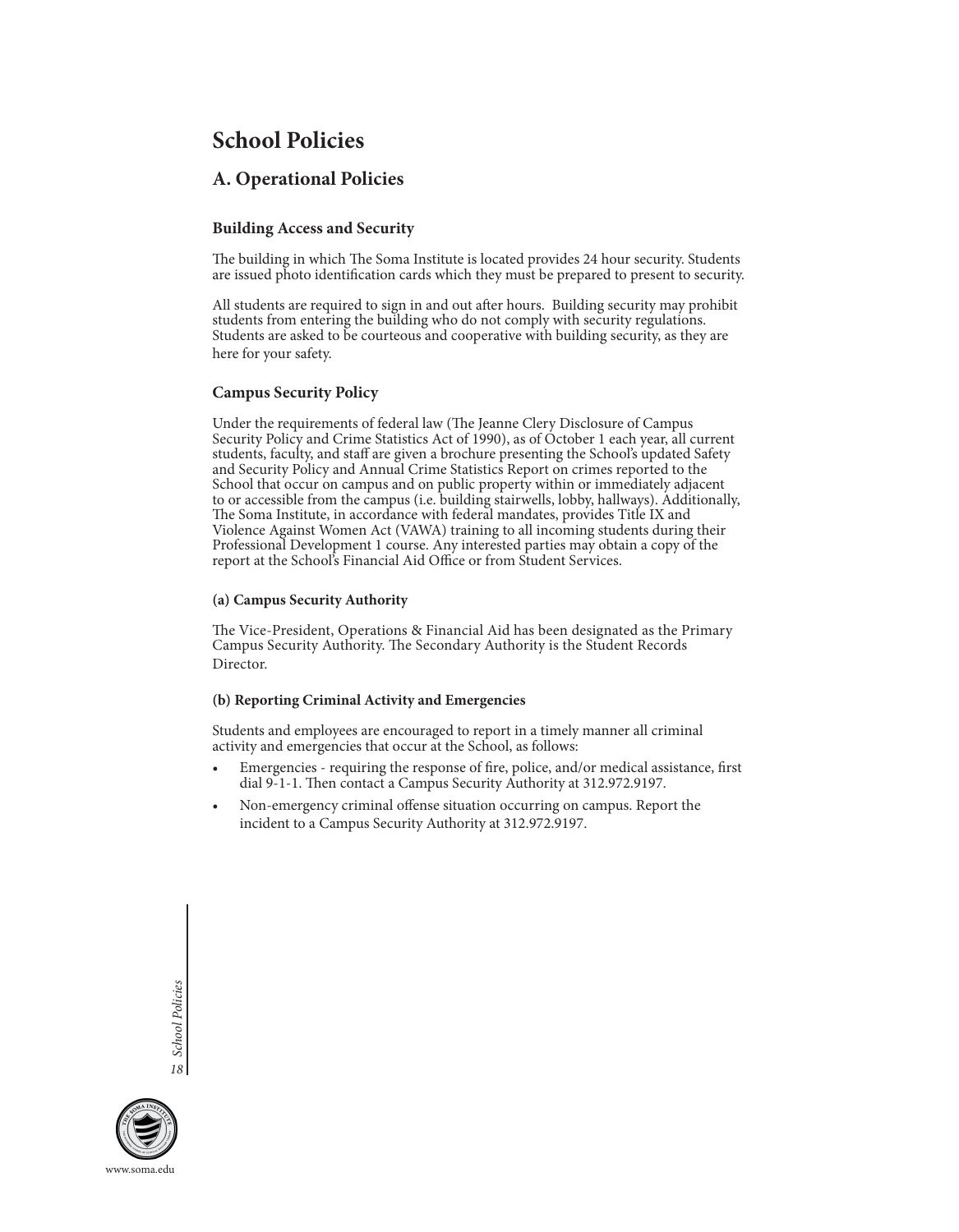# School Policies

## A. Operational Policies

### Building Access and Security

The building in which The Soma Institute is located provides 24 hour security. Students are issued photo identification cards which they must be prepared to present to security.

All students are required to sign in and out after hours. Building security may prohibit students from entering the building who do not comply with security regulations. Students are asked to be courteous and cooperative with building security, as they are here for your safety.

### Campus Security Policy

Under the requirements of federal law (The Jeanne Clery Disclosure of Campus Security Policy and Crime Statistics Act of 1990), as of October 1 each year, all current students, faculty, and staff are given a brochure presenting the School's updated Safety and Security Policy and Annual Crime Statistics Report on crimes reported to the School that occur on campus and on public property within or immediately adjacent to or accessible from the campus (i.e. building stairwells, lobby, hallways). Additionally, The Soma Institute, in accordance with federal mandates, provides Title IX and Violence Against Women Act (VAWA) training to all incoming students during their Professional Development 1 course. Any interested parties may obtain a copy of the report at the School's Financial Aid Office or from Student Services.

#### (a) Campus Security Authority

The Vice-President, Operations & Financial Aid has been designated as the Primary Campus Security Authority. The Secondary Authority is the Student Records Director.

#### (b) Reporting Criminal Activity and Emergencies

Students and employees are encouraged to report in a timely manner all criminal activity and emergencies that occur at the School, as follows:

- Emergencies - requiring the response of fire, police, and/or medical assistance, first dial 9-1-1. Then contact a Campus Security Authority at 312.972.9197.
- Non-emergency criminal offense situation occurring on campus. Report the incident to a Campus Security Authority at 312.972.9197.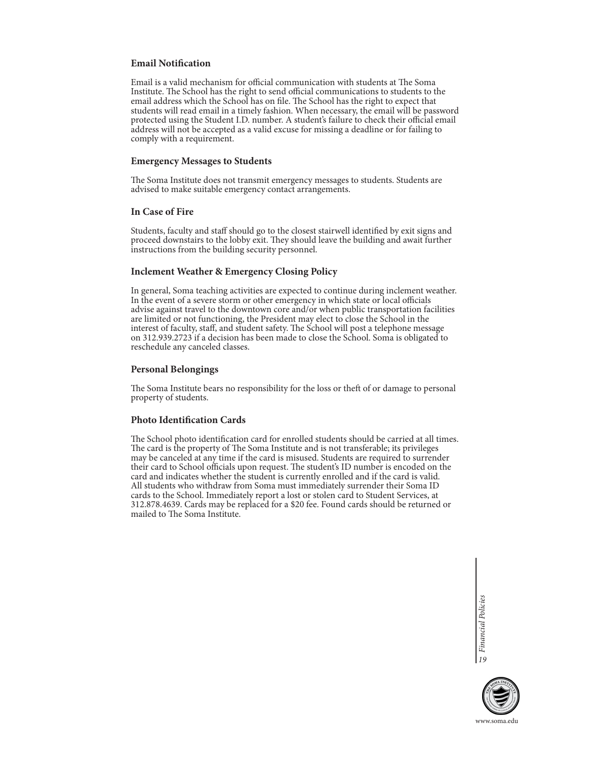### Email Notification

Email is a valid mechanism for official communication with students at The Soma Institute. The School has the right to send official communications to students to the email address which the School has on file. The School has the right to expect that students will read email in a timely fashion. When necessary, the email will be password protected using the Student I.D. number. A student's failure to check their official email address will not be accepted as a valid excuse for missing a deadline or for failing to comply with a requirement.

### Emergency Messages to Students

The Soma Institute does not transmit emergency messages to students. Students are advised to make suitable emergency contact arrangements.

### In Case of Fire

Students, faculty and staff should go to the closest stairwell identified by exit signs and proceed downstairs to the lobby exit. They should leave the building and await further instructions from the building security personnel.

### Inclement Weather & Emergency Closing Policy

In general, Soma teaching activities are expected to continue during inclement weather. In the event of a severe storm or other emergency in which state or local officials advise against travel to the downtown core and/or when public transportation facilities are limited or not functioning, the President may elect to close the School in the interest of faculty, staff, and student safety. The School will post a telephone message on 312.939.2723 if a decision has been made to close the School. Soma is obligated to reschedule any canceled classes.

### Personal Belongings

The Soma Institute bears no responsibility for the loss or theft of or damage to personal property of students.

### Photo Identification Cards

The School photo identification card for enrolled students should be carried at all times. The card is the property of The Soma Institute and is not transferable; its privileges may be canceled at any time if the card is misused. Students are required to surrender their card to School officials upon request. The student's ID number is encoded on the card and indicates whether the student is currently enrolled and if the card is valid. All students who withdraw from Soma must immediately surrender their Soma ID cards to the School. Immediately report a lost or stolen card to Student Services, at 312.878.4639. Cards may be replaced for a $20 fee. Found cards should be returned or mailed to The Soma Institute.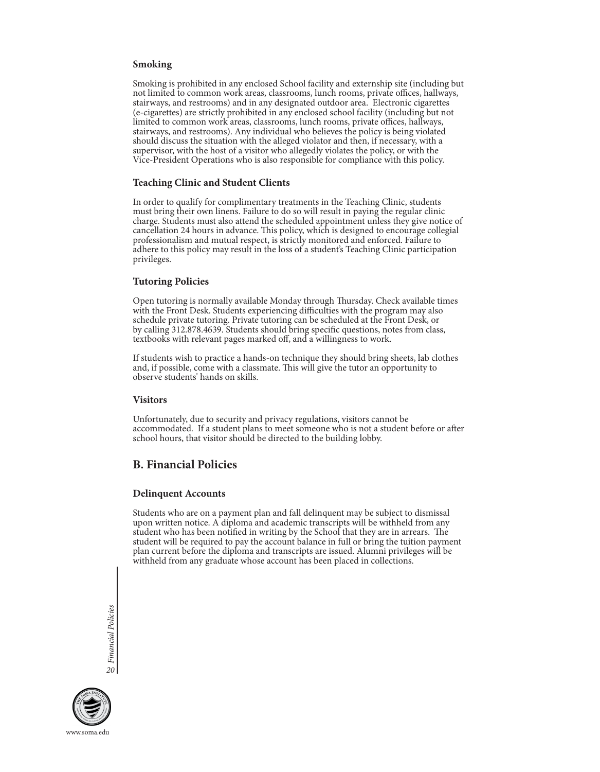### Smoking

Smoking is prohibited in any enclosed School facility and externship site (including but not limited to common work areas, classrooms, lunch rooms, private offices, hallways, stairways, and restrooms) and in any designated outdoor area. Electronic cigarettes (e-cigarettes) are strictly prohibited in any enclosed school facility (including but not limited to common work areas, classrooms, lunch rooms, private offices, hallways, stairways, and restrooms). Any individual who believes the policy is being violated should discuss the situation with the alleged violator and then, if necessary, with a supervisor, with the host of a visitor who allegedly violates the policy, or with the Vice-President Operations who is also responsible for compliance with this policy.

### Teaching Clinic and Student Clients

In order to qualify for complimentary treatments in the Teaching Clinic, students must bring their own linens. Failure to do so will result in paying the regular clinic charge. Students must also attend the scheduled appointment unless they give notice of cancellation 24 hours in advance. This policy, which is designed to encourage collegial professionalism and mutual respect, is strictly monitored and enforced. Failure to adhere to this policy may result in the loss of a student's Teaching Clinic participation privileges.

### Tutoring Policies

Open tutoring is normally available Monday through Thursday. Check available times with the Front Desk. Students experiencing difficulties with the program may also schedule private tutoring. Private tutoring can be scheduled at the Front Desk, or by calling 312.878.4639. Students should bring specific questions, notes from class, textbooks with relevant pages marked off, and a willingness to work.

If students wish to practice a hands-on technique they should bring sheets, lab clothes and, if possible, come with a classmate. This will give the tutor an opportunity to observe students' hands on skills.

### Visitors

Unfortunately, due to security and privacy regulations, visitors cannot be accommodated. If a student plans to meet someone who is not a student before or after school hours, that visitor should be directed to the building lobby.

## B. Financial Policies

### Delinquent Accounts

Students who are on a payment plan and fall delinquent may be subject to dismissal upon written notice. A diploma and academic transcripts will be withheld from any student who has been notified in writing by the School that they are in arrears. The student will be required to pay the account balance in full or bring the tuition payment plan current before the diploma and transcripts are issued. Alumni privileges will be withheld from any graduate whose account has been placed in collections.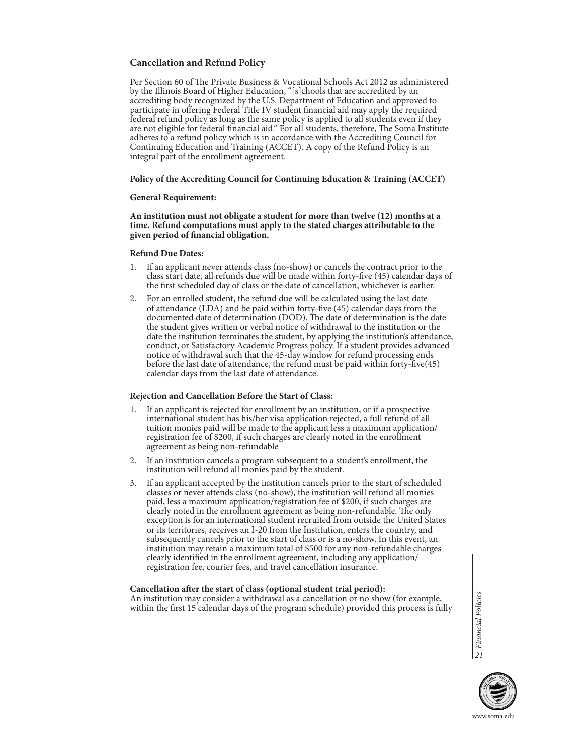## Cancellation and Refund Policy

Per Section 60 of The Private Business & Vocational Schools Act 2012 as administered by the Illinois Board of Higher Education, "[s]chools that are accredited by an accrediting body recognized by the U.S. Department of Education and approved to participate in offering Federal Title IV student financial aid may apply the required federal refund policy as long as the same policy is applied to all students even if they are not eligible for federal financial aid." For all students, therefore, The Soma Institute adheres to a refund policy which is in accordance with the Accrediting Council for Continuing Education and Training (ACCET). A copy of the Refund Policy is an integral part of the enrollment agreement.

**Policy of the Accrediting Council for Continuing Education & Training (ACCET)**

**General Requirement:**

**An institution must not obligate a student for more than twelve (12) months at a time. Refund computations must apply to the stated charges attributable to the given period of financial obligation.**

**Refund Due Dates:**

1. If an applicant never attends class (no-show) or cancels the contract prior to the class start date, all refunds due will be made within forty-five (45) calendar days of the first scheduled day of class or the date of cancellation, whichever is earlier.
2. For an enrolled student, the refund due will be calculated using the last date of attendance (LDA) and be paid within forty-five (45) calendar days from the documented date of determination (DOD). The date of determination is the date the student gives written or verbal notice of withdrawal to the institution or the date the institution terminates the student, by applying the institution's attendance, conduct, or Satisfactory Academic Progress policy. If a student provides advanced notice of withdrawal such that the 45-day window for refund processing ends before the last date of attendance, the refund must be paid within forty-five(45) calendar days from the last date of attendance.

**Rejection and Cancellation Before the Start of Class:**

1. If an applicant is rejected for enrollment by an institution, or if a prospective international student has his/her visa application rejected, a full refund of all tuition monies paid will be made to the applicant less a maximum application/registration fee of $200, if such charges are clearly noted in the enrollment agreement as being non-refundable
2. If an institution cancels a program subsequent to a student's enrollment, the institution will refund all monies paid by the student.
3. If an applicant accepted by the institution cancels prior to the start of scheduled classes or never attends class (no-show), the institution will refund all monies paid, less a maximum application/registration fee of $200, if such charges are clearly noted in the enrollment agreement as being non-refundable. The only exception is for an international student recruited from outside the United States or its territories, receives an I-20 from the Institution, enters the country, and subsequently cancels prior to the start of class or is a no-show. In this event, an institution may retain a maximum total of $500 for any non-refundable charges clearly identified in the enrollment agreement, including any application/registration fee, courier fees, and travel cancellation insurance.

**Cancellation after the start of class (optional student trial period):**
An institution may consider a withdrawal as a cancellation or no show (for example, within the first 15 calendar days of the program schedule) provided this process is fully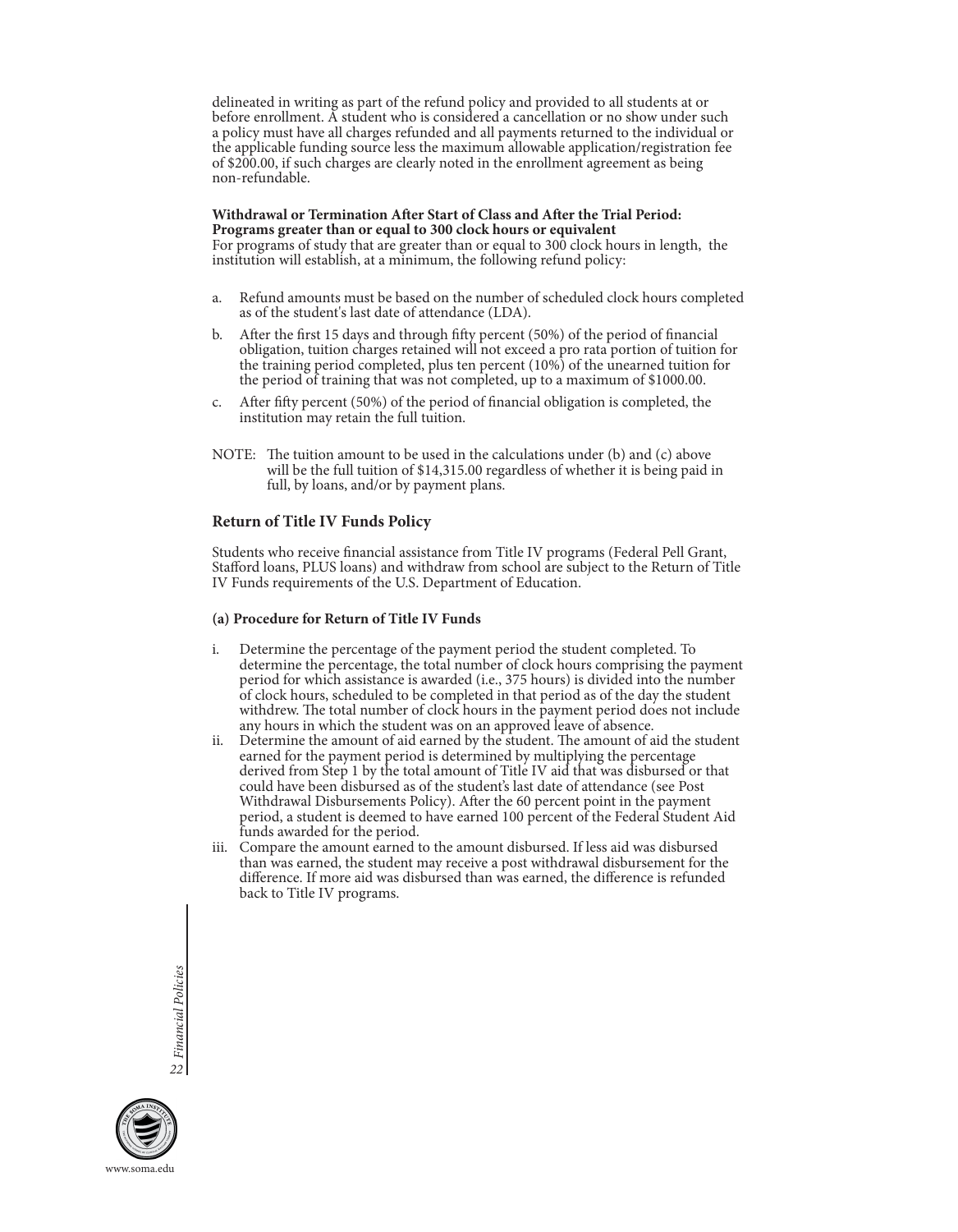delineated in writing as part of the refund policy and provided to all students at or before enrollment. A student who is considered a cancellation or no show under such a policy must have all charges refunded and all payments returned to the individual or the applicable funding source less the maximum allowable application/registration fee of $200.00, if such charges are clearly noted in the enrollment agreement as being non-refundable.

**Withdrawal or Termination After Start of Class and After the Trial Period: Programs greater than or equal to 300 clock hours or equivalent**
For programs of study that are greater than or equal to 300 clock hours in length, the institution will establish, at a minimum, the following refund policy:

a. Refund amounts must be based on the number of scheduled clock hours completed as of the student's last date of attendance (LDA).
b. After the first 15 days and through fifty percent (50%) of the period of financial obligation, tuition charges retained will not exceed a pro rata portion of tuition for the training period completed, plus ten percent (10%) of the unearned tuition for the period of training that was not completed, up to a maximum of $1000.00.
c. After fifty percent (50%) of the period of financial obligation is completed, the institution may retain the full tuition.

NOTE: The tuition amount to be used in the calculations under (b) and (c) above will be the full tuition of $14,315.00 regardless of whether it is being paid in full, by loans, and/or by payment plans.

### Return of Title IV Funds Policy

Students who receive financial assistance from Title IV programs (Federal Pell Grant, Stafford loans, PLUS loans) and withdraw from school are subject to the Return of Title IV Funds requirements of the U.S. Department of Education.

#### (a) Procedure for Return of Title IV Funds

i. Determine the percentage of the payment period the student completed. To determine the percentage, the total number of clock hours comprising the payment period for which assistance is awarded (i.e., 375 hours) is divided into the number of clock hours, scheduled to be completed in that period as of the day the student withdrew. The total number of clock hours in the payment period does not include any hours in which the student was on an approved leave of absence.
ii. Determine the amount of aid earned by the student. The amount of aid the student earned for the payment period is determined by multiplying the percentage derived from Step 1 by the total amount of Title IV aid that was disbursed or that could have been disbursed as of the student's last date of attendance (see Post Withdrawal Disbursements Policy). After the 60 percent point in the payment period, a student is deemed to have earned 100 percent of the Federal Student Aid funds awarded for the period.
iii. Compare the amount earned to the amount disbursed. If less aid was disbursed than was earned, the student may receive a post withdrawal disbursement for the difference. If more aid was disbursed than was earned, the difference is refunded back to Title IV programs.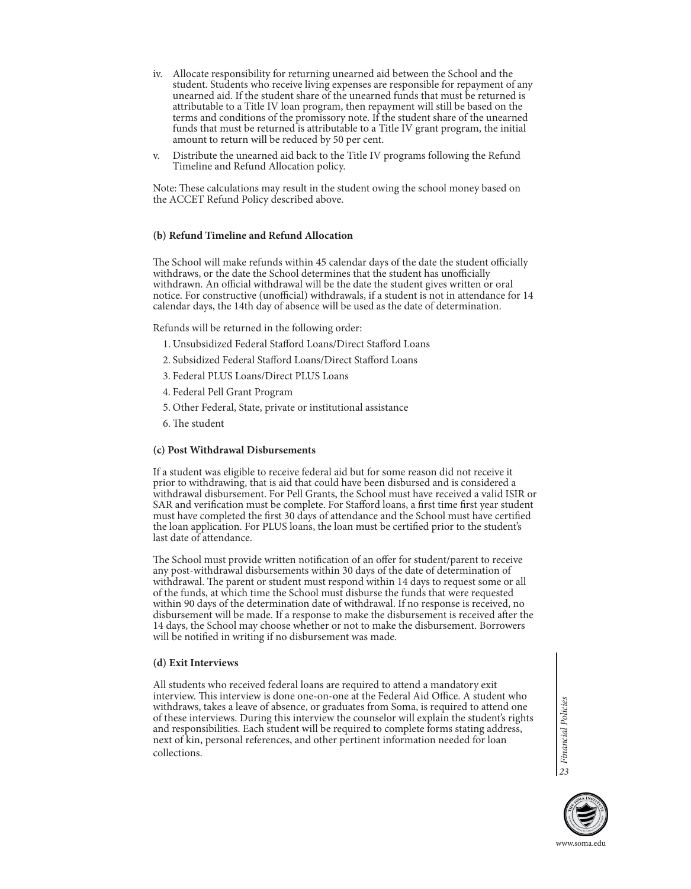iv. Allocate responsibility for returning unearned aid between the School and the student. Students who receive living expenses are responsible for repayment of any unearned aid. If the student share of the unearned funds that must be returned is attributable to a Title IV loan program, then repayment will still be based on the terms and conditions of the promissory note. If the student share of the unearned funds that must be returned is attributable to a Title IV grant program, the initial amount to return will be reduced by 50 per cent.

v. Distribute the unearned aid back to the Title IV programs following the Refund Timeline and Refund Allocation policy.

Note: These calculations may result in the student owing the school money based on the ACCET Refund Policy described above.

**(b) Refund Timeline and Refund Allocation**

The School will make refunds within 45 calendar days of the date the student officially withdraws, or the date the School determines that the student has unofficially withdrawn. An official withdrawal will be the date the student gives written or oral notice. For constructive (unofficial) withdrawals, if a student is not in attendance for 14 calendar days, the 14th day of absence will be used as the date of determination.

Refunds will be returned in the following order:

1. Unsubsidized Federal Stafford Loans/Direct Stafford Loans
2. Subsidized Federal Stafford Loans/Direct Stafford Loans
3. Federal PLUS Loans/Direct PLUS Loans
4. Federal Pell Grant Program
5. Other Federal, State, private or institutional assistance
6. The student

**(c) Post Withdrawal Disbursements**

If a student was eligible to receive federal aid but for some reason did not receive it prior to withdrawing, that is aid that could have been disbursed and is considered a withdrawal disbursement. For Pell Grants, the School must have received a valid ISIR or SAR and verification must be complete. For Stafford loans, a first time first year student must have completed the first 30 days of attendance and the School must have certified the loan application. For PLUS loans, the loan must be certified prior to the student's last date of attendance.

The School must provide written notification of an offer for student/parent to receive any post-withdrawal disbursements within 30 days of the date of determination of withdrawal. The parent or student must respond within 14 days to request some or all of the funds, at which time the School must disburse the funds that were requested within 90 days of the determination date of withdrawal. If no response is received, no disbursement will be made. If a response to make the disbursement is received after the 14 days, the School may choose whether or not to make the disbursement. Borrowers will be notified in writing if no disbursement was made.

**(d) Exit Interviews**

All students who received federal loans are required to attend a mandatory exit interview. This interview is done one-on-one at the Federal Aid Office. A student who withdraws, takes a leave of absence, or graduates from Soma, is required to attend one of these interviews. During this interview the counselor will explain the student's rights and responsibilities. Each student will be required to complete forms stating address, next of kin, personal references, and other pertinent information needed for loan collections.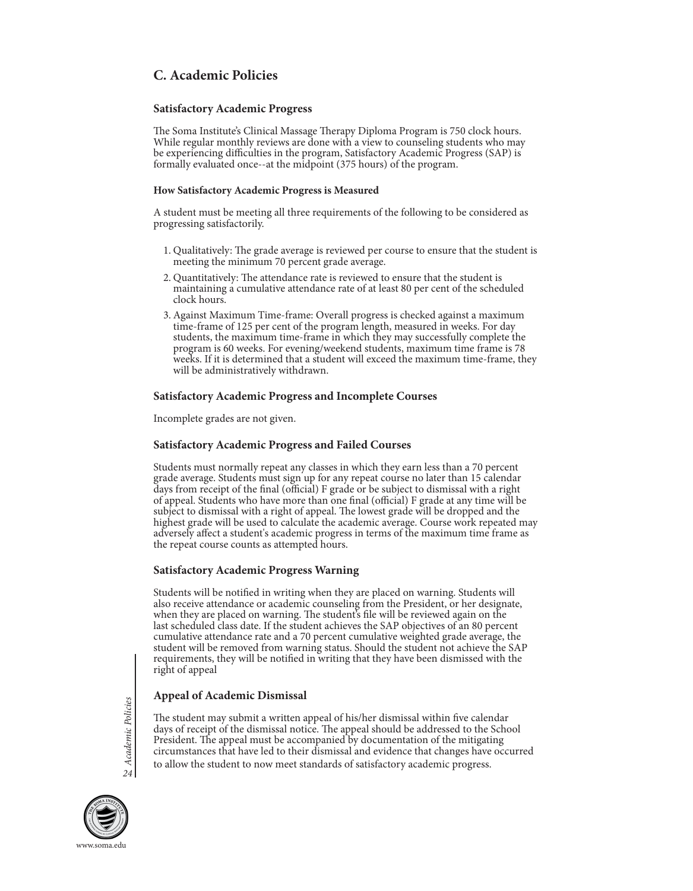## C. Academic Policies

### Satisfactory Academic Progress

The Soma Institute's Clinical Massage Therapy Diploma Program is 750 clock hours. While regular monthly reviews are done with a view to counseling students who may be experiencing difficulties in the program, Satisfactory Academic Progress (SAP) is formally evaluated once--at the midpoint (375 hours) of the program.

#### How Satisfactory Academic Progress is Measured

A student must be meeting all three requirements of the following to be considered as progressing satisfactorily.

1. Qualitatively: The grade average is reviewed per course to ensure that the student is meeting the minimum 70 percent grade average.
2. Quantitatively: The attendance rate is reviewed to ensure that the student is maintaining a cumulative attendance rate of at least 80 per cent of the scheduled clock hours.
3. Against Maximum Time-frame: Overall progress is checked against a maximum time-frame of 125 per cent of the program length, measured in weeks. For day students, the maximum time-frame in which they may successfully complete the program is 60 weeks. For evening/weekend students, maximum time frame is 78 weeks. If it is determined that a student will exceed the maximum time-frame, they will be administratively withdrawn.

### Satisfactory Academic Progress and Incomplete Courses

Incomplete grades are not given.

### Satisfactory Academic Progress and Failed Courses

Students must normally repeat any classes in which they earn less than a 70 percent grade average. Students must sign up for any repeat course no later than 15 calendar days from receipt of the final (official) F grade or be subject to dismissal with a right of appeal. Students who have more than one final (official) F grade at any time will be subject to dismissal with a right of appeal. The lowest grade will be dropped and the highest grade will be used to calculate the academic average. Course work repeated may adversely affect a student's academic progress in terms of the maximum time frame as the repeat course counts as attempted hours.

### Satisfactory Academic Progress Warning

Students will be notified in writing when they are placed on warning. Students will also receive attendance or academic counseling from the President, or her designate, when they are placed on warning. The student's file will be reviewed again on the last scheduled class date. If the student achieves the SAP objectives of an 80 percent cumulative attendance rate and a 70 percent cumulative weighted grade average, the student will be removed from warning status. Should the student not achieve the SAP requirements, they will be notified in writing that they have been dismissed with the right of appeal

### Appeal of Academic Dismissal

The student may submit a written appeal of his/her dismissal within five calendar days of receipt of the dismissal notice. The appeal should be addressed to the School President. The appeal must be accompanied by documentation of the mitigating circumstances that have led to their dismissal and evidence that changes have occurred to allow the student to now meet standards of satisfactory academic progress.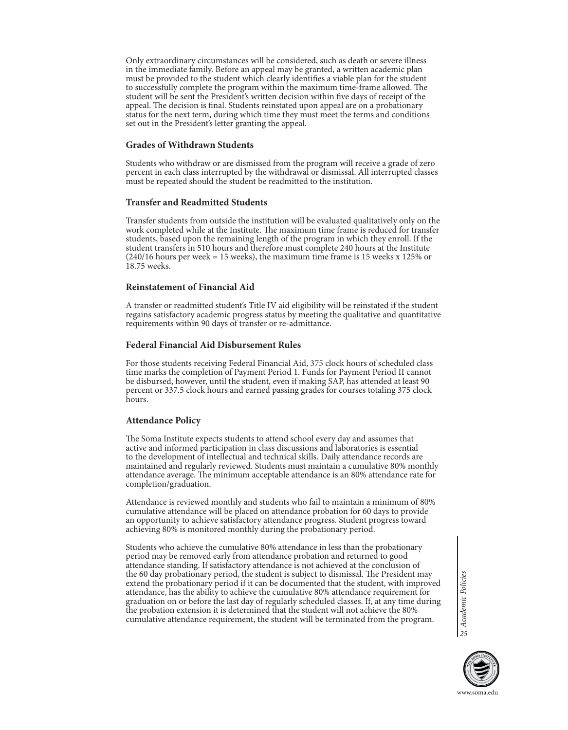Only extraordinary circumstances will be considered, such as death or severe illness in the immediate family. Before an appeal may be granted, a written academic plan must be provided to the student which clearly identifies a viable plan for the student to successfully complete the program within the maximum time-frame allowed. The student will be sent the President's written decision within five days of receipt of the appeal. The decision is final. Students reinstated upon appeal are on a probationary status for the next term, during which time they must meet the terms and conditions set out in the President's letter granting the appeal.

### Grades of Withdrawn Students

Students who withdraw or are dismissed from the program will receive a grade of zero percent in each class interrupted by the withdrawal or dismissal. All interrupted classes must be repeated should the student be readmitted to the institution.

### Transfer and Readmitted Students

Transfer students from outside the institution will be evaluated qualitatively only on the work completed while at the Institute. The maximum time frame is reduced for transfer students, based upon the remaining length of the program in which they enroll. If the student transfers in 510 hours and therefore must complete 240 hours at the Institute (240/16 hours per week = 15 weeks), the maximum time frame is 15 weeks x 125% or 18.75 weeks.

### Reinstatement of Financial Aid

A transfer or readmitted student's Title IV aid eligibility will be reinstated if the student regains satisfactory academic progress status by meeting the qualitative and quantitative requirements within 90 days of transfer or re-admittance.

### Federal Financial Aid Disbursement Rules

For those students receiving Federal Financial Aid, 375 clock hours of scheduled class time marks the completion of Payment Period 1. Funds for Payment Period II cannot be disbursed, however, until the student, even if making SAP, has attended at least 90 percent or 337.5 clock hours and earned passing grades for courses totaling 375 clock hours.

### Attendance Policy

The Soma Institute expects students to attend school every day and assumes that active and informed participation in class discussions and laboratories is essential to the development of intellectual and technical skills. Daily attendance records are maintained and regularly reviewed. Students must maintain a cumulative 80% monthly attendance average. The minimum acceptable attendance is an 80% attendance rate for completion/graduation.

Attendance is reviewed monthly and students who fail to maintain a minimum of 80% cumulative attendance will be placed on attendance probation for 60 days to provide an opportunity to achieve satisfactory attendance progress. Student progress toward achieving 80% is monitored monthly during the probationary period.

Students who achieve the cumulative 80% attendance in less than the probationary period may be removed early from attendance probation and returned to good attendance standing. If satisfactory attendance is not achieved at the conclusion of the 60 day probationary period, the student is subject to dismissal. The President may extend the probationary period if it can be documented that the student, with improved attendance, has the ability to achieve the cumulative 80% attendance requirement for graduation on or before the last day of regularly scheduled classes. If, at any time during the probation extension it is determined that the student will not achieve the 80% cumulative attendance requirement, the student will be terminated from the program.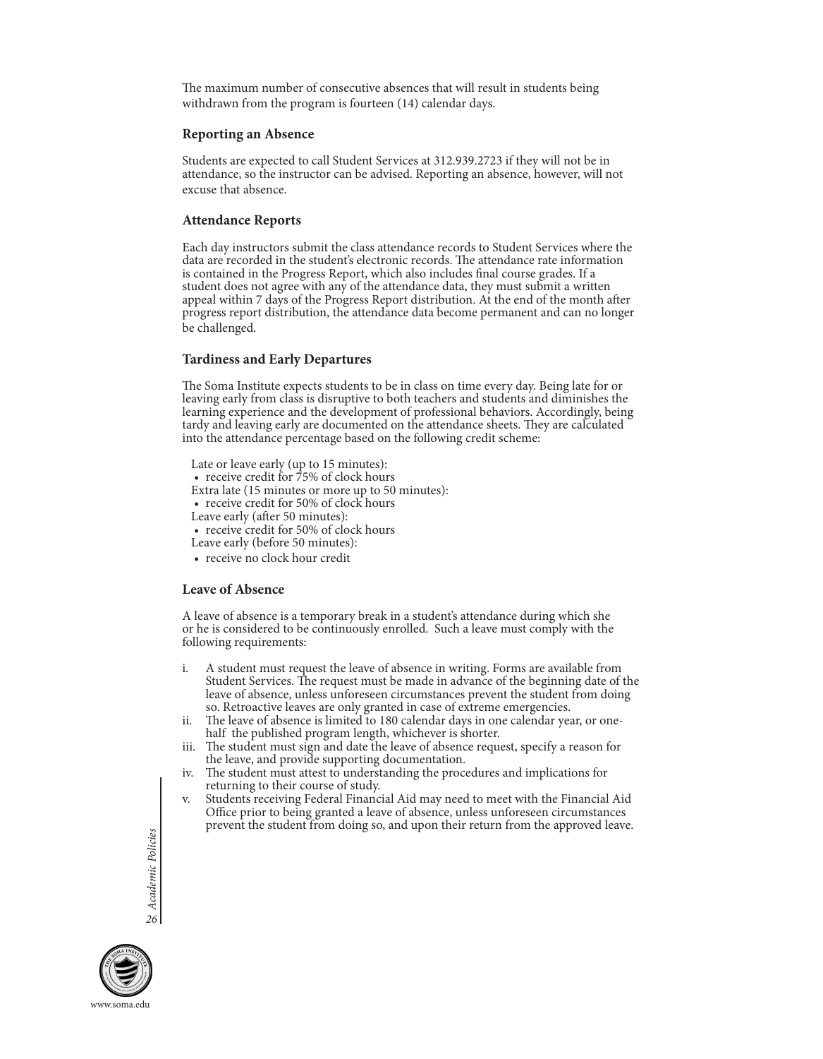The maximum number of consecutive absences that will result in students being withdrawn from the program is fourteen (14) calendar days.

### Reporting an Absence

Students are expected to call Student Services at 312.939.2723 if they will not be in attendance, so the instructor can be advised. Reporting an absence, however, will not excuse that absence.

### Attendance Reports

Each day instructors submit the class attendance records to Student Services where the data are recorded in the student's electronic records. The attendance rate information is contained in the Progress Report, which also includes final course grades. If a student does not agree with any of the attendance data, they must submit a written appeal within 7 days of the Progress Report distribution. At the end of the month after progress report distribution, the attendance data become permanent and can no longer be challenged.

### Tardiness and Early Departures

The Soma Institute expects students to be in class on time every day. Being late for or leaving early from class is disruptive to both teachers and students and diminishes the learning experience and the development of professional behaviors. Accordingly, being tardy and leaving early are documented on the attendance sheets. They are calculated into the attendance percentage based on the following credit scheme:

Late or leave early (up to 15 minutes):
- receive credit for 75% of clock hours

Extra late (15 minutes or more up to 50 minutes):
- receive credit for 50% of clock hours

Leave early (after 50 minutes):
- receive credit for 50% of clock hours

Leave early (before 50 minutes):
- receive no clock hour credit

### Leave of Absence

A leave of absence is a temporary break in a student's attendance during which she or he is considered to be continuously enrolled. Such a leave must comply with the following requirements:

i. A student must request the leave of absence in writing. Forms are available from Student Services. The request must be made in advance of the beginning date of the leave of absence, unless unforeseen circumstances prevent the student from doing so. Retroactive leaves are only granted in case of extreme emergencies.

ii. The leave of absence is limited to 180 calendar days in one calendar year, or one-half the published program length, whichever is shorter.

iii. The student must sign and date the leave of absence request, specify a reason for the leave, and provide supporting documentation.

iv. The student must attest to understanding the procedures and implications for returning to their course of study.

v. Students receiving Federal Financial Aid may need to meet with the Financial Aid Office prior to being granted a leave of absence, unless unforeseen circumstances prevent the student from doing so, and upon their return from the approved leave.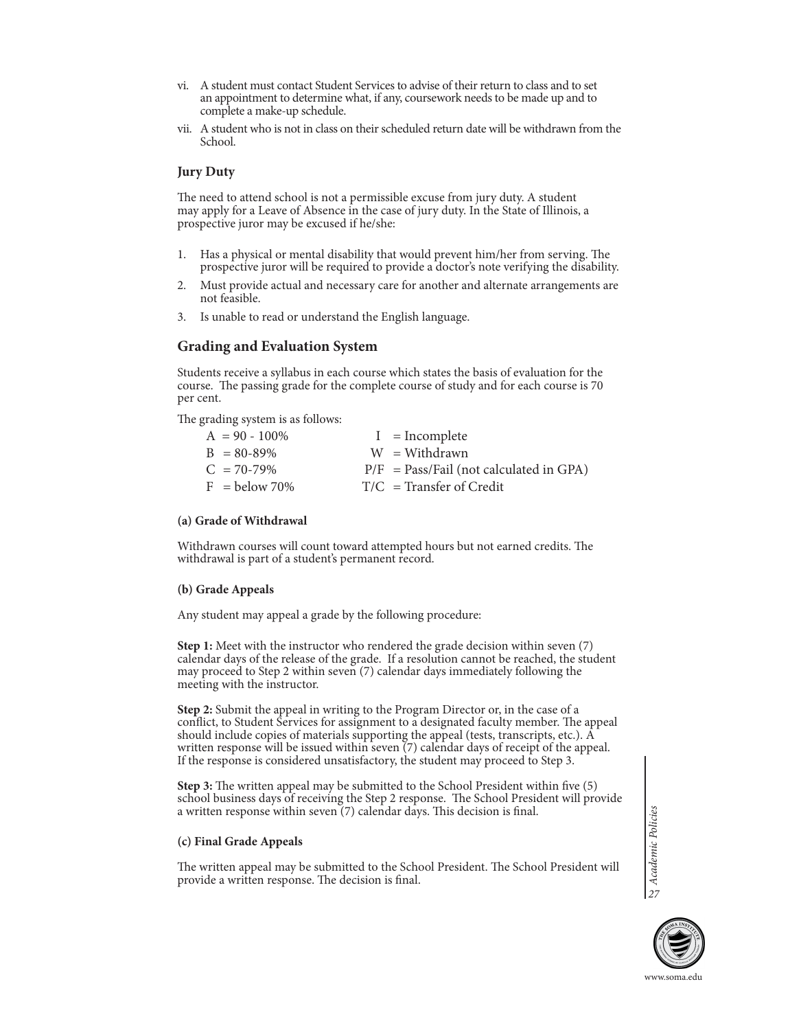vi. A student must contact Student Services to advise of their return to class and to set an appointment to determine what, if any, coursework needs to be made up and to complete a make-up schedule.

vii. A student who is not in class on their scheduled return date will be withdrawn from the School.

### Jury Duty

The need to attend school is not a permissible excuse from jury duty. A student may apply for a Leave of Absence in the case of jury duty. In the State of Illinois, a prospective juror may be excused if he/she:

1. Has a physical or mental disability that would prevent him/her from serving. The prospective juror will be required to provide a doctor's note verifying the disability.
2. Must provide actual and necessary care for another and alternate arrangements are not feasible.
3. Is unable to read or understand the English language.

## Grading and Evaluation System

Students receive a syllabus in each course which states the basis of evaluation for the course. The passing grade for the complete course of study and for each course is 70 per cent.

The grading system is as follows:

| | |
|---|---|
| A = 90 - 100% | I = Incomplete |
| B = 80-89% | W = Withdrawn |
| C = 70-79% | P/F = Pass/Fail (not calculated in GPA) |
| F = below 70% | T/C = Transfer of Credit |

#### (a) Grade of Withdrawal

Withdrawn courses will count toward attempted hours but not earned credits. The withdrawal is part of a student's permanent record.

#### (b) Grade Appeals

Any student may appeal a grade by the following procedure:

**Step 1:** Meet with the instructor who rendered the grade decision within seven (7) calendar days of the release of the grade. If a resolution cannot be reached, the student may proceed to Step 2 within seven (7) calendar days immediately following the meeting with the instructor.

**Step 2:** Submit the appeal in writing to the Program Director or, in the case of a conflict, to Student Services for assignment to a designated faculty member. The appeal should include copies of materials supporting the appeal (tests, transcripts, etc.). A written response will be issued within seven (7) calendar days of receipt of the appeal. If the response is considered unsatisfactory, the student may proceed to Step 3.

**Step 3:** The written appeal may be submitted to the School President within five (5) school business days of receiving the Step 2 response. The School President will provide a written response within seven (7) calendar days. This decision is final.

#### (c) Final Grade Appeals

The written appeal may be submitted to the School President. The School President will provide a written response. The decision is final.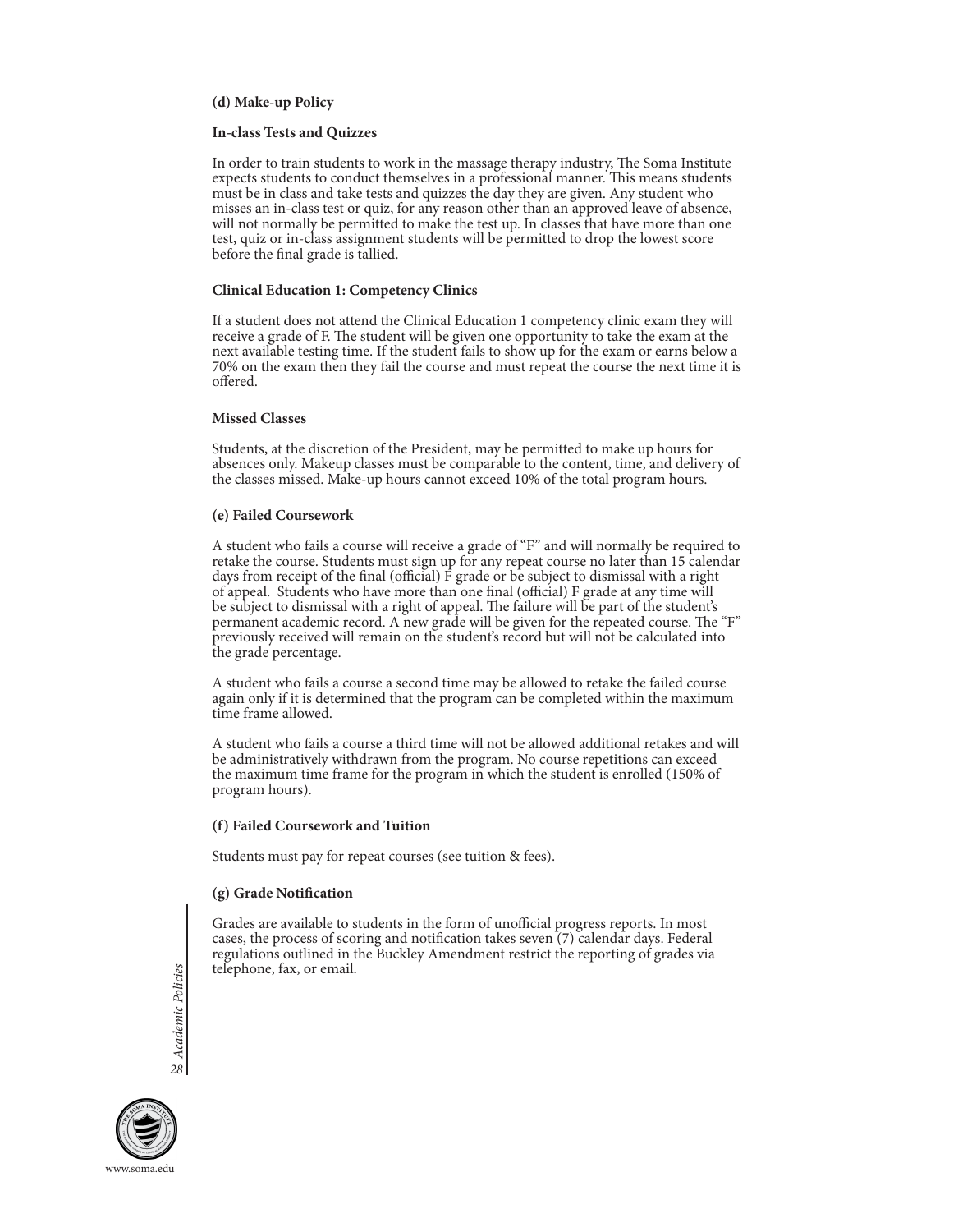**(d) Make-up Policy**

**In-class Tests and Quizzes**

In order to train students to work in the massage therapy industry, The Soma Institute expects students to conduct themselves in a professional manner. This means students must be in class and take tests and quizzes the day they are given. Any student who misses an in-class test or quiz, for any reason other than an approved leave of absence, will not normally be permitted to make the test up. In classes that have more than one test, quiz or in-class assignment students will be permitted to drop the lowest score before the final grade is tallied.

**Clinical Education 1: Competency Clinics**

If a student does not attend the Clinical Education 1 competency clinic exam they will receive a grade of F. The student will be given one opportunity to take the exam at the next available testing time. If the student fails to show up for the exam or earns below a 70% on the exam then they fail the course and must repeat the course the next time it is offered.

**Missed Classes**

Students, at the discretion of the President, may be permitted to make up hours for absences only. Makeup classes must be comparable to the content, time, and delivery of the classes missed. Make-up hours cannot exceed 10% of the total program hours.

**(e) Failed Coursework**

A student who fails a course will receive a grade of "F" and will normally be required to retake the course. Students must sign up for any repeat course no later than 15 calendar days from receipt of the final (official) F grade or be subject to dismissal with a right of appeal. Students who have more than one final (official) F grade at any time will be subject to dismissal with a right of appeal. The failure will be part of the student's permanent academic record. A new grade will be given for the repeated course. The "F" previously received will remain on the student's record but will not be calculated into the grade percentage.

A student who fails a course a second time may be allowed to retake the failed course again only if it is determined that the program can be completed within the maximum time frame allowed.

A student who fails a course a third time will not be allowed additional retakes and will be administratively withdrawn from the program. No course repetitions can exceed the maximum time frame for the program in which the student is enrolled (150% of program hours).

**(f) Failed Coursework and Tuition**

Students must pay for repeat courses (see tuition & fees).

**(g) Grade Notification**

Grades are available to students in the form of unofficial progress reports. In most cases, the process of scoring and notification takes seven (7) calendar days. Federal regulations outlined in the Buckley Amendment restrict the reporting of grades via telephone, fax, or email.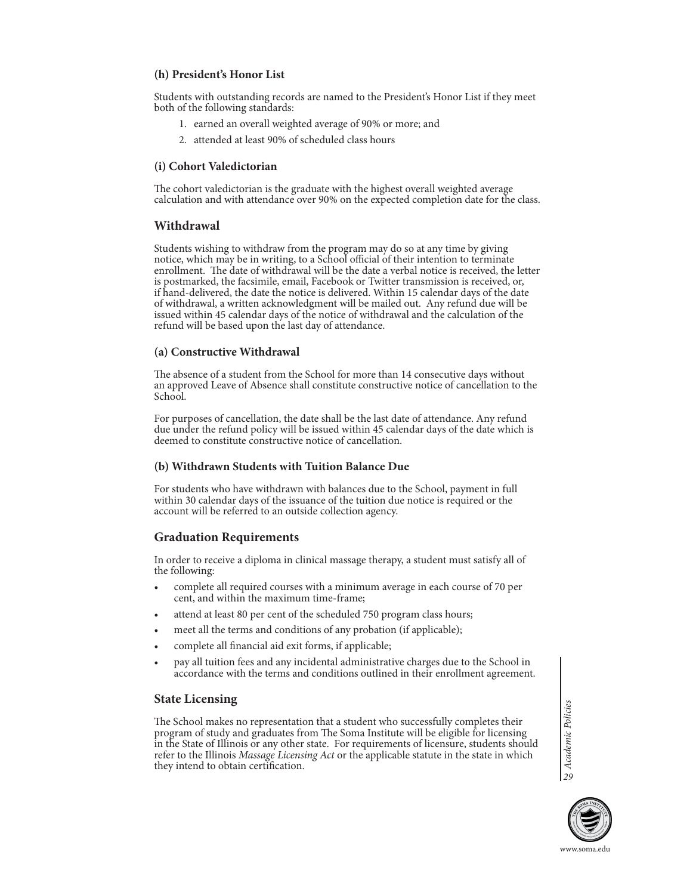#### (h) President's Honor List

Students with outstanding records are named to the President's Honor List if they meet both of the following standards:

1. earned an overall weighted average of 90% or more; and
2. attended at least 90% of scheduled class hours

#### (i) Cohort Valedictorian

The cohort valedictorian is the graduate with the highest overall weighted average calculation and with attendance over 90% on the expected completion date for the class.

### Withdrawal

Students wishing to withdraw from the program may do so at any time by giving notice, which may be in writing, to a School official of their intention to terminate enrollment. The date of withdrawal will be the date a verbal notice is received, the letter is postmarked, the facsimile, email, Facebook or Twitter transmission is received, or, if hand-delivered, the date the notice is delivered. Within 15 calendar days of the date of withdrawal, a written acknowledgment will be mailed out. Any refund due will be issued within 45 calendar days of the notice of withdrawal and the calculation of the refund will be based upon the last day of attendance.

#### (a) Constructive Withdrawal

The absence of a student from the School for more than 14 consecutive days without an approved Leave of Absence shall constitute constructive notice of cancellation to the School.

For purposes of cancellation, the date shall be the last date of attendance. Any refund due under the refund policy will be issued within 45 calendar days of the date which is deemed to constitute constructive notice of cancellation.

#### (b) Withdrawn Students with Tuition Balance Due

For students who have withdrawn with balances due to the School, payment in full within 30 calendar days of the issuance of the tuition due notice is required or the account will be referred to an outside collection agency.

### Graduation Requirements

In order to receive a diploma in clinical massage therapy, a student must satisfy all of the following:

- complete all required courses with a minimum average in each course of 70 per cent, and within the maximum time-frame;
- attend at least 80 per cent of the scheduled 750 program class hours;
- meet all the terms and conditions of any probation (if applicable);
- complete all financial aid exit forms, if applicable;
- pay all tuition fees and any incidental administrative charges due to the School in accordance with the terms and conditions outlined in their enrollment agreement.

### State Licensing

The School makes no representation that a student who successfully completes their program of study and graduates from The Soma Institute will be eligible for licensing in the State of Illinois or any other state. For requirements of licensure, students should refer to the Illinois *Massage Licensing Act* or the applicable statute in the state in which they intend to obtain certification.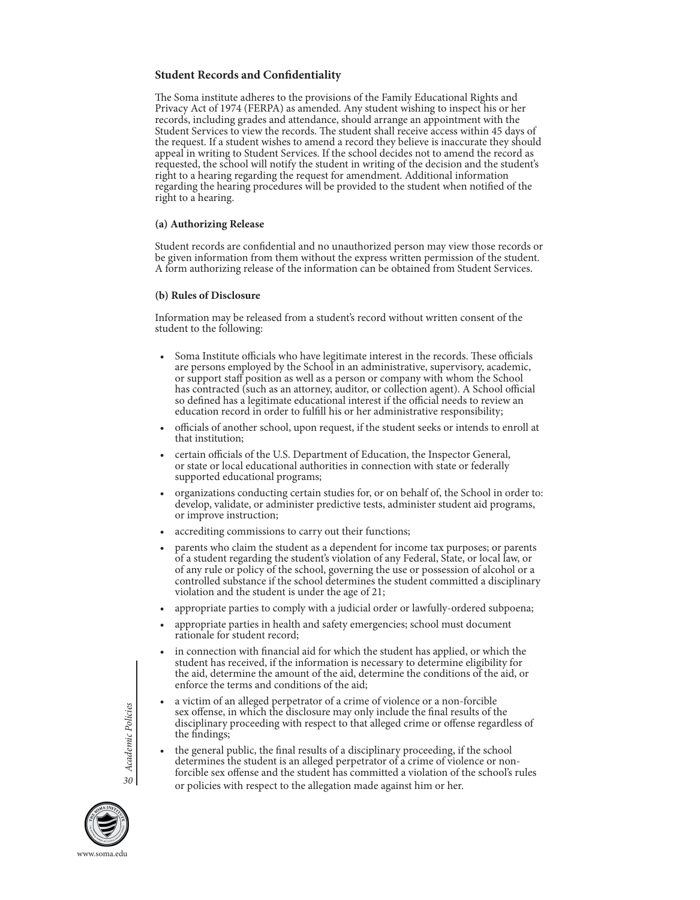## Student Records and Confidentiality

The Soma institute adheres to the provisions of the Family Educational Rights and Privacy Act of 1974 (FERPA) as amended. Any student wishing to inspect his or her records, including grades and attendance, should arrange an appointment with the Student Services to view the records. The student shall receive access within 45 days of the request. If a student wishes to amend a record they believe is inaccurate they should appeal in writing to Student Services. If the school decides not to amend the record as requested, the school will notify the student in writing of the decision and the student's right to a hearing regarding the request for amendment. Additional information regarding the hearing procedures will be provided to the student when notified of the right to a hearing.

### (a) Authorizing Release

Student records are confidential and no unauthorized person may view those records or be given information from them without the express written permission of the student. A form authorizing release of the information can be obtained from Student Services.

### (b) Rules of Disclosure

Information may be released from a student's record without written consent of the student to the following:

- Soma Institute officials who have legitimate interest in the records. These officials are persons employed by the School in an administrative, supervisory, academic, or support staff position as well as a person or company with whom the School has contracted (such as an attorney, auditor, or collection agent). A School official so defined has a legitimate educational interest if the official needs to review an education record in order to fulfill his or her administrative responsibility;
- officials of another school, upon request, if the student seeks or intends to enroll at that institution;
- certain officials of the U.S. Department of Education, the Inspector General, or state or local educational authorities in connection with state or federally supported educational programs;
- organizations conducting certain studies for, or on behalf of, the School in order to: develop, validate, or administer predictive tests, administer student aid programs, or improve instruction;
- accrediting commissions to carry out their functions;
- parents who claim the student as a dependent for income tax purposes; or parents of a student regarding the student's violation of any Federal, State, or local law, or of any rule or policy of the school, governing the use or possession of alcohol or a controlled substance if the school determines the student committed a disciplinary violation and the student is under the age of 21;
- appropriate parties to comply with a judicial order or lawfully-ordered subpoena;
- appropriate parties in health and safety emergencies; school must document rationale for student record;
- in connection with financial aid for which the student has applied, or which the student has received, if the information is necessary to determine eligibility for the aid, determine the amount of the aid, determine the conditions of the aid, or enforce the terms and conditions of the aid;
- a victim of an alleged perpetrator of a crime of violence or a non-forcible sex offense, in which the disclosure may only include the final results of the disciplinary proceeding with respect to that alleged crime or offense regardless of the findings;
- the general public, the final results of a disciplinary proceeding, if the school determines the student is an alleged perpetrator of a crime of violence or non-forcible sex offense and the student has committed a violation of the school's rules or policies with respect to the allegation made against him or her.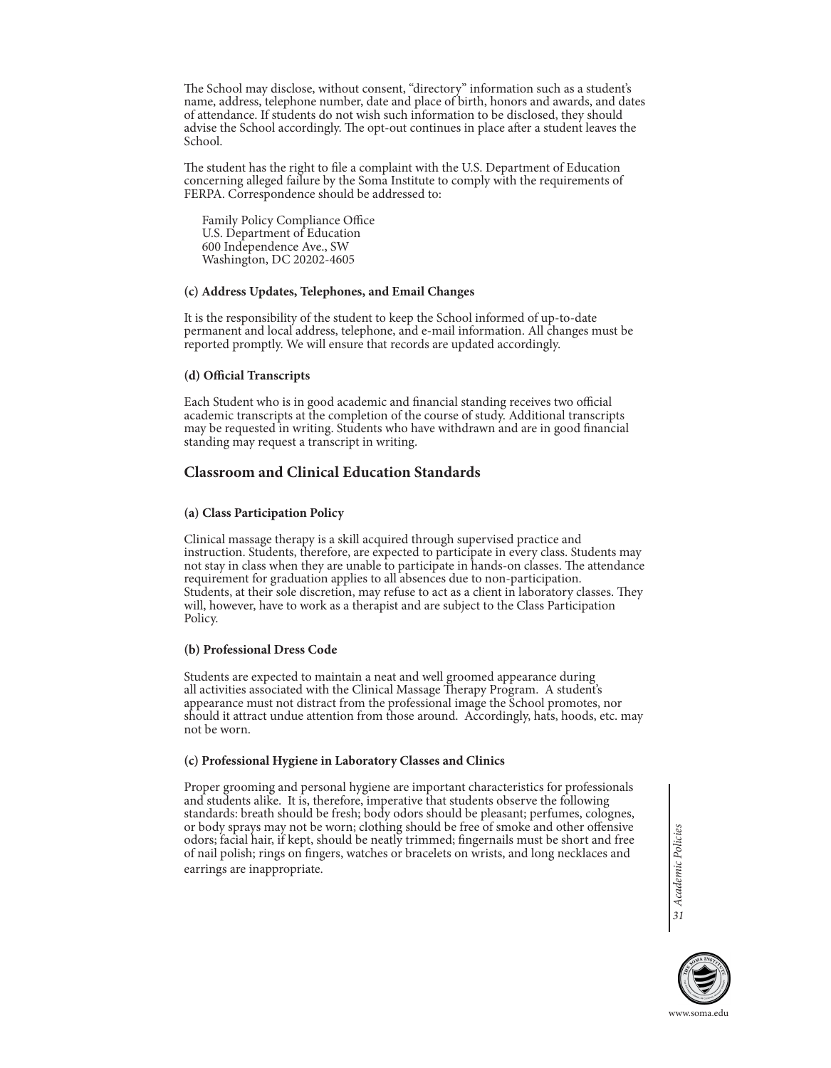The School may disclose, without consent, "directory" information such as a student's name, address, telephone number, date and place of birth, honors and awards, and dates of attendance. If students do not wish such information to be disclosed, they should advise the School accordingly. The opt-out continues in place after a student leaves the School.

The student has the right to file a complaint with the U.S. Department of Education concerning alleged failure by the Soma Institute to comply with the requirements of FERPA. Correspondence should be addressed to:

Family Policy Compliance Office  
U.S. Department of Education  
600 Independence Ave., SW  
Washington, DC 20202-4605

#### (c) Address Updates, Telephones, and Email Changes

It is the responsibility of the student to keep the School informed of up-to-date permanent and local address, telephone, and e-mail information. All changes must be reported promptly. We will ensure that records are updated accordingly.

#### (d) Official Transcripts

Each Student who is in good academic and financial standing receives two official academic transcripts at the completion of the course of study. Additional transcripts may be requested in writing. Students who have withdrawn and are in good financial standing may request a transcript in writing.

## Classroom and Clinical Education Standards

#### (a) Class Participation Policy

Clinical massage therapy is a skill acquired through supervised practice and instruction. Students, therefore, are expected to participate in every class. Students may not stay in class when they are unable to participate in hands-on classes. The attendance requirement for graduation applies to all absences due to non-participation. Students, at their sole discretion, may refuse to act as a client in laboratory classes. They will, however, have to work as a therapist and are subject to the Class Participation Policy.

#### (b) Professional Dress Code

Students are expected to maintain a neat and well groomed appearance during all activities associated with the Clinical Massage Therapy Program. A student's appearance must not distract from the professional image the School promotes, nor should it attract undue attention from those around. Accordingly, hats, hoods, etc. may not be worn.

#### (c) Professional Hygiene in Laboratory Classes and Clinics

Proper grooming and personal hygiene are important characteristics for professionals and students alike. It is, therefore, imperative that students observe the following standards: breath should be fresh; body odors should be pleasant; perfumes, colognes, or body sprays may not be worn; clothing should be free of smoke and other offensive odors; facial hair, if kept, should be neatly trimmed; fingernails must be short and free of nail polish; rings on fingers, watches or bracelets on wrists, and long necklaces and earrings are inappropriate.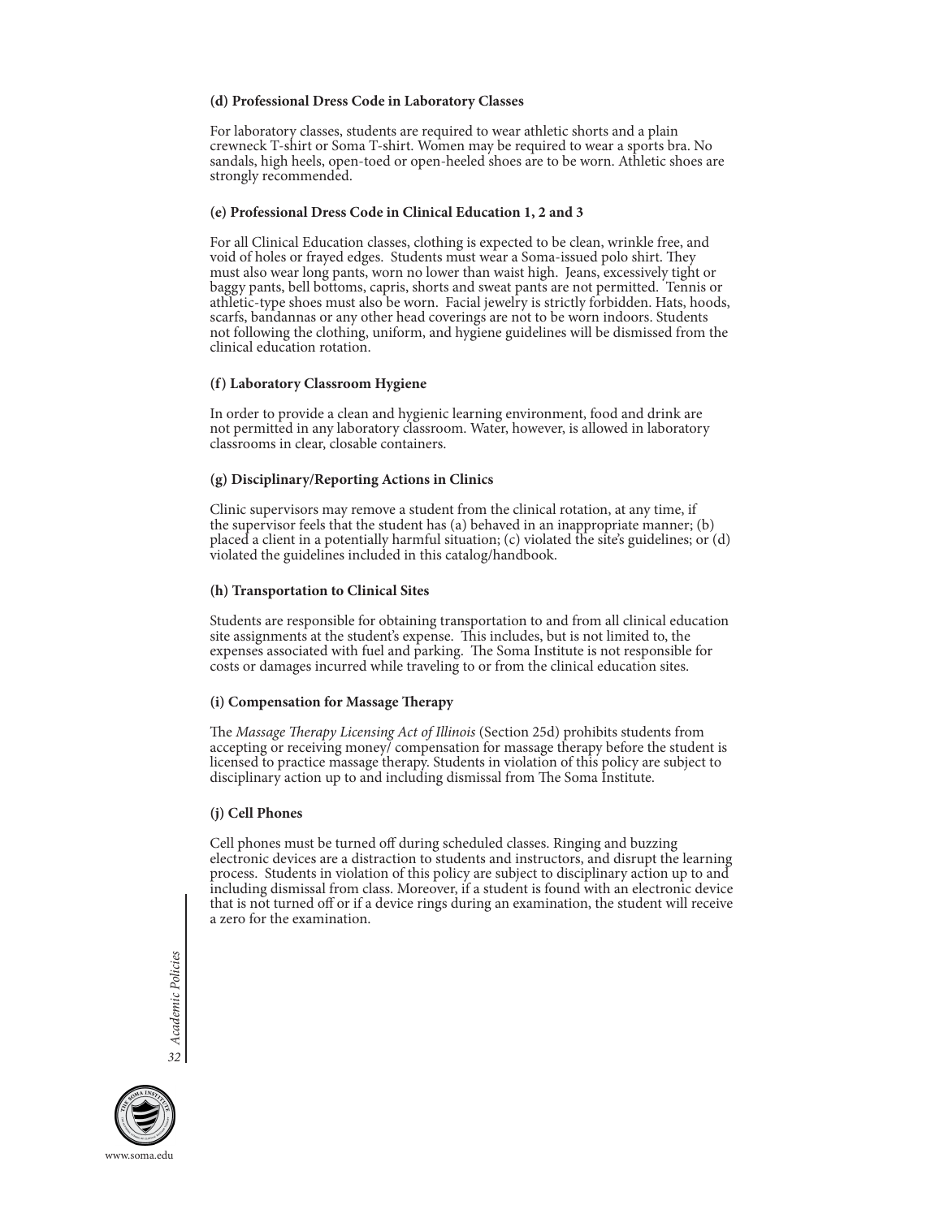#### (d) Professional Dress Code in Laboratory Classes

For laboratory classes, students are required to wear athletic shorts and a plain crewneck T-shirt or Soma T-shirt. Women may be required to wear a sports bra. No sandals, high heels, open-toed or open-heeled shoes are to be worn. Athletic shoes are strongly recommended.

#### (e) Professional Dress Code in Clinical Education 1, 2 and 3

For all Clinical Education classes, clothing is expected to be clean, wrinkle free, and void of holes or frayed edges. Students must wear a Soma-issued polo shirt. They must also wear long pants, worn no lower than waist high. Jeans, excessively tight or baggy pants, bell bottoms, capris, shorts and sweat pants are not permitted. Tennis or athletic-type shoes must also be worn. Facial jewelry is strictly forbidden. Hats, hoods, scarfs, bandannas or any other head coverings are not to be worn indoors. Students not following the clothing, uniform, and hygiene guidelines will be dismissed from the clinical education rotation.

#### (f) Laboratory Classroom Hygiene

In order to provide a clean and hygienic learning environment, food and drink are not permitted in any laboratory classroom. Water, however, is allowed in laboratory classrooms in clear, closable containers.

#### (g) Disciplinary/Reporting Actions in Clinics

Clinic supervisors may remove a student from the clinical rotation, at any time, if the supervisor feels that the student has (a) behaved in an inappropriate manner; (b) placed a client in a potentially harmful situation; (c) violated the site's guidelines; or (d) violated the guidelines included in this catalog/handbook.

#### (h) Transportation to Clinical Sites

Students are responsible for obtaining transportation to and from all clinical education site assignments at the student's expense. This includes, but is not limited to, the expenses associated with fuel and parking. The Soma Institute is not responsible for costs or damages incurred while traveling to or from the clinical education sites.

#### (i) Compensation for Massage Therapy

The *Massage Therapy Licensing Act of Illinois* (Section 25d) prohibits students from accepting or receiving money/ compensation for massage therapy before the student is licensed to practice massage therapy. Students in violation of this policy are subject to disciplinary action up to and including dismissal from The Soma Institute.

#### (j) Cell Phones

Cell phones must be turned off during scheduled classes. Ringing and buzzing electronic devices are a distraction to students and instructors, and disrupt the learning process. Students in violation of this policy are subject to disciplinary action up to and including dismissal from class. Moreover, if a student is found with an electronic device that is not turned off or if a device rings during an examination, the student will receive a zero for the examination.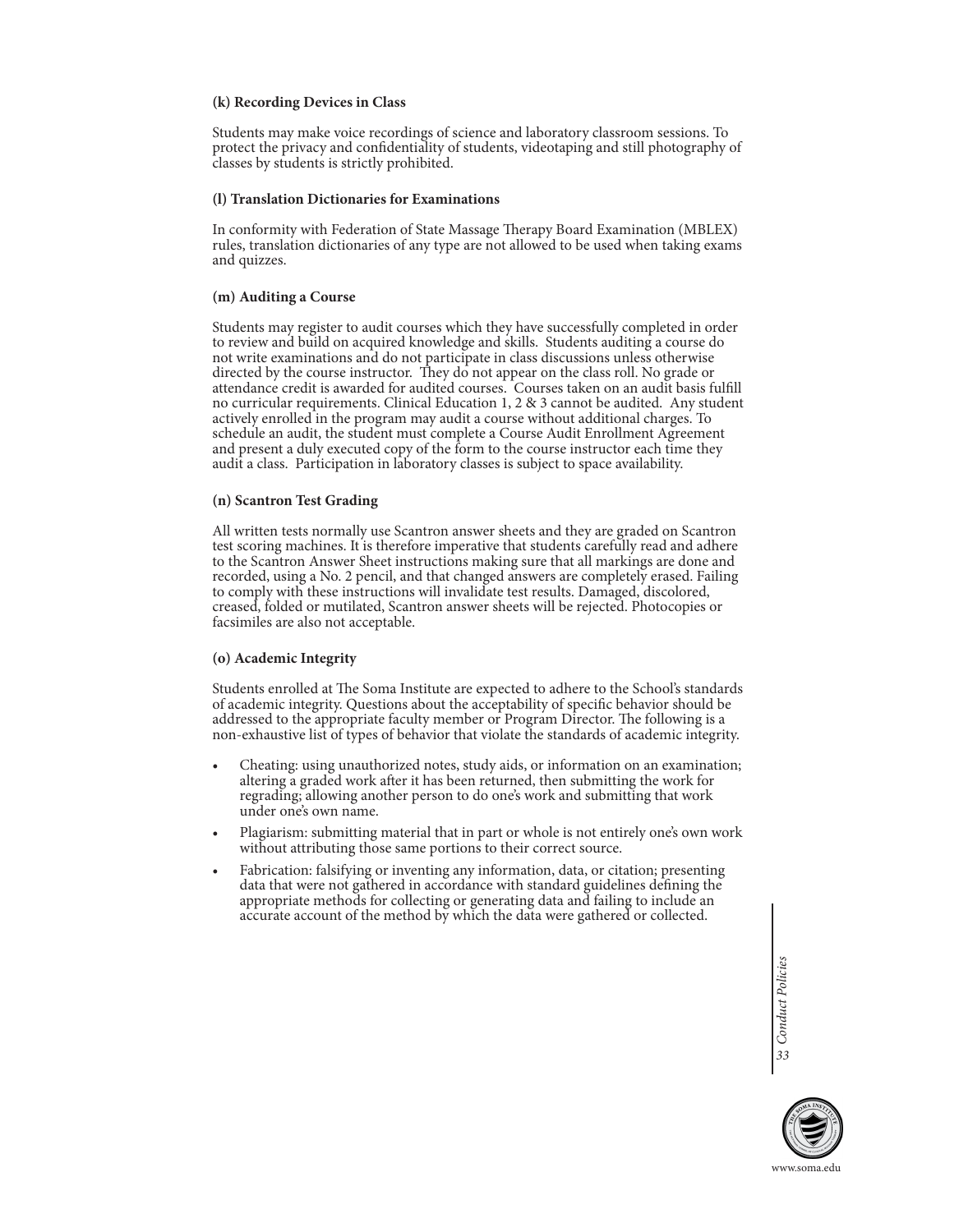**(k) Recording Devices in Class**

Students may make voice recordings of science and laboratory classroom sessions. To protect the privacy and confidentiality of students, videotaping and still photography of classes by students is strictly prohibited.

**(l) Translation Dictionaries for Examinations**

In conformity with Federation of State Massage Therapy Board Examination (MBLEX) rules, translation dictionaries of any type are not allowed to be used when taking exams and quizzes.

**(m) Auditing a Course**

Students may register to audit courses which they have successfully completed in order to review and build on acquired knowledge and skills. Students auditing a course do not write examinations and do not participate in class discussions unless otherwise directed by the course instructor. They do not appear on the class roll. No grade or attendance credit is awarded for audited courses. Courses taken on an audit basis fulfill no curricular requirements. Clinical Education 1, 2 & 3 cannot be audited. Any student actively enrolled in the program may audit a course without additional charges. To schedule an audit, the student must complete a Course Audit Enrollment Agreement and present a duly executed copy of the form to the course instructor each time they audit a class. Participation in laboratory classes is subject to space availability.

**(n) Scantron Test Grading**

All written tests normally use Scantron answer sheets and they are graded on Scantron test scoring machines. It is therefore imperative that students carefully read and adhere to the Scantron Answer Sheet instructions making sure that all markings are done and recorded, using a No. 2 pencil, and that changed answers are completely erased. Failing to comply with these instructions will invalidate test results. Damaged, discolored, creased, folded or mutilated, Scantron answer sheets will be rejected. Photocopies or facsimiles are also not acceptable.

**(o) Academic Integrity**

Students enrolled at The Soma Institute are expected to adhere to the School's standards of academic integrity. Questions about the acceptability of specific behavior should be addressed to the appropriate faculty member or Program Director. The following is a non-exhaustive list of types of behavior that violate the standards of academic integrity.

- Cheating: using unauthorized notes, study aids, or information on an examination; altering a graded work after it has been returned, then submitting the work for regrading; allowing another person to do one's work and submitting that work under one's own name.
- Plagiarism: submitting material that in part or whole is not entirely one's own work without attributing those same portions to their correct source.
- Fabrication: falsifying or inventing any information, data, or citation; presenting data that were not gathered in accordance with standard guidelines defining the appropriate methods for collecting or generating data and failing to include an accurate account of the method by which the data were gathered or collected.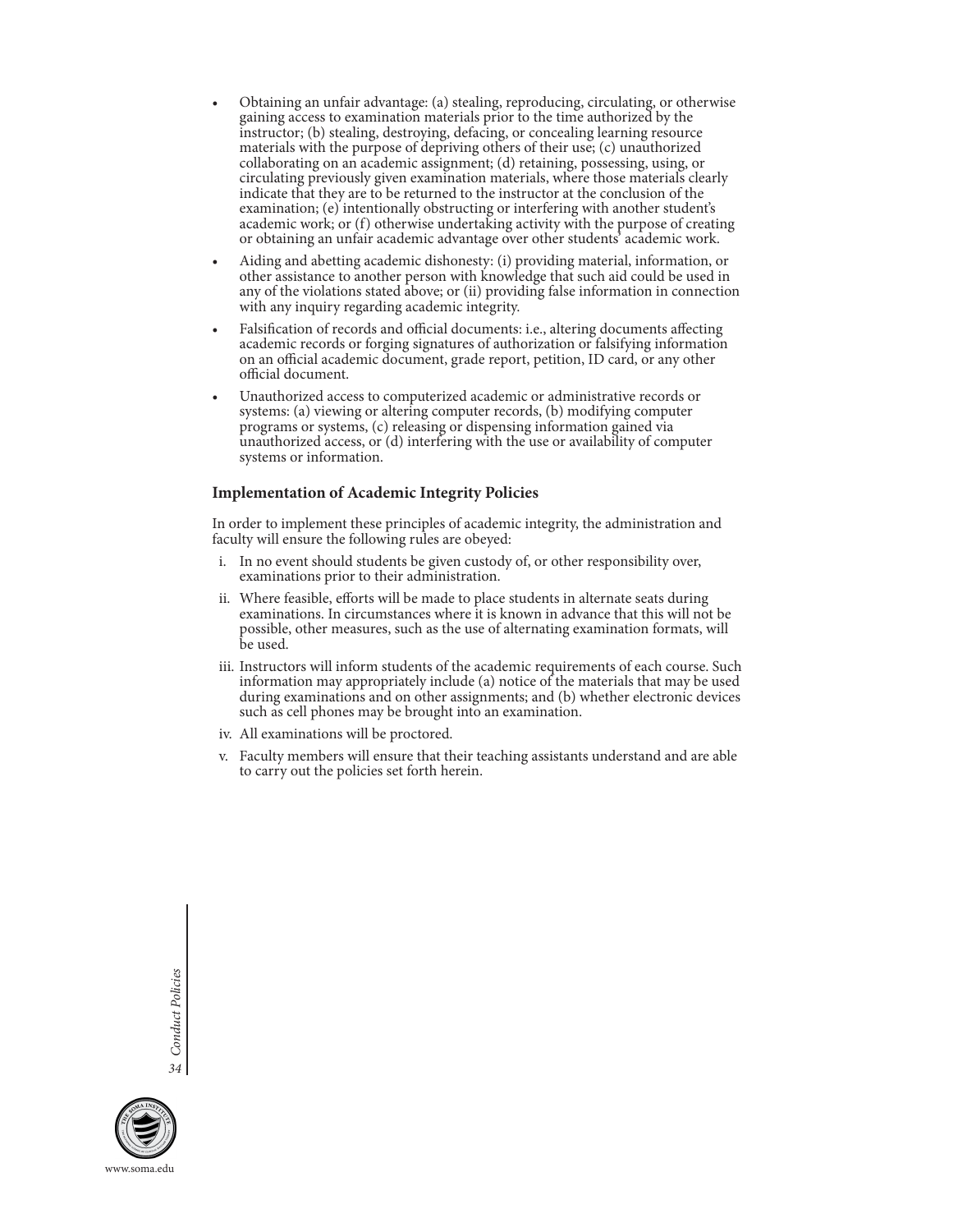- Obtaining an unfair advantage: (a) stealing, reproducing, circulating, or otherwise gaining access to examination materials prior to the time authorized by the instructor; (b) stealing, destroying, defacing, or concealing learning resource materials with the purpose of depriving others of their use; (c) unauthorized collaborating on an academic assignment; (d) retaining, possessing, using, or circulating previously given examination materials, where those materials clearly indicate that they are to be returned to the instructor at the conclusion of the examination; (e) intentionally obstructing or interfering with another student's academic work; or (f) otherwise undertaking activity with the purpose of creating or obtaining an unfair academic advantage over other students' academic work.
- Aiding and abetting academic dishonesty: (i) providing material, information, or other assistance to another person with knowledge that such aid could be used in any of the violations stated above; or (ii) providing false information in connection with any inquiry regarding academic integrity.
- Falsification of records and official documents: i.e., altering documents affecting academic records or forging signatures of authorization or falsifying information on an official academic document, grade report, petition, ID card, or any other official document.
- Unauthorized access to computerized academic or administrative records or systems: (a) viewing or altering computer records, (b) modifying computer programs or systems, (c) releasing or dispensing information gained via unauthorized access, or (d) interfering with the use or availability of computer systems or information.

### Implementation of Academic Integrity Policies

In order to implement these principles of academic integrity, the administration and faculty will ensure the following rules are obeyed:

i. In no event should students be given custody of, or other responsibility over, examinations prior to their administration.

ii. Where feasible, efforts will be made to place students in alternate seats during examinations. In circumstances where it is known in advance that this will not be possible, other measures, such as the use of alternating examination formats, will be used.

iii. Instructors will inform students of the academic requirements of each course. Such information may appropriately include (a) notice of the materials that may be used during examinations and on other assignments; and (b) whether electronic devices such as cell phones may be brought into an examination.

iv. All examinations will be proctored.

v. Faculty members will ensure that their teaching assistants understand and are able to carry out the policies set forth herein.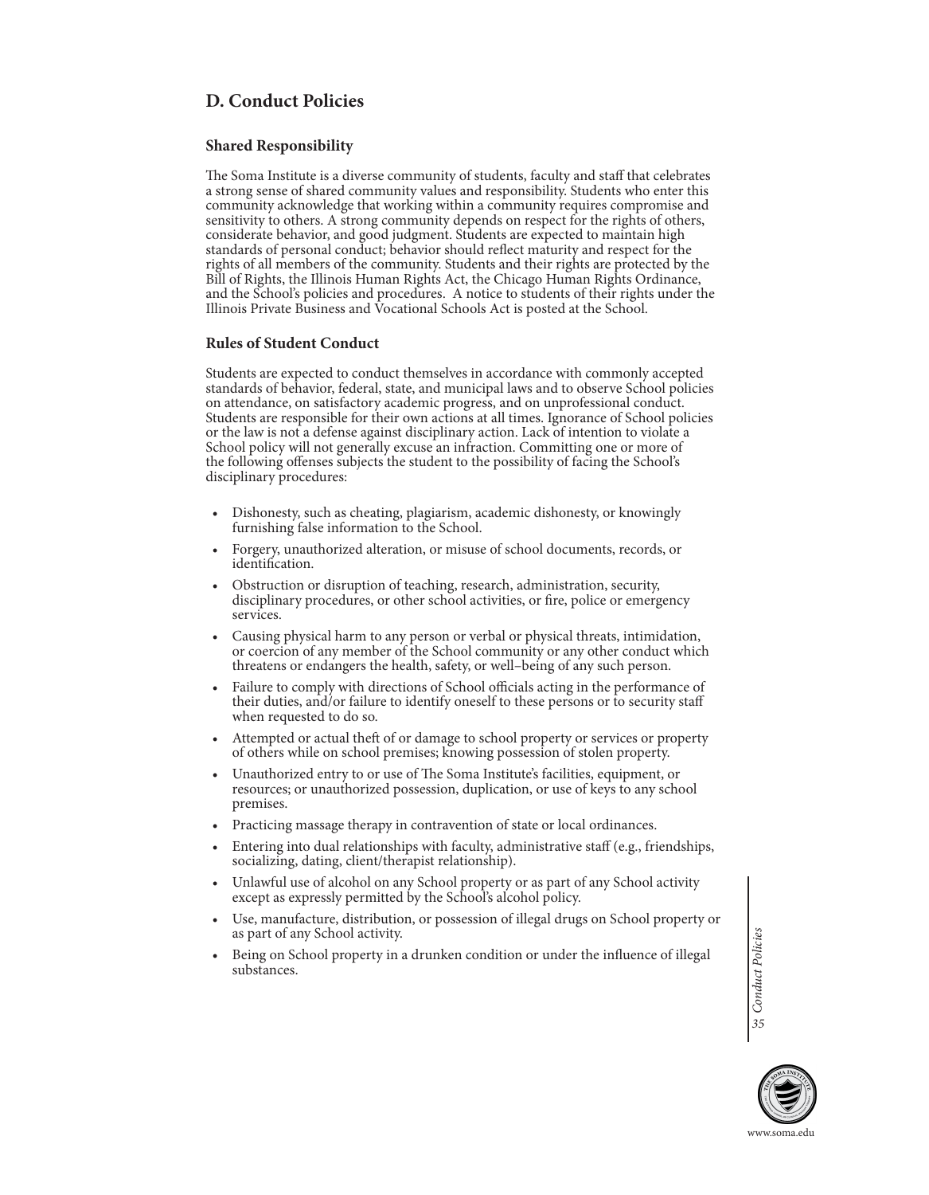## D. Conduct Policies

### Shared Responsibility

The Soma Institute is a diverse community of students, faculty and staff that celebrates a strong sense of shared community values and responsibility. Students who enter this community acknowledge that working within a community requires compromise and sensitivity to others. A strong community depends on respect for the rights of others, considerate behavior, and good judgment. Students are expected to maintain high standards of personal conduct; behavior should reflect maturity and respect for the rights of all members of the community. Students and their rights are protected by the Bill of Rights, the Illinois Human Rights Act, the Chicago Human Rights Ordinance, and the School's policies and procedures. A notice to students of their rights under the Illinois Private Business and Vocational Schools Act is posted at the School.

### Rules of Student Conduct

Students are expected to conduct themselves in accordance with commonly accepted standards of behavior, federal, state, and municipal laws and to observe School policies on attendance, on satisfactory academic progress, and on unprofessional conduct. Students are responsible for their own actions at all times. Ignorance of School policies or the law is not a defense against disciplinary action. Lack of intention to violate a School policy will not generally excuse an infraction. Committing one or more of the following offenses subjects the student to the possibility of facing the School's disciplinary procedures:

- Dishonesty, such as cheating, plagiarism, academic dishonesty, or knowingly furnishing false information to the School.
- Forgery, unauthorized alteration, or misuse of school documents, records, or identification.
- Obstruction or disruption of teaching, research, administration, security, disciplinary procedures, or other school activities, or fire, police or emergency services.
- Causing physical harm to any person or verbal or physical threats, intimidation, or coercion of any member of the School community or any other conduct which threatens or endangers the health, safety, or well–being of any such person.
- Failure to comply with directions of School officials acting in the performance of their duties, and/or failure to identify oneself to these persons or to security staff when requested to do so.
- Attempted or actual theft of or damage to school property or services or property of others while on school premises; knowing possession of stolen property.
- Unauthorized entry to or use of The Soma Institute's facilities, equipment, or resources; or unauthorized possession, duplication, or use of keys to any school premises.
- Practicing massage therapy in contravention of state or local ordinances.
- Entering into dual relationships with faculty, administrative staff (e.g., friendships, socializing, dating, client/therapist relationship).
- Unlawful use of alcohol on any School property or as part of any School activity except as expressly permitted by the School's alcohol policy.
- Use, manufacture, distribution, or possession of illegal drugs on School property or as part of any School activity.
- Being on School property in a drunken condition or under the influence of illegal substances.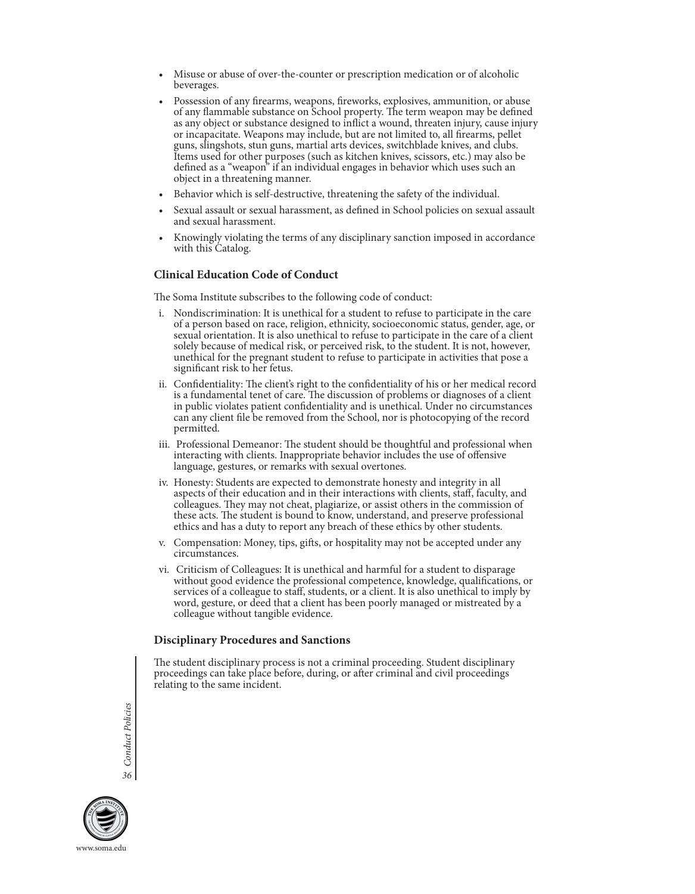- Misuse or abuse of over-the-counter or prescription medication or of alcoholic beverages.
- Possession of any firearms, weapons, fireworks, explosives, ammunition, or abuse of any flammable substance on School property. The term weapon may be defined as any object or substance designed to inflict a wound, threaten injury, cause injury or incapacitate. Weapons may include, but are not limited to, all firearms, pellet guns, slingshots, stun guns, martial arts devices, switchblade knives, and clubs. Items used for other purposes (such as kitchen knives, scissors, etc.) may also be defined as a "weapon" if an individual engages in behavior which uses such an object in a threatening manner.
- Behavior which is self-destructive, threatening the safety of the individual.
- Sexual assault or sexual harassment, as defined in School policies on sexual assault and sexual harassment.
- Knowingly violating the terms of any disciplinary sanction imposed in accordance with this Catalog.

### Clinical Education Code of Conduct

The Soma Institute subscribes to the following code of conduct:

i. Nondiscrimination: It is unethical for a student to refuse to participate in the care of a person based on race, religion, ethnicity, socioeconomic status, gender, age, or sexual orientation. It is also unethical to refuse to participate in the care of a client solely because of medical risk, or perceived risk, to the student. It is not, however, unethical for the pregnant student to refuse to participate in activities that pose a significant risk to her fetus.

ii. Confidentiality: The client's right to the confidentiality of his or her medical record is a fundamental tenet of care. The discussion of problems or diagnoses of a client in public violates patient confidentiality and is unethical. Under no circumstances can any client file be removed from the School, nor is photocopying of the record permitted.

iii. Professional Demeanor: The student should be thoughtful and professional when interacting with clients. Inappropriate behavior includes the use of offensive language, gestures, or remarks with sexual overtones.

iv. Honesty: Students are expected to demonstrate honesty and integrity in all aspects of their education and in their interactions with clients, staff, faculty, and colleagues. They may not cheat, plagiarize, or assist others in the commission of these acts. The student is bound to know, understand, and preserve professional ethics and has a duty to report any breach of these ethics by other students.

v. Compensation: Money, tips, gifts, or hospitality may not be accepted under any circumstances.

vi. Criticism of Colleagues: It is unethical and harmful for a student to disparage without good evidence the professional competence, knowledge, qualifications, or services of a colleague to staff, students, or a client. It is also unethical to imply by word, gesture, or deed that a client has been poorly managed or mistreated by a colleague without tangible evidence.

### Disciplinary Procedures and Sanctions

The student disciplinary process is not a criminal proceeding. Student disciplinary proceedings can take place before, during, or after criminal and civil proceedings relating to the same incident.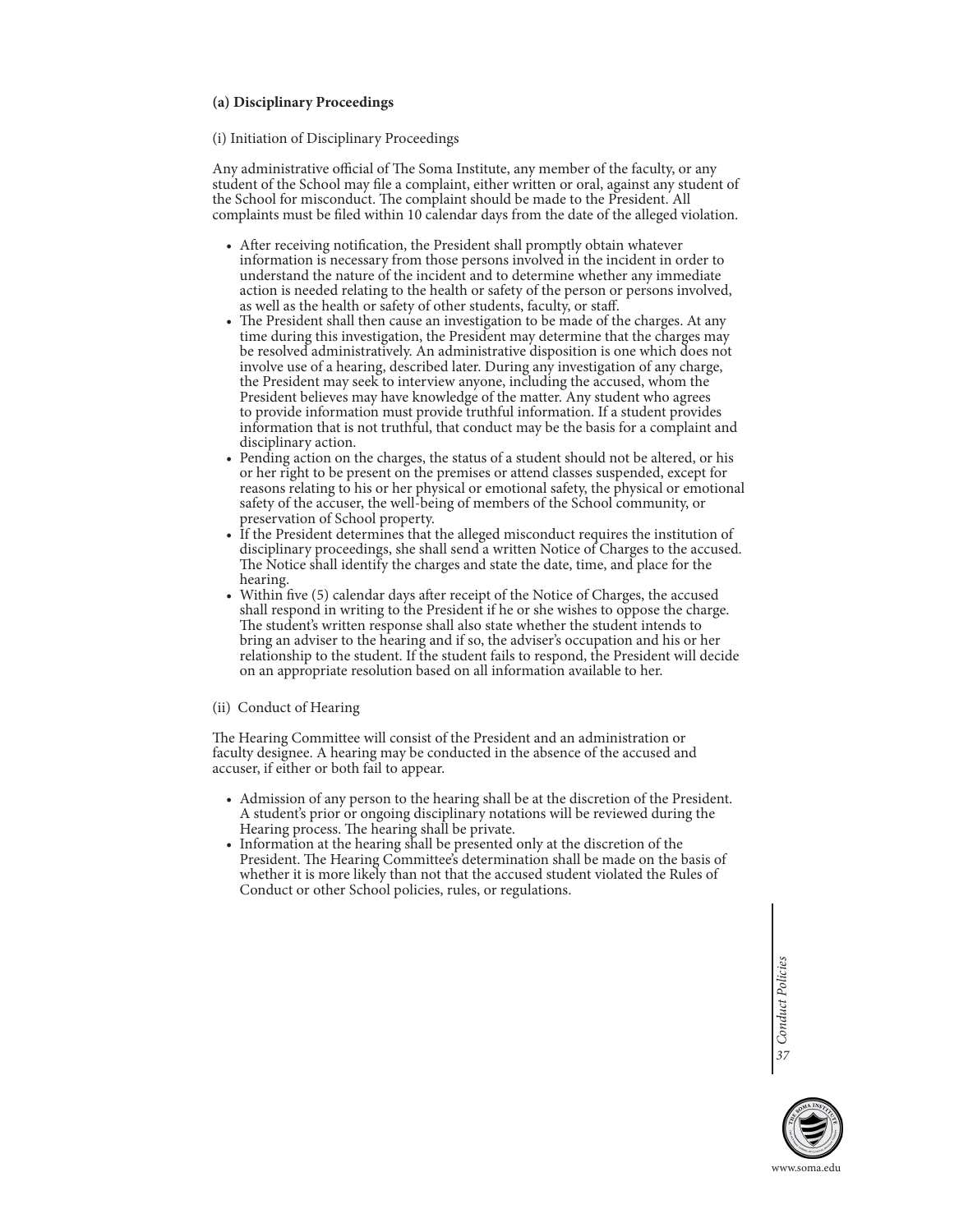### (a) Disciplinary Proceedings

(i) Initiation of Disciplinary Proceedings

Any administrative official of The Soma Institute, any member of the faculty, or any student of the School may file a complaint, either written or oral, against any student of the School for misconduct. The complaint should be made to the President. All complaints must be filed within 10 calendar days from the date of the alleged violation.

- After receiving notification, the President shall promptly obtain whatever information is necessary from those persons involved in the incident in order to understand the nature of the incident and to determine whether any immediate action is needed relating to the health or safety of the person or persons involved, as well as the health or safety of other students, faculty, or staff.
- The President shall then cause an investigation to be made of the charges. At any time during this investigation, the President may determine that the charges may be resolved administratively. An administrative disposition is one which does not involve use of a hearing, described later. During any investigation of any charge, the President may seek to interview anyone, including the accused, whom the President believes may have knowledge of the matter. Any student who agrees to provide information must provide truthful information. If a student provides information that is not truthful, that conduct may be the basis for a complaint and disciplinary action.
- Pending action on the charges, the status of a student should not be altered, or his or her right to be present on the premises or attend classes suspended, except for reasons relating to his or her physical or emotional safety, the physical or emotional safety of the accuser, the well-being of members of the School community, or preservation of School property.
- If the President determines that the alleged misconduct requires the institution of disciplinary proceedings, she shall send a written Notice of Charges to the accused. The Notice shall identify the charges and state the date, time, and place for the hearing.
- Within five (5) calendar days after receipt of the Notice of Charges, the accused shall respond in writing to the President if he or she wishes to oppose the charge. The student's written response shall also state whether the student intends to bring an adviser to the hearing and if so, the adviser's occupation and his or her relationship to the student. If the student fails to respond, the President will decide on an appropriate resolution based on all information available to her.

(ii) Conduct of Hearing

The Hearing Committee will consist of the President and an administration or faculty designee. A hearing may be conducted in the absence of the accused and accuser, if either or both fail to appear.

- Admission of any person to the hearing shall be at the discretion of the President. A student's prior or ongoing disciplinary notations will be reviewed during the Hearing process. The hearing shall be private.
- Information at the hearing shall be presented only at the discretion of the President. The Hearing Committee's determination shall be made on the basis of whether it is more likely than not that the accused student violated the Rules of Conduct or other School policies, rules, or regulations.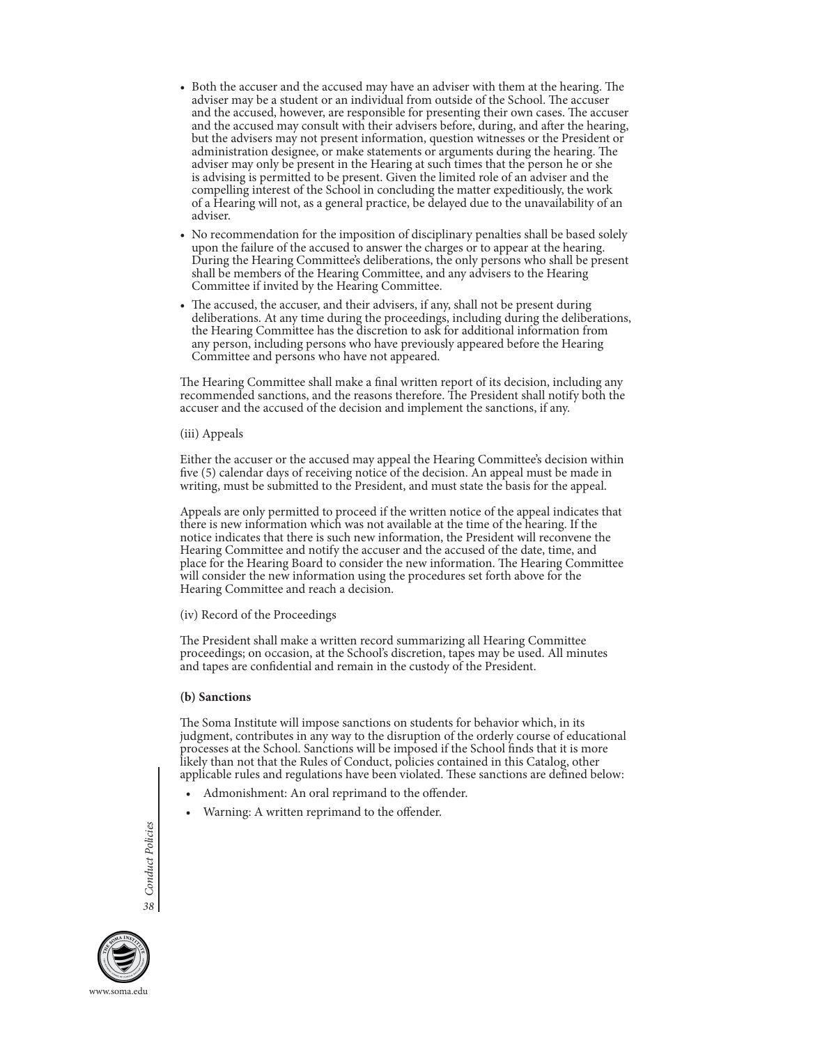- Both the accuser and the accused may have an adviser with them at the hearing. The adviser may be a student or an individual from outside of the School. The accuser and the accused, however, are responsible for presenting their own cases. The accuser and the accused may consult with their advisers before, during, and after the hearing, but the advisers may not present information, question witnesses or the President or administration designee, or make statements or arguments during the hearing. The adviser may only be present in the Hearing at such times that the person he or she is advising is permitted to be present. Given the limited role of an adviser and the compelling interest of the School in concluding the matter expeditiously, the work of a Hearing will not, as a general practice, be delayed due to the unavailability of an adviser.
- No recommendation for the imposition of disciplinary penalties shall be based solely upon the failure of the accused to answer the charges or to appear at the hearing. During the Hearing Committee's deliberations, the only persons who shall be present shall be members of the Hearing Committee, and any advisers to the Hearing Committee if invited by the Hearing Committee.
- The accused, the accuser, and their advisers, if any, shall not be present during deliberations. At any time during the proceedings, including during the deliberations, the Hearing Committee has the discretion to ask for additional information from any person, including persons who have previously appeared before the Hearing Committee and persons who have not appeared.

The Hearing Committee shall make a final written report of its decision, including any recommended sanctions, and the reasons therefore. The President shall notify both the accuser and the accused of the decision and implement the sanctions, if any.

(iii) Appeals

Either the accuser or the accused may appeal the Hearing Committee's decision within five (5) calendar days of receiving notice of the decision. An appeal must be made in writing, must be submitted to the President, and must state the basis for the appeal.

Appeals are only permitted to proceed if the written notice of the appeal indicates that there is new information which was not available at the time of the hearing. If the notice indicates that there is such new information, the President will reconvene the Hearing Committee and notify the accuser and the accused of the date, time, and place for the Hearing Board to consider the new information. The Hearing Committee will consider the new information using the procedures set forth above for the Hearing Committee and reach a decision.

(iv) Record of the Proceedings

The President shall make a written record summarizing all Hearing Committee proceedings; on occasion, at the School's discretion, tapes may be used. All minutes and tapes are confidential and remain in the custody of the President.

**(b) Sanctions**

The Soma Institute will impose sanctions on students for behavior which, in its judgment, contributes in any way to the disruption of the orderly course of educational processes at the School. Sanctions will be imposed if the School finds that it is more likely than not that the Rules of Conduct, policies contained in this Catalog, other applicable rules and regulations have been violated. These sanctions are defined below:

- Admonishment: An oral reprimand to the offender.
- Warning: A written reprimand to the offender.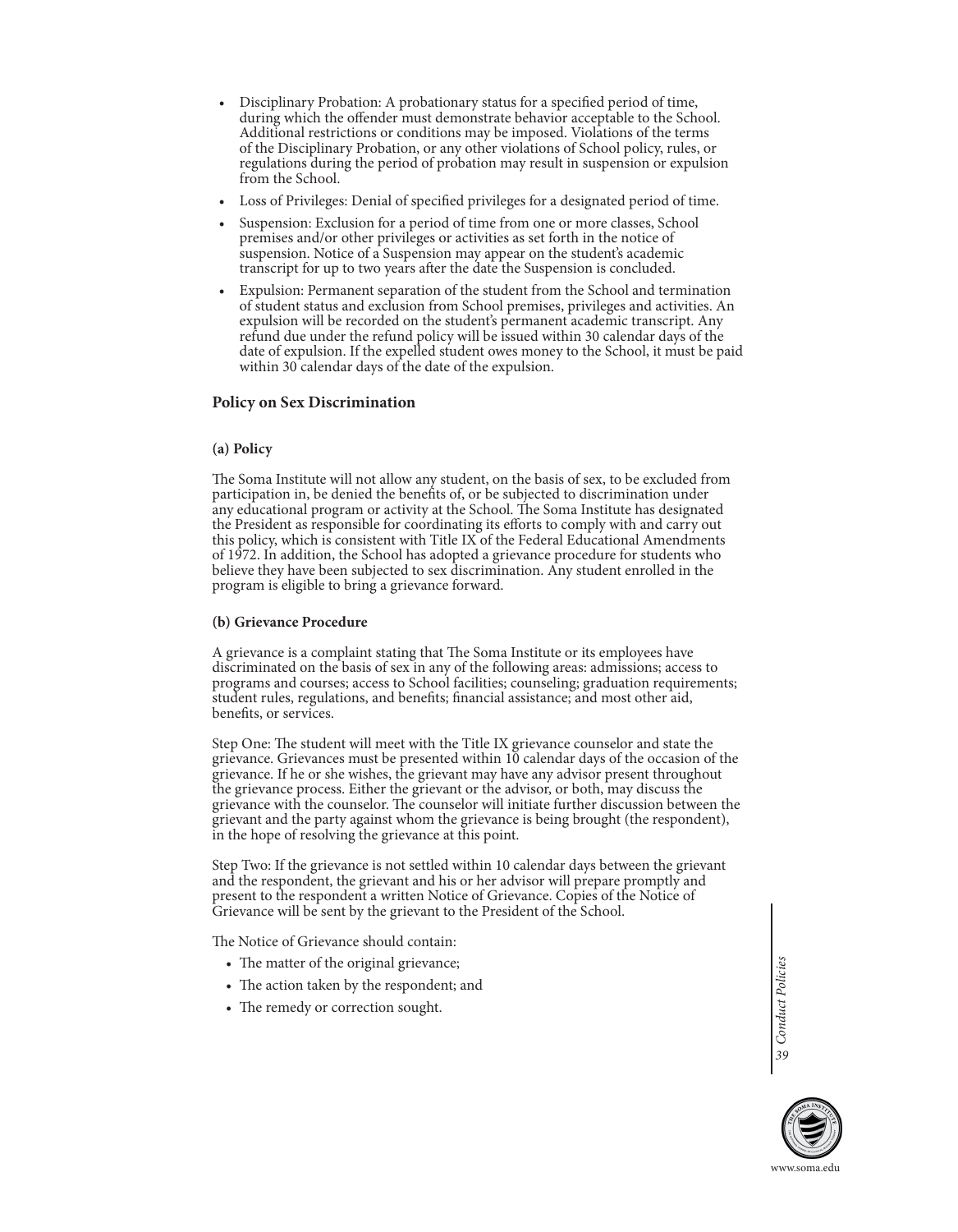- Disciplinary Probation: A probationary status for a specified period of time, during which the offender must demonstrate behavior acceptable to the School. Additional restrictions or conditions may be imposed. Violations of the terms of the Disciplinary Probation, or any other violations of School policy, rules, or regulations during the period of probation may result in suspension or expulsion from the School.
- Loss of Privileges: Denial of specified privileges for a designated period of time.
- Suspension: Exclusion for a period of time from one or more classes, School premises and/or other privileges or activities as set forth in the notice of suspension. Notice of a Suspension may appear on the student's academic transcript for up to two years after the date the Suspension is concluded.
- Expulsion: Permanent separation of the student from the School and termination of student status and exclusion from School premises, privileges and activities. An expulsion will be recorded on the student's permanent academic transcript. Any refund due under the refund policy will be issued within 30 calendar days of the date of expulsion. If the expelled student owes money to the School, it must be paid within 30 calendar days of the date of the expulsion.

### Policy on Sex Discrimination

#### (a) Policy

The Soma Institute will not allow any student, on the basis of sex, to be excluded from participation in, be denied the benefits of, or be subjected to discrimination under any educational program or activity at the School. The Soma Institute has designated the President as responsible for coordinating its efforts to comply with and carry out this policy, which is consistent with Title IX of the Federal Educational Amendments of 1972. In addition, the School has adopted a grievance procedure for students who believe they have been subjected to sex discrimination. Any student enrolled in the program is eligible to bring a grievance forward.

#### (b) Grievance Procedure

A grievance is a complaint stating that The Soma Institute or its employees have discriminated on the basis of sex in any of the following areas: admissions; access to programs and courses; access to School facilities; counseling; graduation requirements; student rules, regulations, and benefits; financial assistance; and most other aid, benefits, or services.

Step One: The student will meet with the Title IX grievance counselor and state the grievance. Grievances must be presented within 10 calendar days of the occasion of the grievance. If he or she wishes, the grievant may have any advisor present throughout the grievance process. Either the grievant or the advisor, or both, may discuss the grievance with the counselor. The counselor will initiate further discussion between the grievant and the party against whom the grievance is being brought (the respondent), in the hope of resolving the grievance at this point.

Step Two: If the grievance is not settled within 10 calendar days between the grievant and the respondent, the grievant and his or her advisor will prepare promptly and present to the respondent a written Notice of Grievance. Copies of the Notice of Grievance will be sent by the grievant to the President of the School.

The Notice of Grievance should contain:

- The matter of the original grievance;
- The action taken by the respondent; and
- The remedy or correction sought.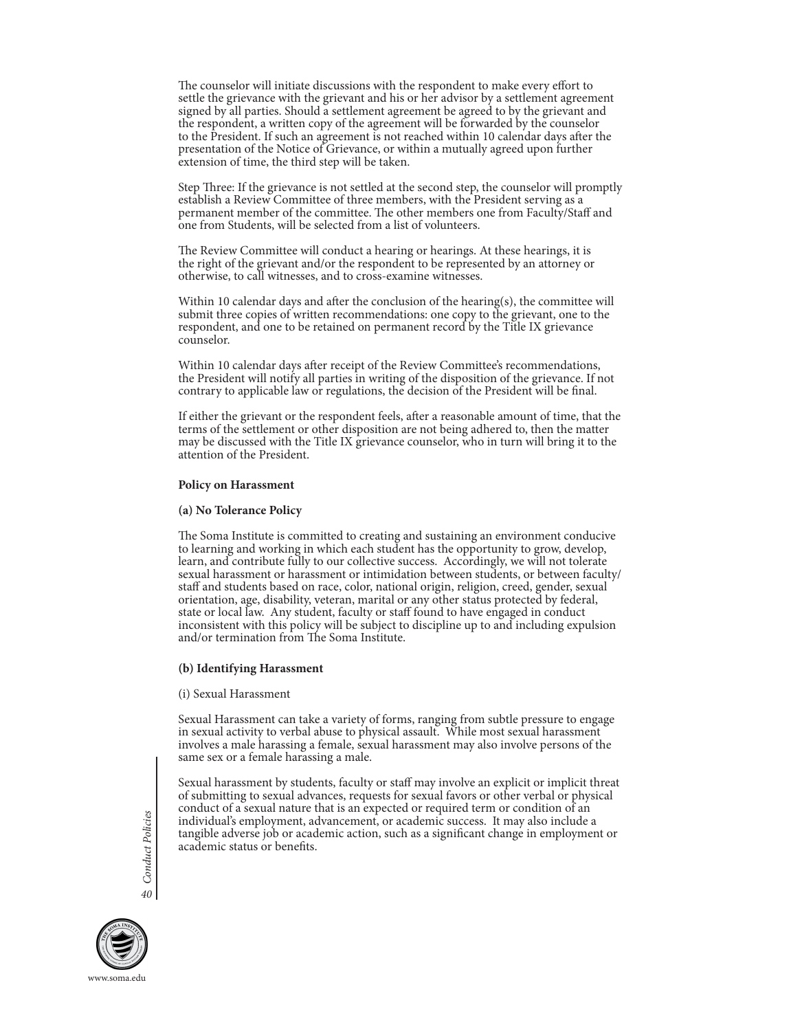The counselor will initiate discussions with the respondent to make every effort to settle the grievance with the grievant and his or her advisor by a settlement agreement signed by all parties. Should a settlement agreement be agreed to by the grievant and the respondent, a written copy of the agreement will be forwarded by the counselor to the President. If such an agreement is not reached within 10 calendar days after the presentation of the Notice of Grievance, or within a mutually agreed upon further extension of time, the third step will be taken.

Step Three: If the grievance is not settled at the second step, the counselor will promptly establish a Review Committee of three members, with the President serving as a permanent member of the committee. The other members one from Faculty/Staff and one from Students, will be selected from a list of volunteers.

The Review Committee will conduct a hearing or hearings. At these hearings, it is the right of the grievant and/or the respondent to be represented by an attorney or otherwise, to call witnesses, and to cross-examine witnesses.

Within 10 calendar days and after the conclusion of the hearing(s), the committee will submit three copies of written recommendations: one copy to the grievant, one to the respondent, and one to be retained on permanent record by the Title IX grievance counselor.

Within 10 calendar days after receipt of the Review Committee's recommendations, the President will notify all parties in writing of the disposition of the grievance. If not contrary to applicable law or regulations, the decision of the President will be final.

If either the grievant or the respondent feels, after a reasonable amount of time, that the terms of the settlement or other disposition are not being adhered to, then the matter may be discussed with the Title IX grievance counselor, who in turn will bring it to the attention of the President.

**Policy on Harassment**

**(a) No Tolerance Policy**

The Soma Institute is committed to creating and sustaining an environment conducive to learning and working in which each student has the opportunity to grow, develop, learn, and contribute fully to our collective success. Accordingly, we will not tolerate sexual harassment or harassment or intimidation between students, or between faculty/staff and students based on race, color, national origin, religion, creed, gender, sexual orientation, age, disability, veteran, marital or any other status protected by federal, state or local law. Any student, faculty or staff found to have engaged in conduct inconsistent with this policy will be subject to discipline up to and including expulsion and/or termination from The Soma Institute.

**(b) Identifying Harassment**

(i) Sexual Harassment

Sexual Harassment can take a variety of forms, ranging from subtle pressure to engage in sexual activity to verbal abuse to physical assault. While most sexual harassment involves a male harassing a female, sexual harassment may also involve persons of the same sex or a female harassing a male.

Sexual harassment by students, faculty or staff may involve an explicit or implicit threat of submitting to sexual advances, requests for sexual favors or other verbal or physical conduct of a sexual nature that is an expected or required term or condition of an individual's employment, advancement, or academic success. It may also include a tangible adverse job or academic action, such as a significant change in employment or academic status or benefits.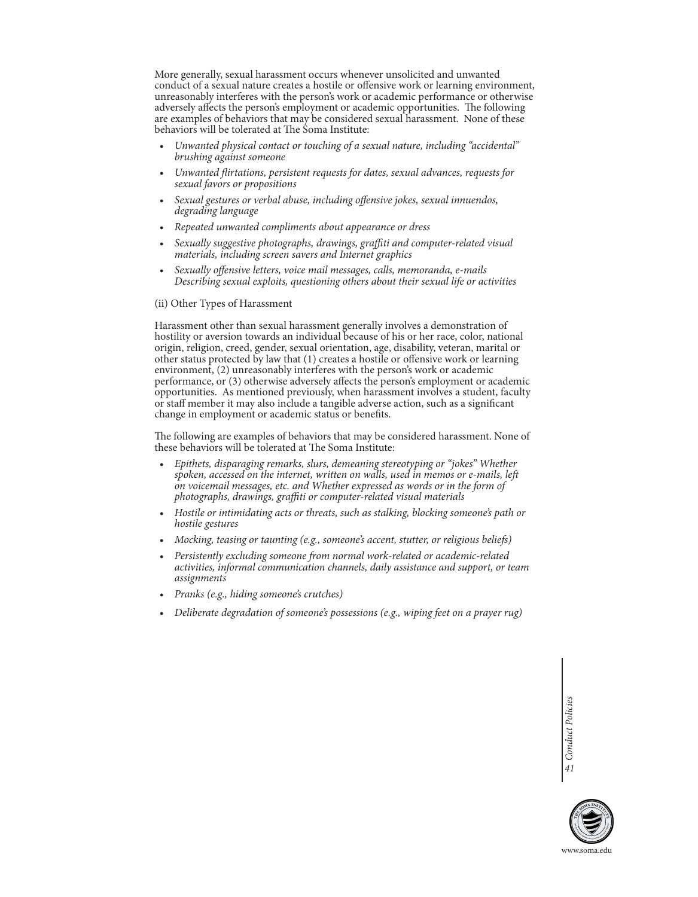More generally, sexual harassment occurs whenever unsolicited and unwanted conduct of a sexual nature creates a hostile or offensive work or learning environment, unreasonably interferes with the person's work or academic performance or otherwise adversely affects the person's employment or academic opportunities. The following are examples of behaviors that may be considered sexual harassment. None of these behaviors will be tolerated at The Soma Institute:

- *Unwanted physical contact or touching of a sexual nature, including "accidental" brushing against someone*
- *Unwanted flirtations, persistent requests for dates, sexual advances, requests for sexual favors or propositions*
- *Sexual gestures or verbal abuse, including offensive jokes, sexual innuendos, degrading language*
- *Repeated unwanted compliments about appearance or dress*
- *Sexually suggestive photographs, drawings, graffiti and computer-related visual materials, including screen savers and Internet graphics*
- *Sexually offensive letters, voice mail messages, calls, memoranda, e-mails Describing sexual exploits, questioning others about their sexual life or activities*

(ii) Other Types of Harassment

Harassment other than sexual harassment generally involves a demonstration of hostility or aversion towards an individual because of his or her race, color, national origin, religion, creed, gender, sexual orientation, age, disability, veteran, marital or other status protected by law that (1) creates a hostile or offensive work or learning environment, (2) unreasonably interferes with the person's work or academic performance, or (3) otherwise adversely affects the person's employment or academic opportunities. As mentioned previously, when harassment involves a student, faculty or staff member it may also include a tangible adverse action, such as a significant change in employment or academic status or benefits.

The following are examples of behaviors that may be considered harassment. None of these behaviors will be tolerated at The Soma Institute:

- *Epithets, disparaging remarks, slurs, demeaning stereotyping or "jokes" Whether spoken, accessed on the internet, written on walls, used in memos or e-mails, left on voicemail messages, etc. and Whether expressed as words or in the form of photographs, drawings, graffiti or computer-related visual materials*
- *Hostile or intimidating acts or threats, such as stalking, blocking someone's path or hostile gestures*
- *Mocking, teasing or taunting (e.g., someone's accent, stutter, or religious beliefs)*
- *Persistently excluding someone from normal work-related or academic-related activities, informal communication channels, daily assistance and support, or team assignments*
- *Pranks (e.g., hiding someone's crutches)*
- *Deliberate degradation of someone's possessions (e.g., wiping feet on a prayer rug)*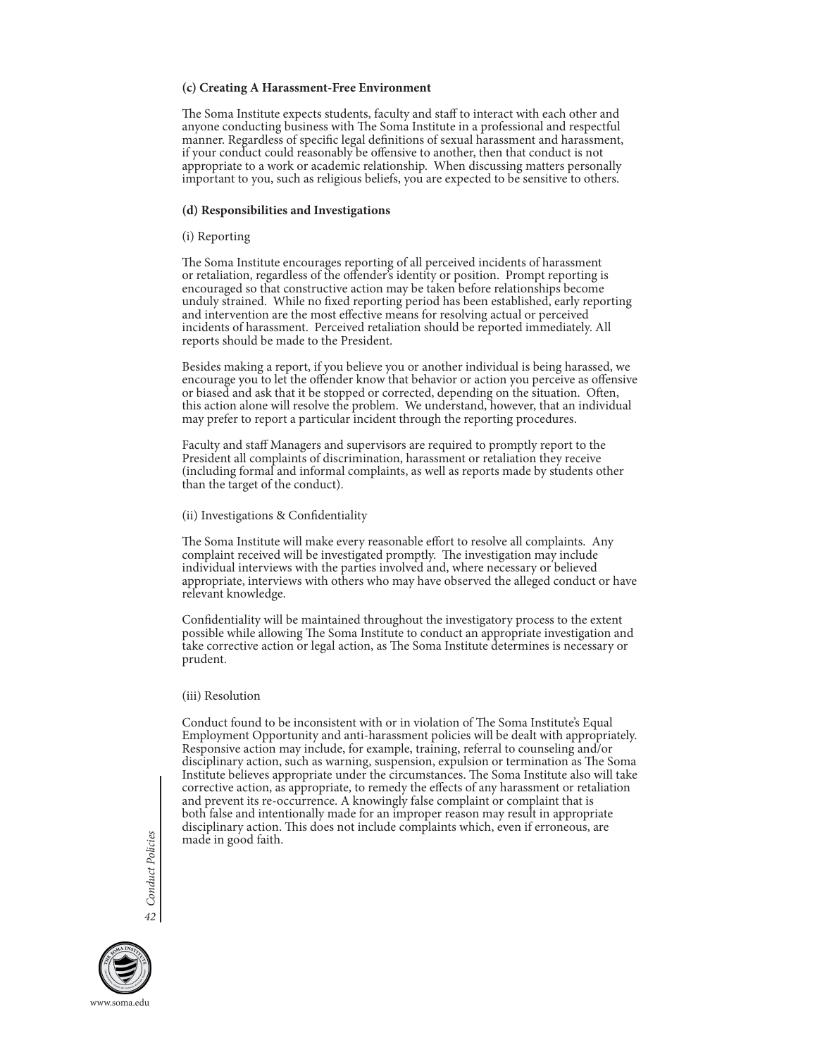**(c) Creating A Harassment-Free Environment**

The Soma Institute expects students, faculty and staff to interact with each other and anyone conducting business with The Soma Institute in a professional and respectful manner. Regardless of specific legal definitions of sexual harassment and harassment, if your conduct could reasonably be offensive to another, then that conduct is not appropriate to a work or academic relationship. When discussing matters personally important to you, such as religious beliefs, you are expected to be sensitive to others.

**(d) Responsibilities and Investigations**

(i) Reporting

The Soma Institute encourages reporting of all perceived incidents of harassment or retaliation, regardless of the offender's identity or position. Prompt reporting is encouraged so that constructive action may be taken before relationships become unduly strained. While no fixed reporting period has been established, early reporting and intervention are the most effective means for resolving actual or perceived incidents of harassment. Perceived retaliation should be reported immediately. All reports should be made to the President.

Besides making a report, if you believe you or another individual is being harassed, we encourage you to let the offender know that behavior or action you perceive as offensive or biased and ask that it be stopped or corrected, depending on the situation. Often, this action alone will resolve the problem. We understand, however, that an individual may prefer to report a particular incident through the reporting procedures.

Faculty and staff Managers and supervisors are required to promptly report to the President all complaints of discrimination, harassment or retaliation they receive (including formal and informal complaints, as well as reports made by students other than the target of the conduct).

(ii) Investigations & Confidentiality

The Soma Institute will make every reasonable effort to resolve all complaints. Any complaint received will be investigated promptly. The investigation may include individual interviews with the parties involved and, where necessary or believed appropriate, interviews with others who may have observed the alleged conduct or have relevant knowledge.

Confidentiality will be maintained throughout the investigatory process to the extent possible while allowing The Soma Institute to conduct an appropriate investigation and take corrective action or legal action, as The Soma Institute determines is necessary or prudent.

(iii) Resolution

Conduct found to be inconsistent with or in violation of The Soma Institute's Equal Employment Opportunity and anti-harassment policies will be dealt with appropriately. Responsive action may include, for example, training, referral to counseling and/or disciplinary action, such as warning, suspension, expulsion or termination as The Soma Institute believes appropriate under the circumstances. The Soma Institute also will take corrective action, as appropriate, to remedy the effects of any harassment or retaliation and prevent its re-occurrence. A knowingly false complaint or complaint that is both false and intentionally made for an improper reason may result in appropriate disciplinary action. This does not include complaints which, even if erroneous, are made in good faith.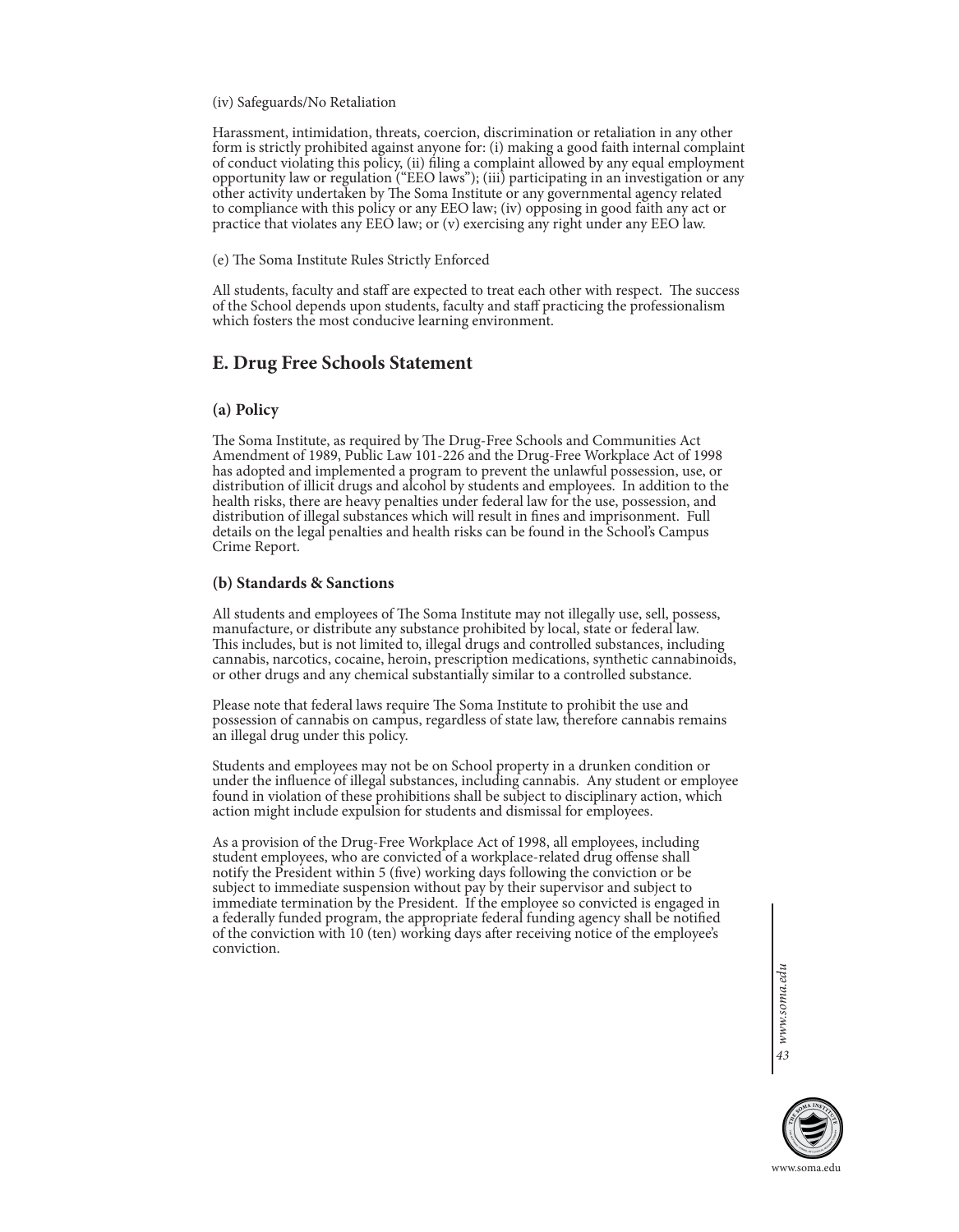(iv) Safeguards/No Retaliation

Harassment, intimidation, threats, coercion, discrimination or retaliation in any other form is strictly prohibited against anyone for: (i) making a good faith internal complaint of conduct violating this policy, (ii) filing a complaint allowed by any equal employment opportunity law or regulation ("EEO laws"); (iii) participating in an investigation or any other activity undertaken by The Soma Institute or any governmental agency related to compliance with this policy or any EEO law; (iv) opposing in good faith any act or practice that violates any EEO law; or (v) exercising any right under any EEO law.

(e) The Soma Institute Rules Strictly Enforced

All students, faculty and staff are expected to treat each other with respect. The success of the School depends upon students, faculty and staff practicing the professionalism which fosters the most conducive learning environment.

## E. Drug Free Schools Statement

### (a) Policy

The Soma Institute, as required by The Drug-Free Schools and Communities Act Amendment of 1989, Public Law 101-226 and the Drug-Free Workplace Act of 1998 has adopted and implemented a program to prevent the unlawful possession, use, or distribution of illicit drugs and alcohol by students and employees. In addition to the health risks, there are heavy penalties under federal law for the use, possession, and distribution of illegal substances which will result in fines and imprisonment. Full details on the legal penalties and health risks can be found in the School's Campus Crime Report.

### (b) Standards & Sanctions

All students and employees of The Soma Institute may not illegally use, sell, possess, manufacture, or distribute any substance prohibited by local, state or federal law. This includes, but is not limited to, illegal drugs and controlled substances, including cannabis, narcotics, cocaine, heroin, prescription medications, synthetic cannabinoids, or other drugs and any chemical substantially similar to a controlled substance.

Please note that federal laws require The Soma Institute to prohibit the use and possession of cannabis on campus, regardless of state law, therefore cannabis remains an illegal drug under this policy.

Students and employees may not be on School property in a drunken condition or under the influence of illegal substances, including cannabis. Any student or employee found in violation of these prohibitions shall be subject to disciplinary action, which action might include expulsion for students and dismissal for employees.

As a provision of the Drug-Free Workplace Act of 1998, all employees, including student employees, who are convicted of a workplace-related drug offense shall notify the President within 5 (five) working days following the conviction or be subject to immediate suspension without pay by their supervisor and subject to immediate termination by the President. If the employee so convicted is engaged in a federally funded program, the appropriate federal funding agency shall be notified of the conviction with 10 (ten) working days after receiving notice of the employee's conviction.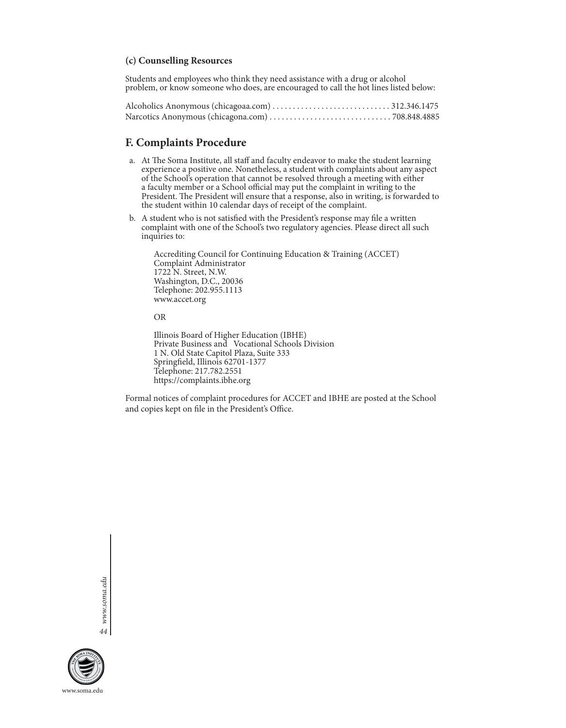### (c) Counselling Resources

Students and employees who think they need assistance with a drug or alcohol problem, or know someone who does, are encouraged to call the hot lines listed below:

Alcoholics Anonymous (chicagoaa.com) . . . . . . . . . . . . . . . . . . . . . . . . . . . . . 312.346.1475
Narcotics Anonymous (chicagona.com) . . . . . . . . . . . . . . . . . . . . . . . . . . . . . . 708.848.4885

## F. Complaints Procedure

a. At The Soma Institute, all staff and faculty endeavor to make the student learning experience a positive one. Nonetheless, a student with complaints about any aspect of the School's operation that cannot be resolved through a meeting with either a faculty member or a School official may put the complaint in writing to the President. The President will ensure that a response, also in writing, is forwarded to the student within 10 calendar days of receipt of the complaint.

b. A student who is not satisfied with the President's response may file a written complaint with one of the School's two regulatory agencies. Please direct all such inquiries to:

   Accrediting Council for Continuing Education & Training (ACCET)
   Complaint Administrator
   1722 N. Street, N.W.
   Washington, D.C., 20036
   Telephone: 202.955.1113
   www.accet.org

   OR

   Illinois Board of Higher Education (IBHE)
   Private Business and Vocational Schools Division
   1 N. Old State Capitol Plaza, Suite 333
   Springfield, Illinois 62701-1377
   Telephone: 217.782.2551
   https://complaints.ibhe.org

Formal notices of complaint procedures for ACCET and IBHE are posted at the School and copies kept on file in the President's Office.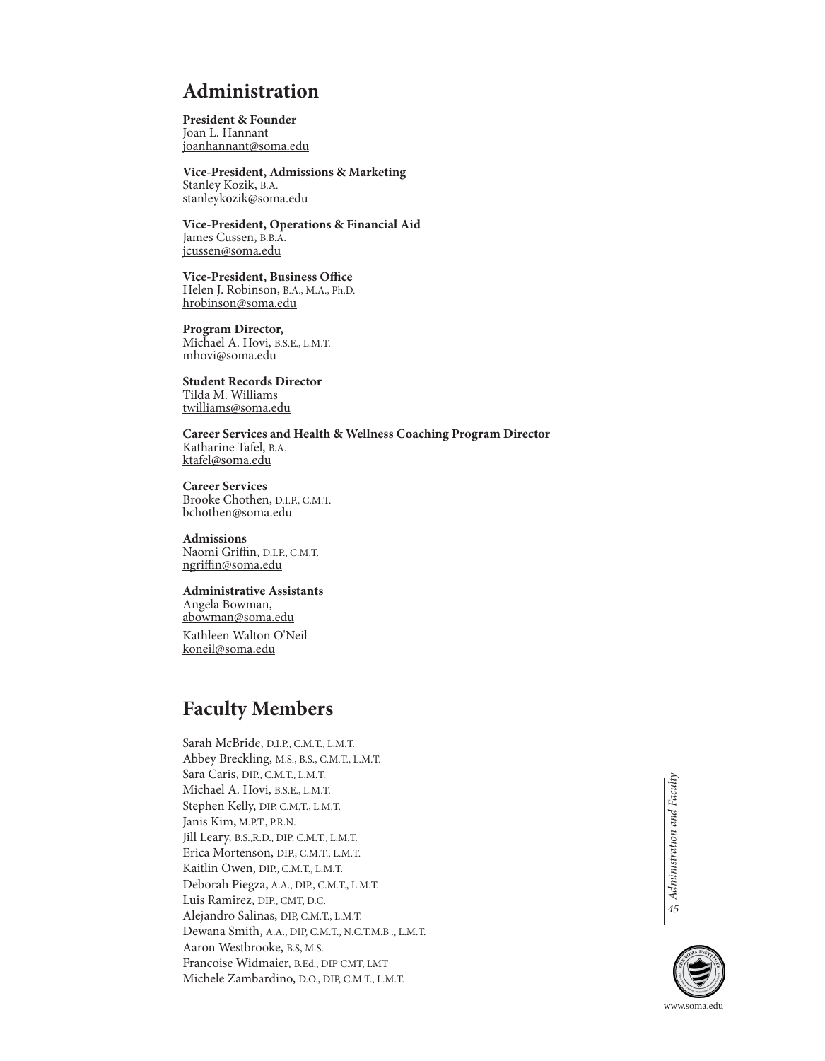## Administration

**President & Founder**
Joan L. Hannant
joanhannant@soma.edu

**Vice-President, Admissions & Marketing**
Stanley Kozik, B.A.
stanleykozik@soma.edu

**Vice-President, Operations & Financial Aid**
James Cussen, B.B.A.
jcussen@soma.edu

**Vice-President, Business Office**
Helen J. Robinson, B.A., M.A., Ph.D.
hrobinson@soma.edu

**Program Director,**
Michael A. Hovi, B.S.E., L.M.T.
mhovi@soma.edu

**Student Records Director**
Tilda M. Williams
twilliams@soma.edu

**Career Services and Health & Wellness Coaching Program Director**
Katharine Tafel, B.A.
ktafel@soma.edu

**Career Services**
Brooke Chothen, D.I.P., C.M.T.
bchothen@soma.edu

**Admissions**
Naomi Griffin, D.I.P., C.M.T.
ngriffin@soma.edu

**Administrative Assistants**
Angela Bowman,
abowman@soma.edu

Kathleen Walton O'Neil
koneil@soma.edu

## Faculty Members

Sarah McBride, D.I.P., C.M.T., L.M.T.
Abbey Breckling, M.S., B.S., C.M.T., L.M.T.
Sara Caris, DIP., C.M.T., L.M.T.
Michael A. Hovi, B.S.E., L.M.T.
Stephen Kelly, DIP, C.M.T., L.M.T.
Janis Kim, M.P.T., P.R.N.
Jill Leary, B.S.,R.D., DIP, C.M.T., L.M.T.
Erica Mortenson, DIP., C.M.T., L.M.T.
Kaitlin Owen, DIP., C.M.T., L.M.T.
Deborah Piegza, A.A., DIP., C.M.T., L.M.T.
Luis Ramirez, DIP., CMT, D.C.
Alejandro Salinas, DIP, C.M.T., L.M.T.
Dewana Smith, A.A., DIP, C.M.T., N.C.T.M.B ., L.M.T.
Aaron Westbrooke, B.S, M.S.
Francoise Widmaier, B.Ed., DIP CMT, LMT
Michele Zambardino, D.O., DIP, C.M.T., L.M.T.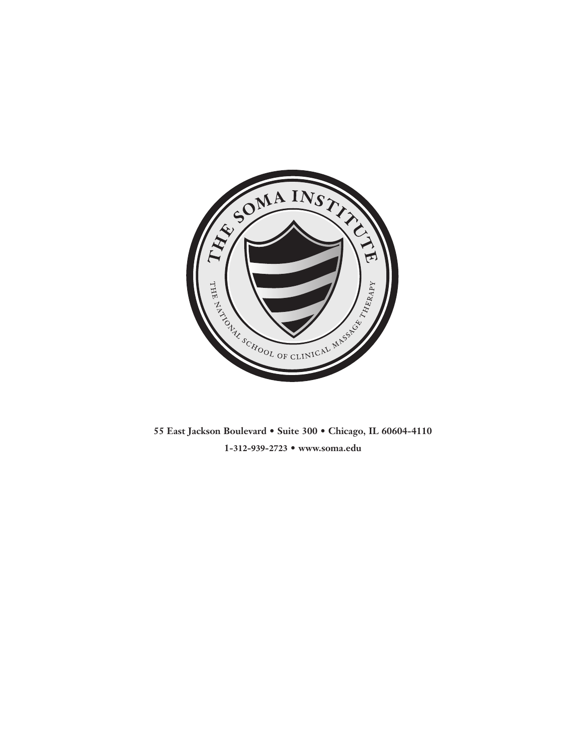THE SOMA INSTITUTE

THE NATIONAL SCHOOL OF CLINICAL MASSAGE THERAPY

**55 East Jackson Boulevard • Suite 300 • Chicago, IL 60604-4110**

**1-312-939-2723 • www.soma.edu**